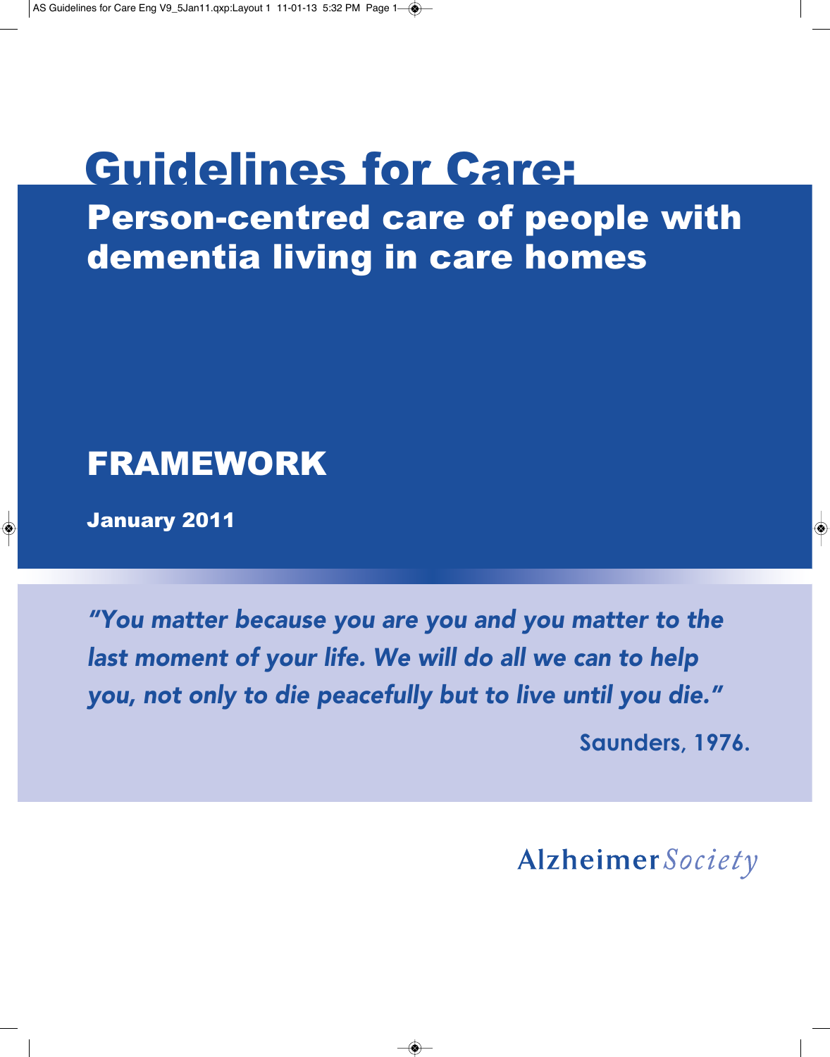# Guidelines for Care:

## Person-centred care of people with dementia living in care homes

## FRAMEWORK

**January 2011**

*"You matter because you are you and you matter to the last moment of your life. We will do all we can to help you, not only to die peacefully but to live until you die."*

**Saunders, 1976.**

Alzheimer *Society*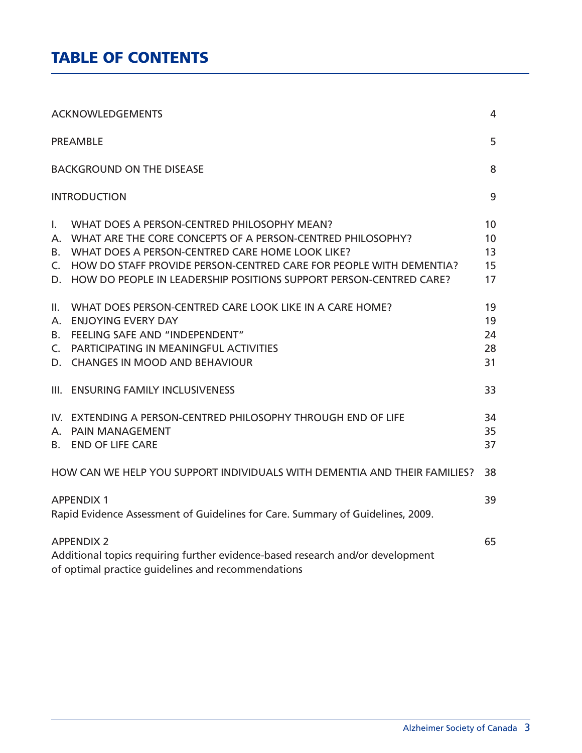# TABLE OF CONTENTS

| | |
|---|---|
| ACKNOWLEDGEMENTS | 4 |
| PREAMBLE | 5 |
| BACKGROUND ON THE DISEASE | 8 |
| INTRODUCTION | 9 |
| I. WHAT DOES A PERSON-CENTRED PHILOSOPHY MEAN? | 10 |
| A. WHAT ARE THE CORE CONCEPTS OF A PERSON-CENTRED PHILOSOPHY? | 10 |
| B. WHAT DOES A PERSON-CENTRED CARE HOME LOOK LIKE? | 13 |
| C. HOW DO STAFF PROVIDE PERSON-CENTRED CARE FOR PEOPLE WITH DEMENTIA? | 15 |
| D. HOW DO PEOPLE IN LEADERSHIP POSITIONS SUPPORT PERSON-CENTRED CARE? | 17 |
| II. WHAT DOES PERSON-CENTRED CARE LOOK LIKE IN A CARE HOME? | 19 |
| A. ENJOYING EVERY DAY | 19 |
| B. FEELING SAFE AND "INDEPENDENT" | 24 |
| C. PARTICIPATING IN MEANINGFUL ACTIVITIES | 28 |
| D. CHANGES IN MOOD AND BEHAVIOUR | 31 |
| III. ENSURING FAMILY INCLUSIVENESS | 33 |
| IV. EXTENDING A PERSON-CENTRED PHILOSOPHY THROUGH END OF LIFE | 34 |
| A. PAIN MANAGEMENT | 35 |
| B. END OF LIFE CARE | 37 |
| HOW CAN WE HELP YOU SUPPORT INDIVIDUALS WITH DEMENTIA AND THEIR FAMILIES? | 38 |
| APPENDIX 1<br>Rapid Evidence Assessment of Guidelines for Care. Summary of Guidelines, 2009. | 39 |
| APPENDIX 2<br>Additional topics requiring further evidence-based research and/or development of optimal practice guidelines and recommendations | 65 |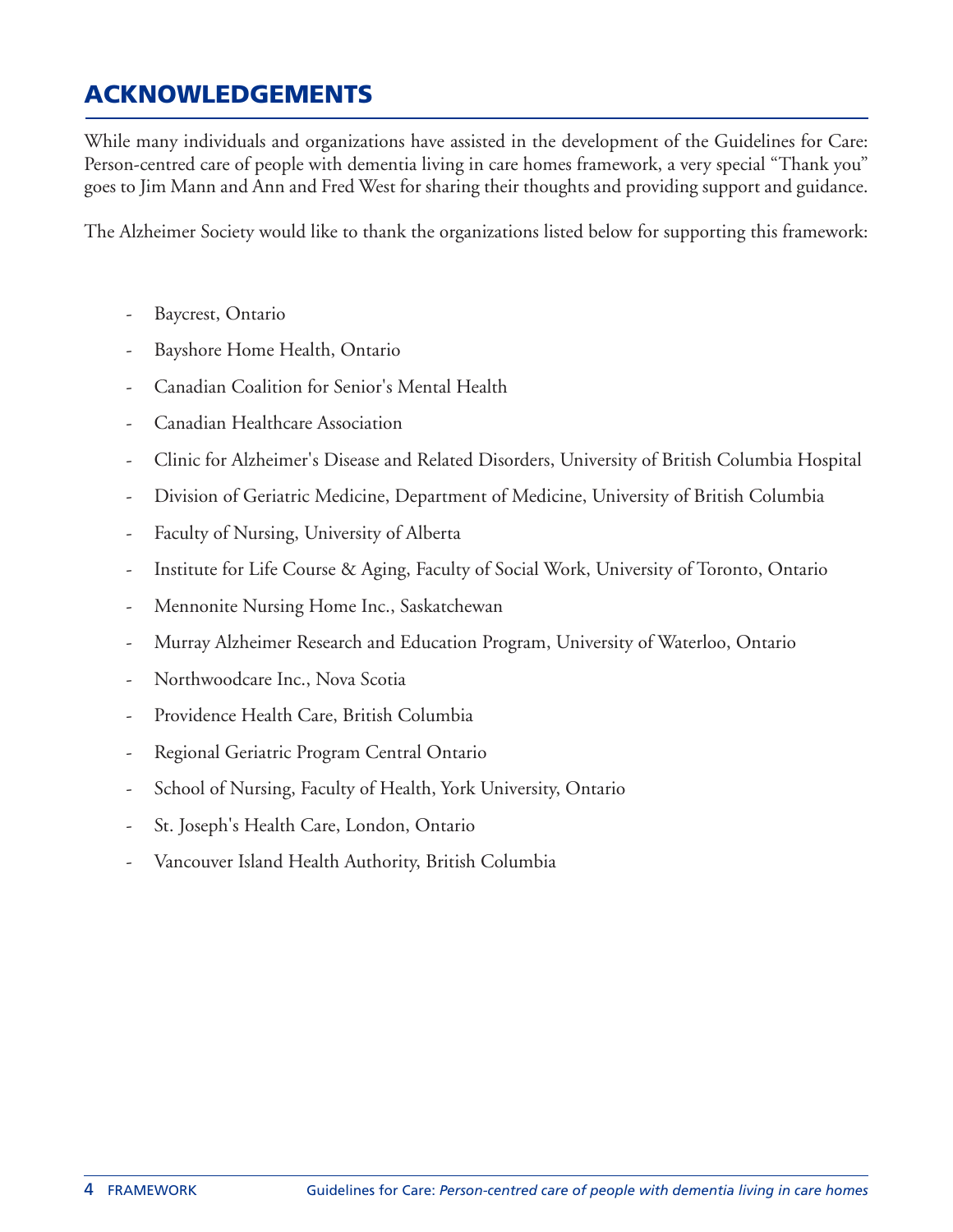## ACKNOWLEDGEMENTS

While many individuals and organizations have assisted in the development of the Guidelines for Care: Person-centred care of people with dementia living in care homes framework, a very special “Thank you” goes to Jim Mann and Ann and Fred West for sharing their thoughts and providing support and guidance.

The Alzheimer Society would like to thank the organizations listed below for supporting this framework:

- Baycrest, Ontario
- Bayshore Home Health, Ontario
- Canadian Coalition for Senior's Mental Health
- Canadian Healthcare Association
- Clinic for Alzheimer's Disease and Related Disorders, University of British Columbia Hospital
- Division of Geriatric Medicine, Department of Medicine, University of British Columbia
- Faculty of Nursing, University of Alberta
- Institute for Life Course & Aging, Faculty of Social Work, University of Toronto, Ontario
- Mennonite Nursing Home Inc., Saskatchewan
- Murray Alzheimer Research and Education Program, University of Waterloo, Ontario
- Northwoodcare Inc., Nova Scotia
- Providence Health Care, British Columbia
- Regional Geriatric Program Central Ontario
- School of Nursing, Faculty of Health, York University, Ontario
- St. Joseph's Health Care, London, Ontario
- Vancouver Island Health Authority, British Columbia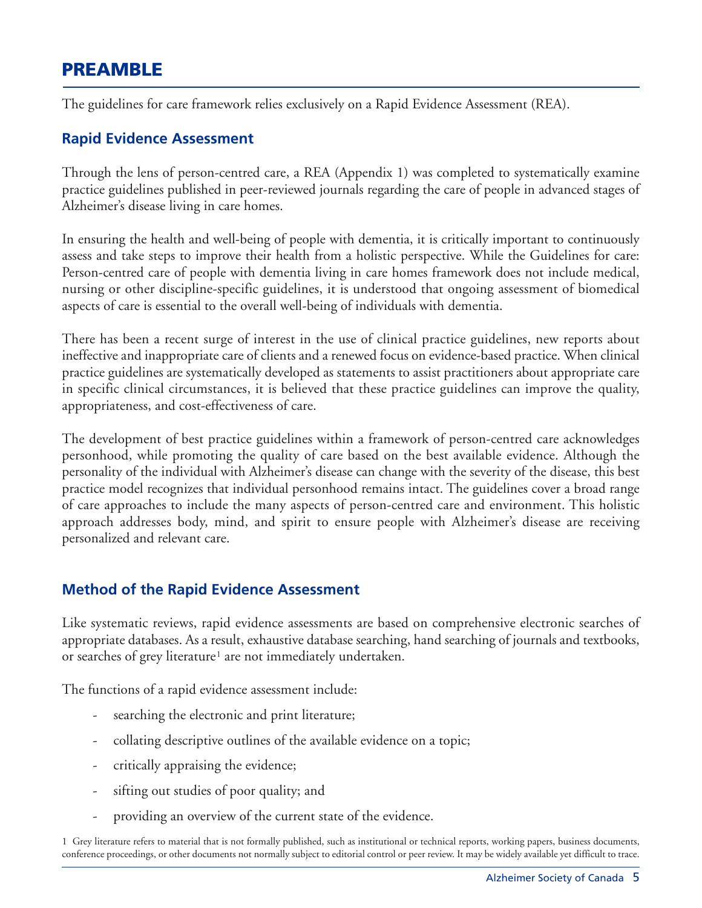# PREAMBLE

The guidelines for care framework relies exclusively on a Rapid Evidence Assessment (REA).

## Rapid Evidence Assessment

Through the lens of person-centred care, a REA (Appendix 1) was completed to systematically examine practice guidelines published in peer-reviewed journals regarding the care of people in advanced stages of Alzheimer's disease living in care homes.

In ensuring the health and well-being of people with dementia, it is critically important to continuously assess and take steps to improve their health from a holistic perspective. While the Guidelines for care: Person-centred care of people with dementia living in care homes framework does not include medical, nursing or other discipline-specific guidelines, it is understood that ongoing assessment of biomedical aspects of care is essential to the overall well-being of individuals with dementia.

There has been a recent surge of interest in the use of clinical practice guidelines, new reports about ineffective and inappropriate care of clients and a renewed focus on evidence-based practice. When clinical practice guidelines are systematically developed as statements to assist practitioners about appropriate care in specific clinical circumstances, it is believed that these practice guidelines can improve the quality, appropriateness, and cost-effectiveness of care.

The development of best practice guidelines within a framework of person-centred care acknowledges personhood, while promoting the quality of care based on the best available evidence. Although the personality of the individual with Alzheimer's disease can change with the severity of the disease, this best practice model recognizes that individual personhood remains intact. The guidelines cover a broad range of care approaches to include the many aspects of person-centred care and environment. This holistic approach addresses body, mind, and spirit to ensure people with Alzheimer's disease are receiving personalized and relevant care.

## Method of the Rapid Evidence Assessment

Like systematic reviews, rapid evidence assessments are based on comprehensive electronic searches of appropriate databases. As a result, exhaustive database searching, hand searching of journals and textbooks, or searches of grey literature[1] are not immediately undertaken.

The functions of a rapid evidence assessment include:

- searching the electronic and print literature;
- collating descriptive outlines of the available evidence on a topic;
- critically appraising the evidence;
- sifting out studies of poor quality; and
- providing an overview of the current state of the evidence.

1 Grey literature refers to material that is not formally published, such as institutional or technical reports, working papers, business documents, conference proceedings, or other documents not normally subject to editorial control or peer review. It may be widely available yet difficult to trace.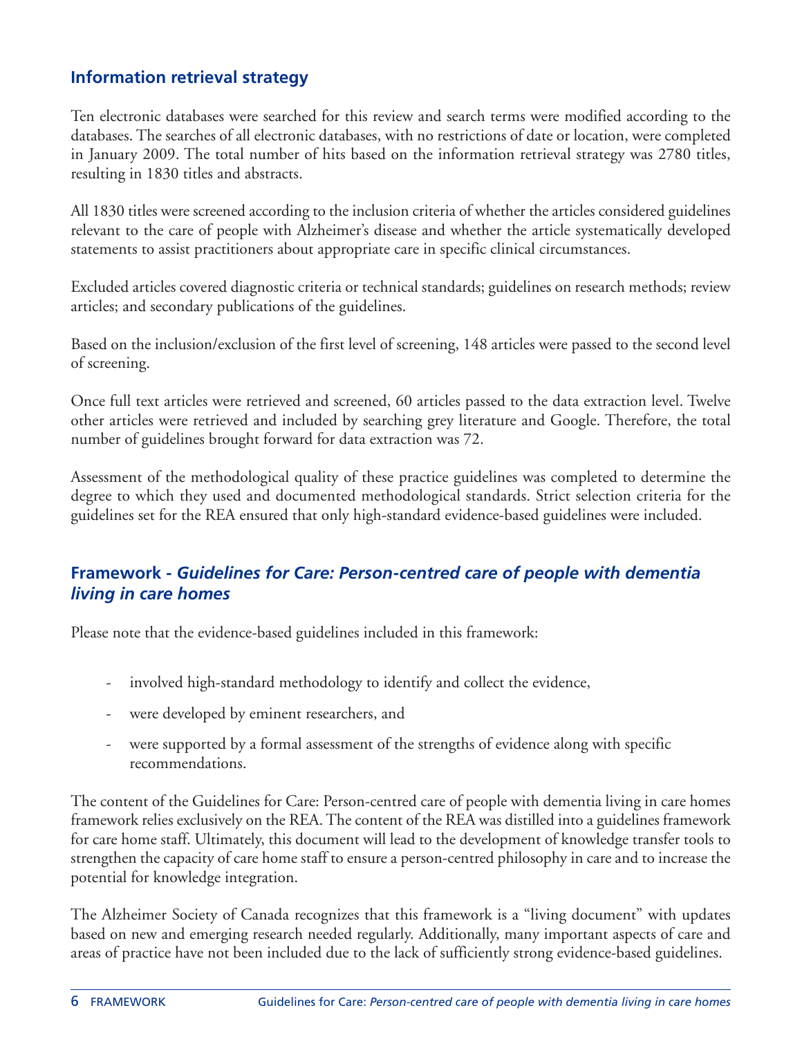## Information retrieval strategy

Ten electronic databases were searched for this review and search terms were modified according to the databases. The searches of all electronic databases, with no restrictions of date or location, were completed in January 2009. The total number of hits based on the information retrieval strategy was 2780 titles, resulting in 1830 titles and abstracts.

All 1830 titles were screened according to the inclusion criteria of whether the articles considered guidelines relevant to the care of people with Alzheimer's disease and whether the article systematically developed statements to assist practitioners about appropriate care in specific clinical circumstances.

Excluded articles covered diagnostic criteria or technical standards; guidelines on research methods; review articles; and secondary publications of the guidelines.

Based on the inclusion/exclusion of the first level of screening, 148 articles were passed to the second level of screening.

Once full text articles were retrieved and screened, 60 articles passed to the data extraction level. Twelve other articles were retrieved and included by searching grey literature and Google. Therefore, the total number of guidelines brought forward for data extraction was 72.

Assessment of the methodological quality of these practice guidelines was completed to determine the degree to which they used and documented methodological standards. Strict selection criteria for the guidelines set for the REA ensured that only high-standard evidence-based guidelines were included.

## Framework - *Guidelines for Care: Person-centred care of people with dementia living in care homes*

Please note that the evidence-based guidelines included in this framework:

- involved high-standard methodology to identify and collect the evidence,
- were developed by eminent researchers, and
- were supported by a formal assessment of the strengths of evidence along with specific recommendations.

The content of the Guidelines for Care: Person-centred care of people with dementia living in care homes framework relies exclusively on the REA. The content of the REA was distilled into a guidelines framework for care home staff. Ultimately, this document will lead to the development of knowledge transfer tools to strengthen the capacity of care home staff to ensure a person-centred philosophy in care and to increase the potential for knowledge integration.

The Alzheimer Society of Canada recognizes that this framework is a "living document" with updates based on new and emerging research needed regularly. Additionally, many important aspects of care and areas of practice have not been included due to the lack of sufficiently strong evidence-based guidelines.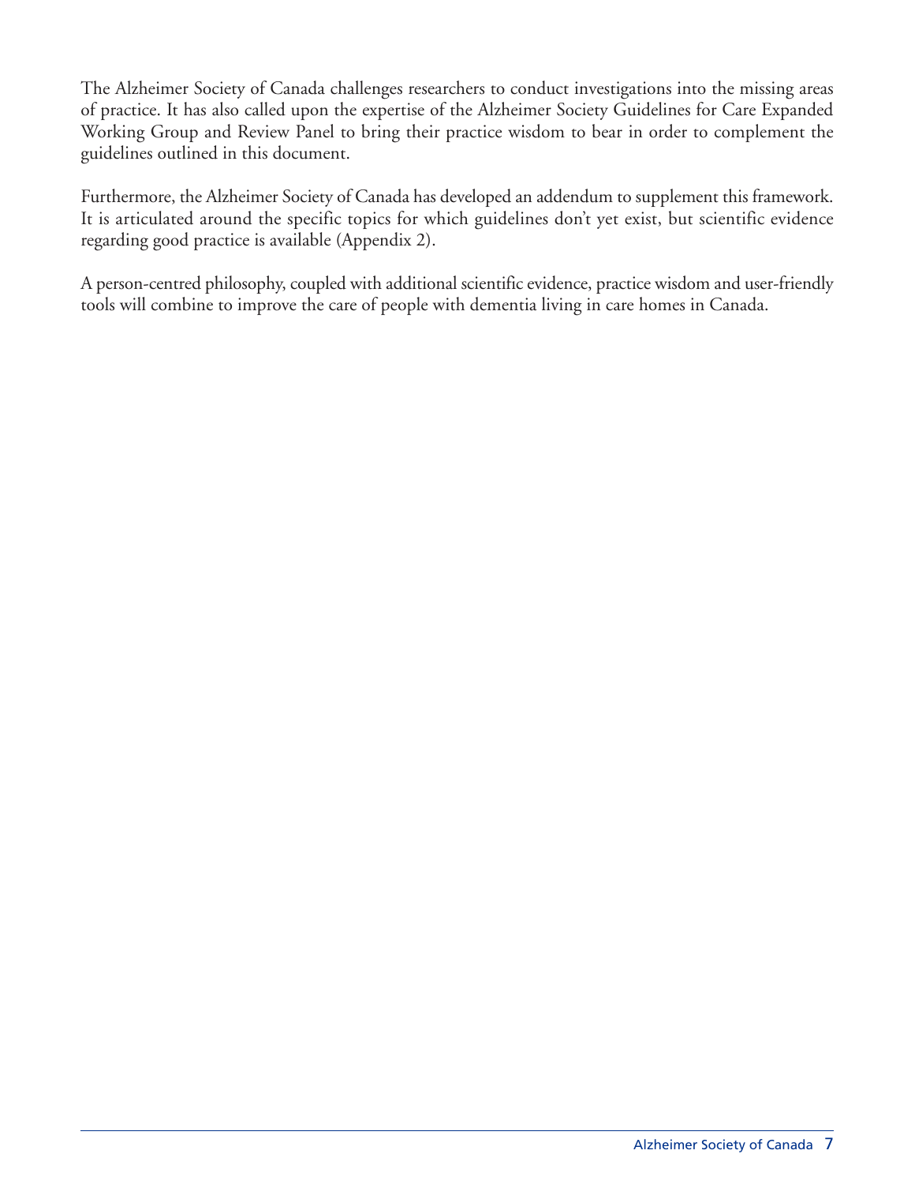The Alzheimer Society of Canada challenges researchers to conduct investigations into the missing areas of practice. It has also called upon the expertise of the Alzheimer Society Guidelines for Care Expanded Working Group and Review Panel to bring their practice wisdom to bear in order to complement the guidelines outlined in this document.

Furthermore, the Alzheimer Society of Canada has developed an addendum to supplement this framework. It is articulated around the specific topics for which guidelines don't yet exist, but scientific evidence regarding good practice is available (Appendix 2).

A person-centred philosophy, coupled with additional scientific evidence, practice wisdom and user-friendly tools will combine to improve the care of people with dementia living in care homes in Canada.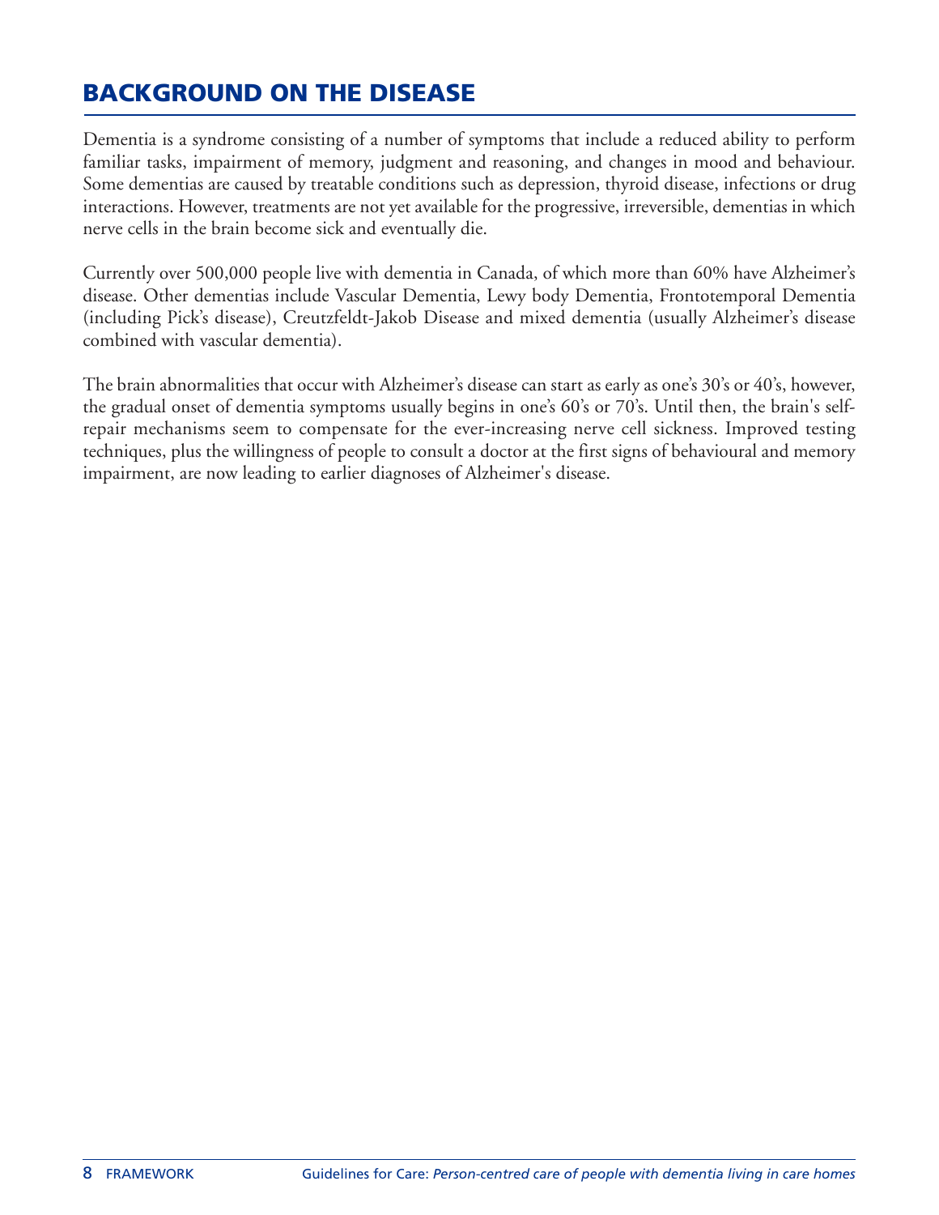## BACKGROUND ON THE DISEASE

Dementia is a syndrome consisting of a number of symptoms that include a reduced ability to perform familiar tasks, impairment of memory, judgment and reasoning, and changes in mood and behaviour. Some dementias are caused by treatable conditions such as depression, thyroid disease, infections or drug interactions. However, treatments are not yet available for the progressive, irreversible, dementias in which nerve cells in the brain become sick and eventually die.

Currently over 500,000 people live with dementia in Canada, of which more than 60% have Alzheimer's disease. Other dementias include Vascular Dementia, Lewy body Dementia, Frontotemporal Dementia (including Pick's disease), Creutzfeldt-Jakob Disease and mixed dementia (usually Alzheimer's disease combined with vascular dementia).

The brain abnormalities that occur with Alzheimer's disease can start as early as one's 30's or 40's, however, the gradual onset of dementia symptoms usually begins in one's 60's or 70's. Until then, the brain's self-repair mechanisms seem to compensate for the ever-increasing nerve cell sickness. Improved testing techniques, plus the willingness of people to consult a doctor at the first signs of behavioural and memory impairment, are now leading to earlier diagnoses of Alzheimer's disease.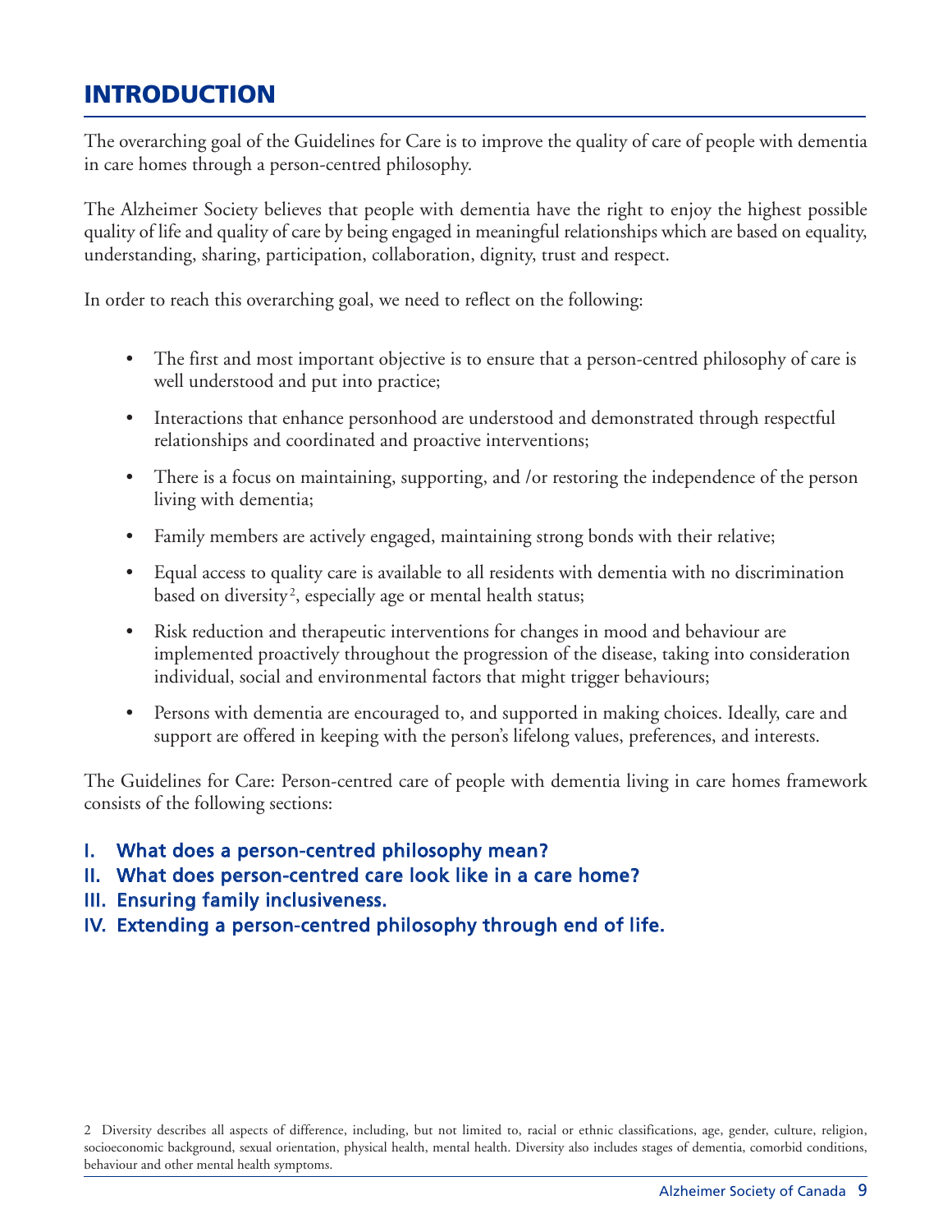# INTRODUCTION

The overarching goal of the Guidelines for Care is to improve the quality of care of people with dementia in care homes through a person-centred philosophy.

The Alzheimer Society believes that people with dementia have the right to enjoy the highest possible quality of life and quality of care by being engaged in meaningful relationships which are based on equality, understanding, sharing, participation, collaboration, dignity, trust and respect.

In order to reach this overarching goal, we need to reflect on the following:

- The first and most important objective is to ensure that a person-centred philosophy of care is well understood and put into practice;
- Interactions that enhance personhood are understood and demonstrated through respectful relationships and coordinated and proactive interventions;
- There is a focus on maintaining, supporting, and /or restoring the independence of the person living with dementia;
- Family members are actively engaged, maintaining strong bonds with their relative;
- Equal access to quality care is available to all residents with dementia with no discrimination based on diversity[2], especially age or mental health status;
- Risk reduction and therapeutic interventions for changes in mood and behaviour are implemented proactively throughout the progression of the disease, taking into consideration individual, social and environmental factors that might trigger behaviours;
- Persons with dementia are encouraged to, and supported in making choices. Ideally, care and support are offered in keeping with the person's lifelong values, preferences, and interests.

The Guidelines for Care: Person-centred care of people with dementia living in care homes framework consists of the following sections:

**I. What does a person-centred philosophy mean?**
**II. What does person-centred care look like in a care home?**
**III. Ensuring family inclusiveness.**
**IV. Extending a person-centred philosophy through end of life.**

2 Diversity describes all aspects of difference, including, but not limited to, racial or ethnic classifications, age, gender, culture, religion, socioeconomic background, sexual orientation, physical health, mental health. Diversity also includes stages of dementia, comorbid conditions, behaviour and other mental health symptoms.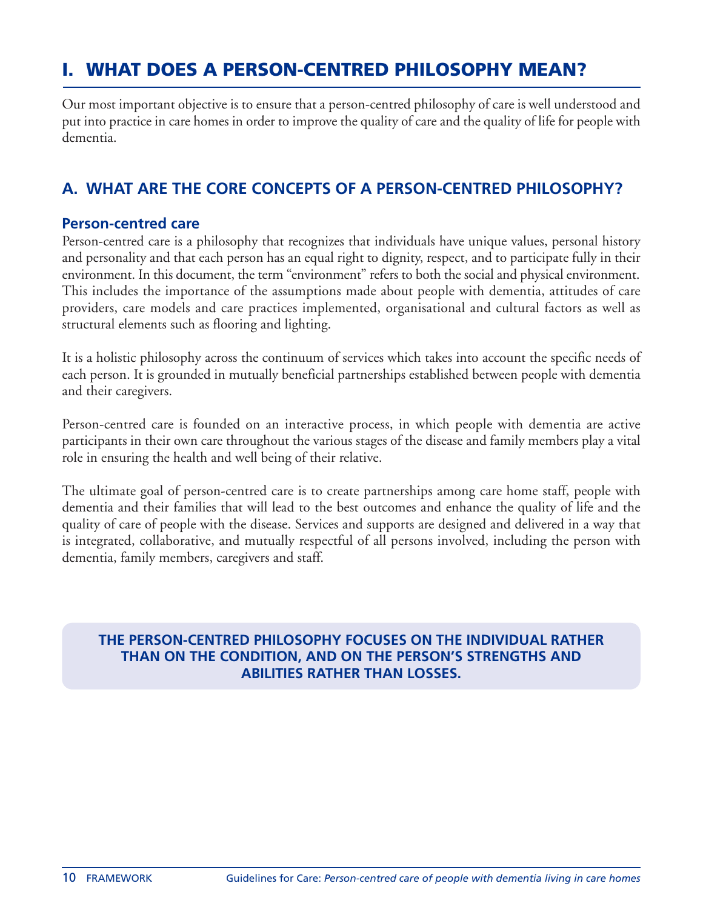# I. WHAT DOES A PERSON-CENTRED PHILOSOPHY MEAN?

Our most important objective is to ensure that a person-centred philosophy of care is well understood and put into practice in care homes in order to improve the quality of care and the quality of life for people with dementia.

## A. WHAT ARE THE CORE CONCEPTS OF A PERSON-CENTRED PHILOSOPHY?

### Person-centred care

Person-centred care is a philosophy that recognizes that individuals have unique values, personal history and personality and that each person has an equal right to dignity, respect, and to participate fully in their environment. In this document, the term "environment" refers to both the social and physical environment. This includes the importance of the assumptions made about people with dementia, attitudes of care providers, care models and care practices implemented, organisational and cultural factors as well as structural elements such as flooring and lighting.

It is a holistic philosophy across the continuum of services which takes into account the specific needs of each person. It is grounded in mutually beneficial partnerships established between people with dementia and their caregivers.

Person-centred care is founded on an interactive process, in which people with dementia are active participants in their own care throughout the various stages of the disease and family members play a vital role in ensuring the health and well being of their relative.

The ultimate goal of person-centred care is to create partnerships among care home staff, people with dementia and their families that will lead to the best outcomes and enhance the quality of life and the quality of care of people with the disease. Services and supports are designed and delivered in a way that is integrated, collaborative, and mutually respectful of all persons involved, including the person with dementia, family members, caregivers and staff.

**THE PERSON-CENTRED PHILOSOPHY FOCUSES ON THE INDIVIDUAL RATHER THAN ON THE CONDITION, AND ON THE PERSON'S STRENGTHS AND ABILITIES RATHER THAN LOSSES.**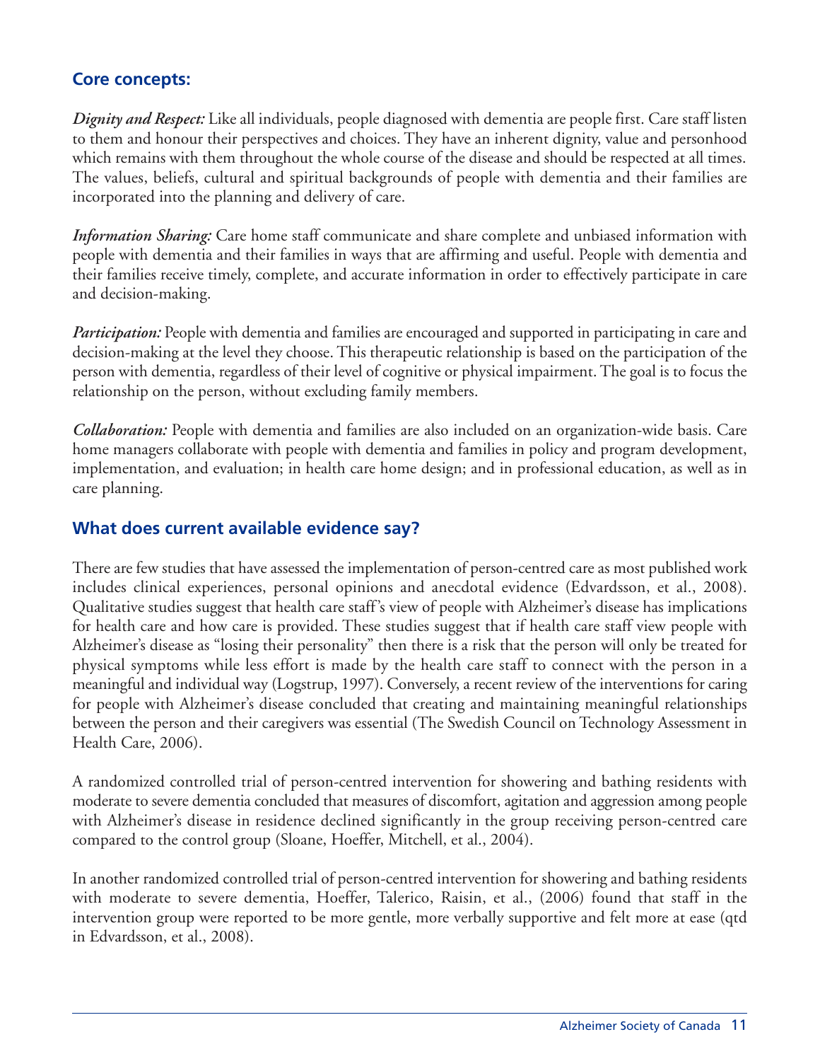## Core concepts:

***Dignity and Respect:*** Like all individuals, people diagnosed with dementia are people first. Care staff listen to them and honour their perspectives and choices. They have an inherent dignity, value and personhood which remains with them throughout the whole course of the disease and should be respected at all times. The values, beliefs, cultural and spiritual backgrounds of people with dementia and their families are incorporated into the planning and delivery of care.

***Information Sharing:*** Care home staff communicate and share complete and unbiased information with people with dementia and their families in ways that are affirming and useful. People with dementia and their families receive timely, complete, and accurate information in order to effectively participate in care and decision-making.

***Participation:*** People with dementia and families are encouraged and supported in participating in care and decision-making at the level they choose. This therapeutic relationship is based on the participation of the person with dementia, regardless of their level of cognitive or physical impairment. The goal is to focus the relationship on the person, without excluding family members.

***Collaboration:*** People with dementia and families are also included on an organization-wide basis. Care home managers collaborate with people with dementia and families in policy and program development, implementation, and evaluation; in health care home design; and in professional education, as well as in care planning.

## What does current available evidence say?

There are few studies that have assessed the implementation of person-centred care as most published work includes clinical experiences, personal opinions and anecdotal evidence (Edvardsson, et al., 2008). Qualitative studies suggest that health care staff's view of people with Alzheimer's disease has implications for health care and how care is provided. These studies suggest that if health care staff view people with Alzheimer's disease as "losing their personality" then there is a risk that the person will only be treated for physical symptoms while less effort is made by the health care staff to connect with the person in a meaningful and individual way (Logstrup, 1997). Conversely, a recent review of the interventions for caring for people with Alzheimer's disease concluded that creating and maintaining meaningful relationships between the person and their caregivers was essential (The Swedish Council on Technology Assessment in Health Care, 2006).

A randomized controlled trial of person-centred intervention for showering and bathing residents with moderate to severe dementia concluded that measures of discomfort, agitation and aggression among people with Alzheimer's disease in residence declined significantly in the group receiving person-centred care compared to the control group (Sloane, Hoeffer, Mitchell, et al., 2004).

In another randomized controlled trial of person-centred intervention for showering and bathing residents with moderate to severe dementia, Hoeffer, Talerico, Raisin, et al., (2006) found that staff in the intervention group were reported to be more gentle, more verbally supportive and felt more at ease (qtd in Edvardsson, et al., 2008).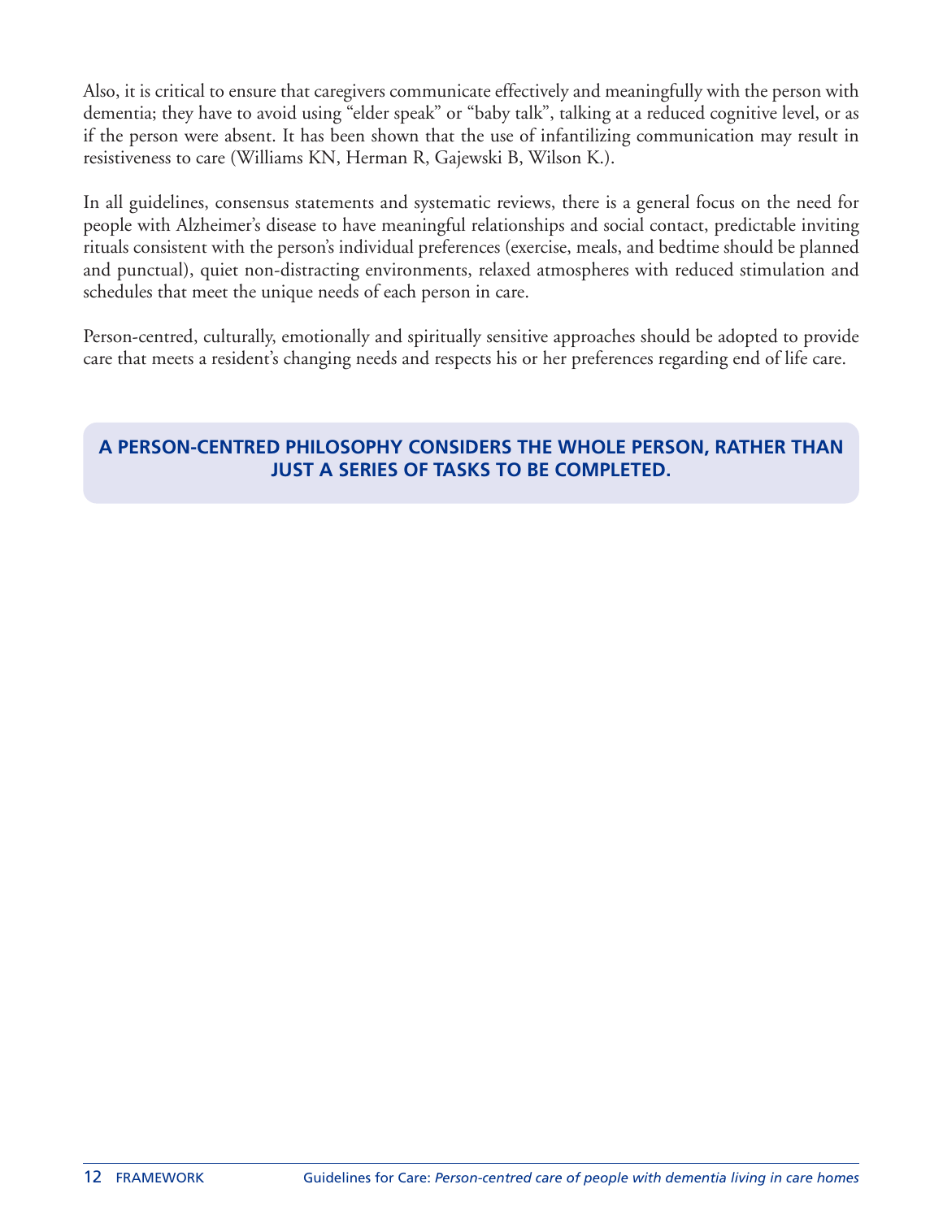Also, it is critical to ensure that caregivers communicate effectively and meaningfully with the person with dementia; they have to avoid using “elder speak” or “baby talk”, talking at a reduced cognitive level, or as if the person were absent. It has been shown that the use of infantilizing communication may result in resistiveness to care (Williams KN, Herman R, Gajewski B, Wilson K.).

In all guidelines, consensus statements and systematic reviews, there is a general focus on the need for people with Alzheimer’s disease to have meaningful relationships and social contact, predictable inviting rituals consistent with the person’s individual preferences (exercise, meals, and bedtime should be planned and punctual), quiet non-distracting environments, relaxed atmospheres with reduced stimulation and schedules that meet the unique needs of each person in care.

Person-centred, culturally, emotionally and spiritually sensitive approaches should be adopted to provide care that meets a resident’s changing needs and respects his or her preferences regarding end of life care.

**A PERSON-CENTRED PHILOSOPHY CONSIDERS THE WHOLE PERSON, RATHER THAN JUST A SERIES OF TASKS TO BE COMPLETED.**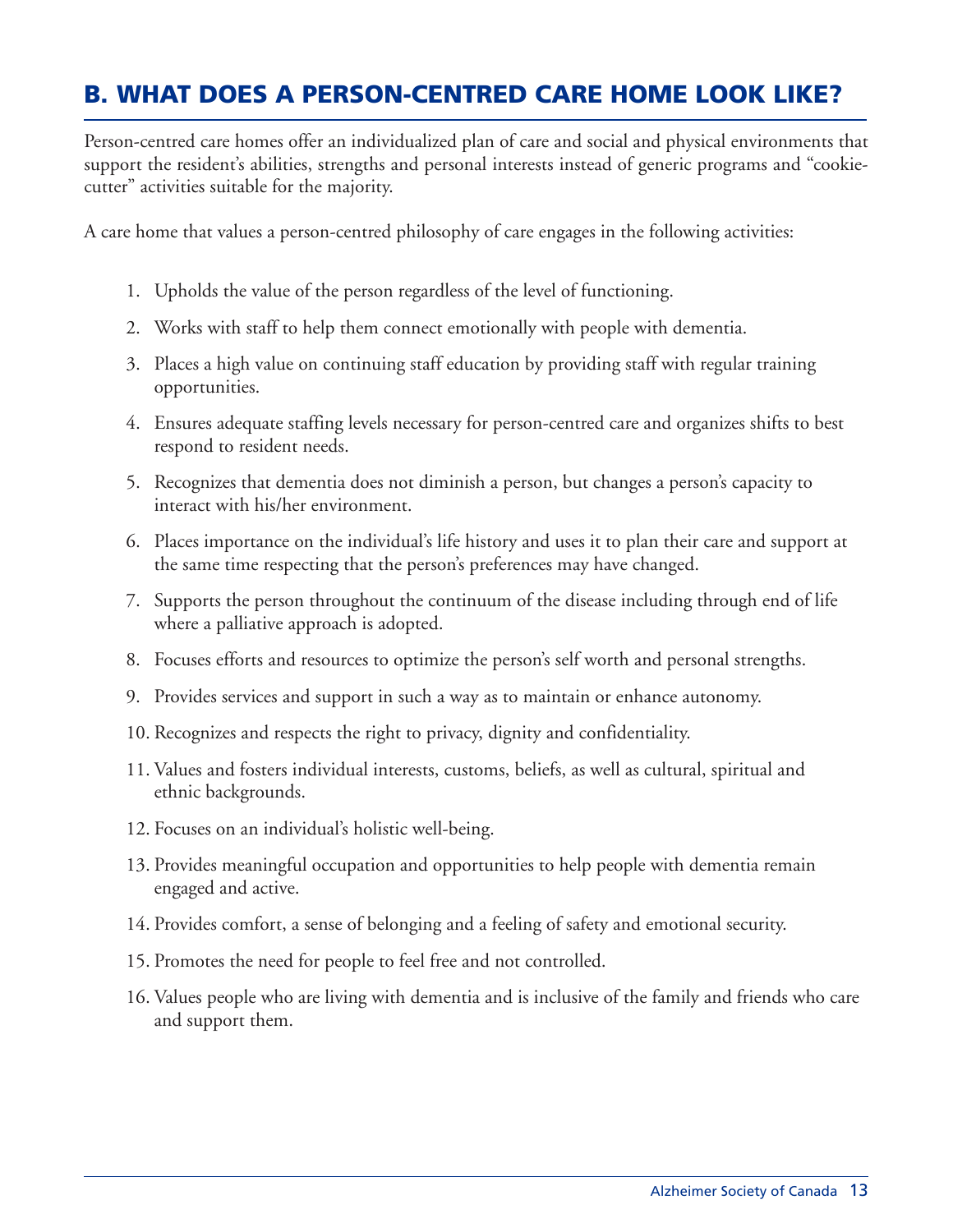## B. WHAT DOES A PERSON-CENTRED CARE HOME LOOK LIKE?

Person-centred care homes offer an individualized plan of care and social and physical environments that support the resident's abilities, strengths and personal interests instead of generic programs and "cookie-cutter" activities suitable for the majority.

A care home that values a person-centred philosophy of care engages in the following activities:

1. Upholds the value of the person regardless of the level of functioning.
2. Works with staff to help them connect emotionally with people with dementia.
3. Places a high value on continuing staff education by providing staff with regular training opportunities.
4. Ensures adequate staffing levels necessary for person-centred care and organizes shifts to best respond to resident needs.
5. Recognizes that dementia does not diminish a person, but changes a person's capacity to interact with his/her environment.
6. Places importance on the individual's life history and uses it to plan their care and support at the same time respecting that the person's preferences may have changed.
7. Supports the person throughout the continuum of the disease including through end of life where a palliative approach is adopted.
8. Focuses efforts and resources to optimize the person's self worth and personal strengths.
9. Provides services and support in such a way as to maintain or enhance autonomy.
10. Recognizes and respects the right to privacy, dignity and confidentiality.
11. Values and fosters individual interests, customs, beliefs, as well as cultural, spiritual and ethnic backgrounds.
12. Focuses on an individual's holistic well-being.
13. Provides meaningful occupation and opportunities to help people with dementia remain engaged and active.
14. Provides comfort, a sense of belonging and a feeling of safety and emotional security.
15. Promotes the need for people to feel free and not controlled.
16. Values people who are living with dementia and is inclusive of the family and friends who care and support them.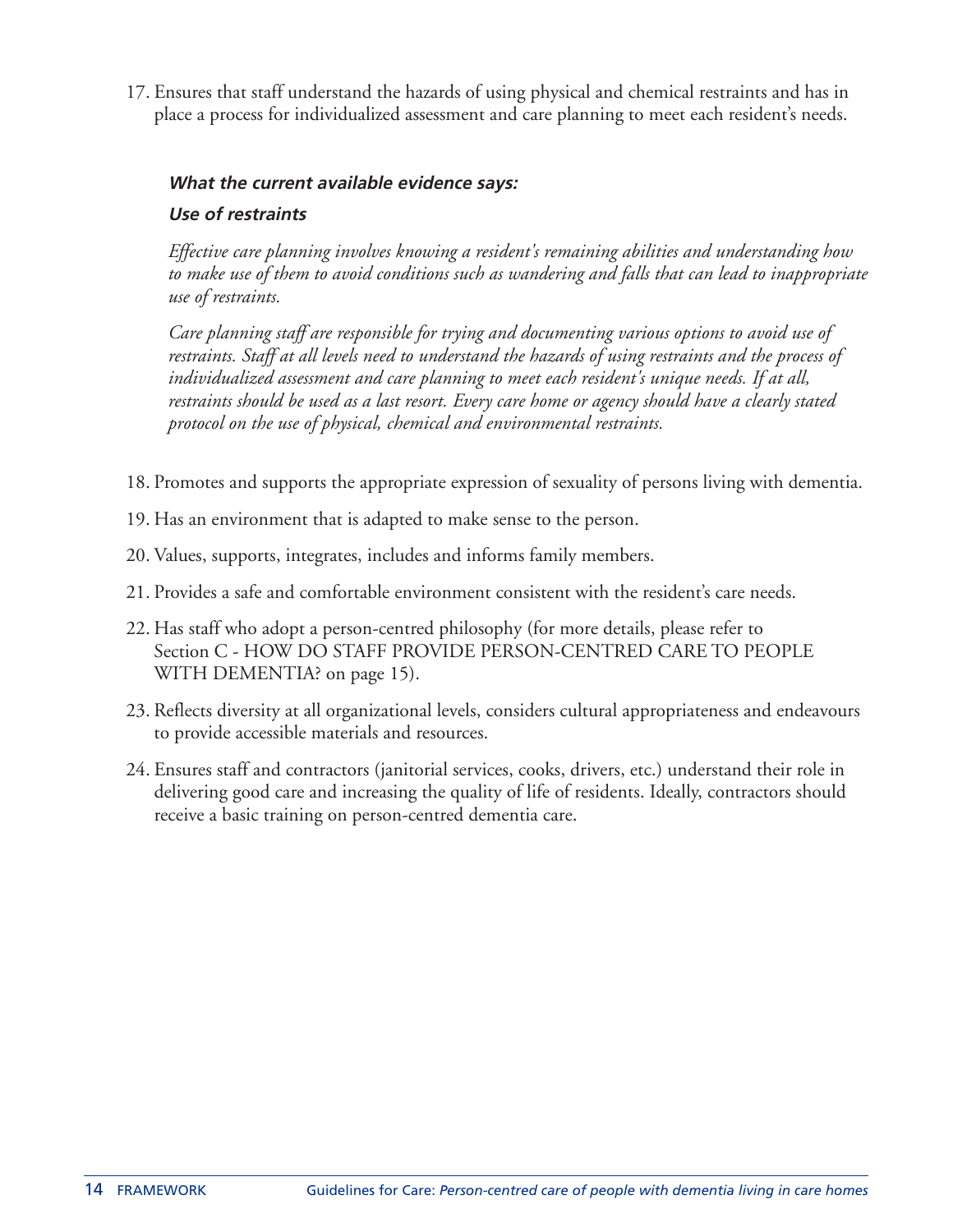17. Ensures that staff understand the hazards of using physical and chemical restraints and has in place a process for individualized assessment and care planning to meet each resident's needs.

> ***What the current available evidence says:***
>
> ***Use of restraints***
>
> *Effective care planning involves knowing a resident's remaining abilities and understanding how to make use of them to avoid conditions such as wandering and falls that can lead to inappropriate use of restraints.*
>
> *Care planning staff are responsible for trying and documenting various options to avoid use of restraints. Staff at all levels need to understand the hazards of using restraints and the process of individualized assessment and care planning to meet each resident's unique needs. If at all, restraints should be used as a last resort. Every care home or agency should have a clearly stated protocol on the use of physical, chemical and environmental restraints.*

18. Promotes and supports the appropriate expression of sexuality of persons living with dementia.
19. Has an environment that is adapted to make sense to the person.
20. Values, supports, integrates, includes and informs family members.
21. Provides a safe and comfortable environment consistent with the resident's care needs.
22. Has staff who adopt a person-centred philosophy (for more details, please refer to Section C - HOW DO STAFF PROVIDE PERSON-CENTRED CARE TO PEOPLE WITH DEMENTIA? on page 15).
23. Reflects diversity at all organizational levels, considers cultural appropriateness and endeavours to provide accessible materials and resources.
24. Ensures staff and contractors (janitorial services, cooks, drivers, etc.) understand their role in delivering good care and increasing the quality of life of residents. Ideally, contractors should receive a basic training on person-centred dementia care.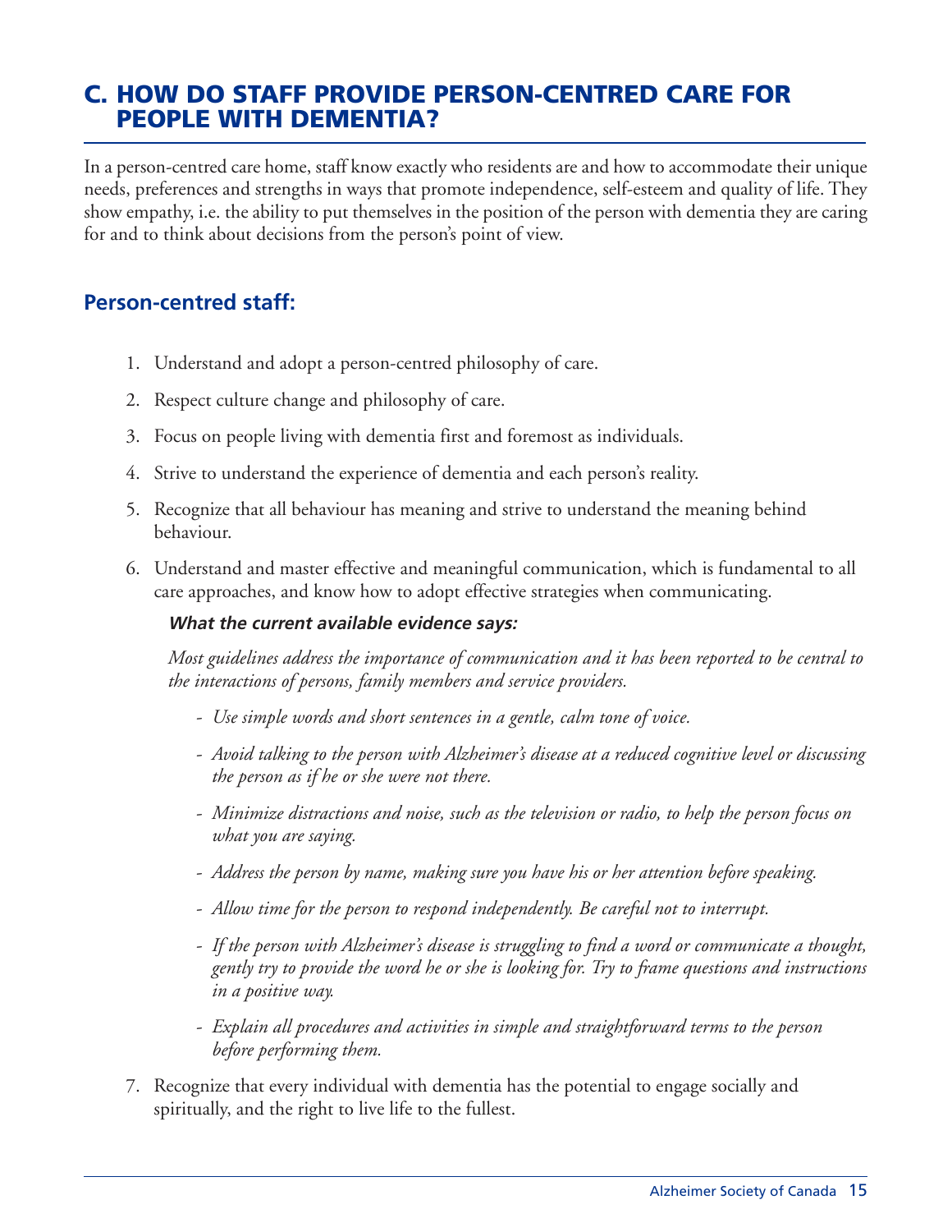## C. HOW DO STAFF PROVIDE PERSON-CENTRED CARE FOR PEOPLE WITH DEMENTIA?

In a person-centred care home, staff know exactly who residents are and how to accommodate their unique needs, preferences and strengths in ways that promote independence, self-esteem and quality of life. They show empathy, i.e. the ability to put themselves in the position of the person with dementia they are caring for and to think about decisions from the person's point of view.

### Person-centred staff:

1. Understand and adopt a person-centred philosophy of care.

2. Respect culture change and philosophy of care.

3. Focus on people living with dementia first and foremost as individuals.

4. Strive to understand the experience of dementia and each person's reality.

5. Recognize that all behaviour has meaning and strive to understand the meaning behind behaviour.

6. Understand and master effective and meaningful communication, which is fundamental to all care approaches, and know how to adopt effective strategies when communicating.

   ***What the current available evidence says:***

   *Most guidelines address the importance of communication and it has been reported to be central to the interactions of persons, family members and service providers.*

   - *Use simple words and short sentences in a gentle, calm tone of voice.*
   - *Avoid talking to the person with Alzheimer's disease at a reduced cognitive level or discussing the person as if he or she were not there.*
   - *Minimize distractions and noise, such as the television or radio, to help the person focus on what you are saying.*
   - *Address the person by name, making sure you have his or her attention before speaking.*
   - *Allow time for the person to respond independently. Be careful not to interrupt.*
   - *If the person with Alzheimer's disease is struggling to find a word or communicate a thought, gently try to provide the word he or she is looking for. Try to frame questions and instructions in a positive way.*
   - *Explain all procedures and activities in simple and straightforward terms to the person before performing them.*

7. Recognize that every individual with dementia has the potential to engage socially and spiritually, and the right to live life to the fullest.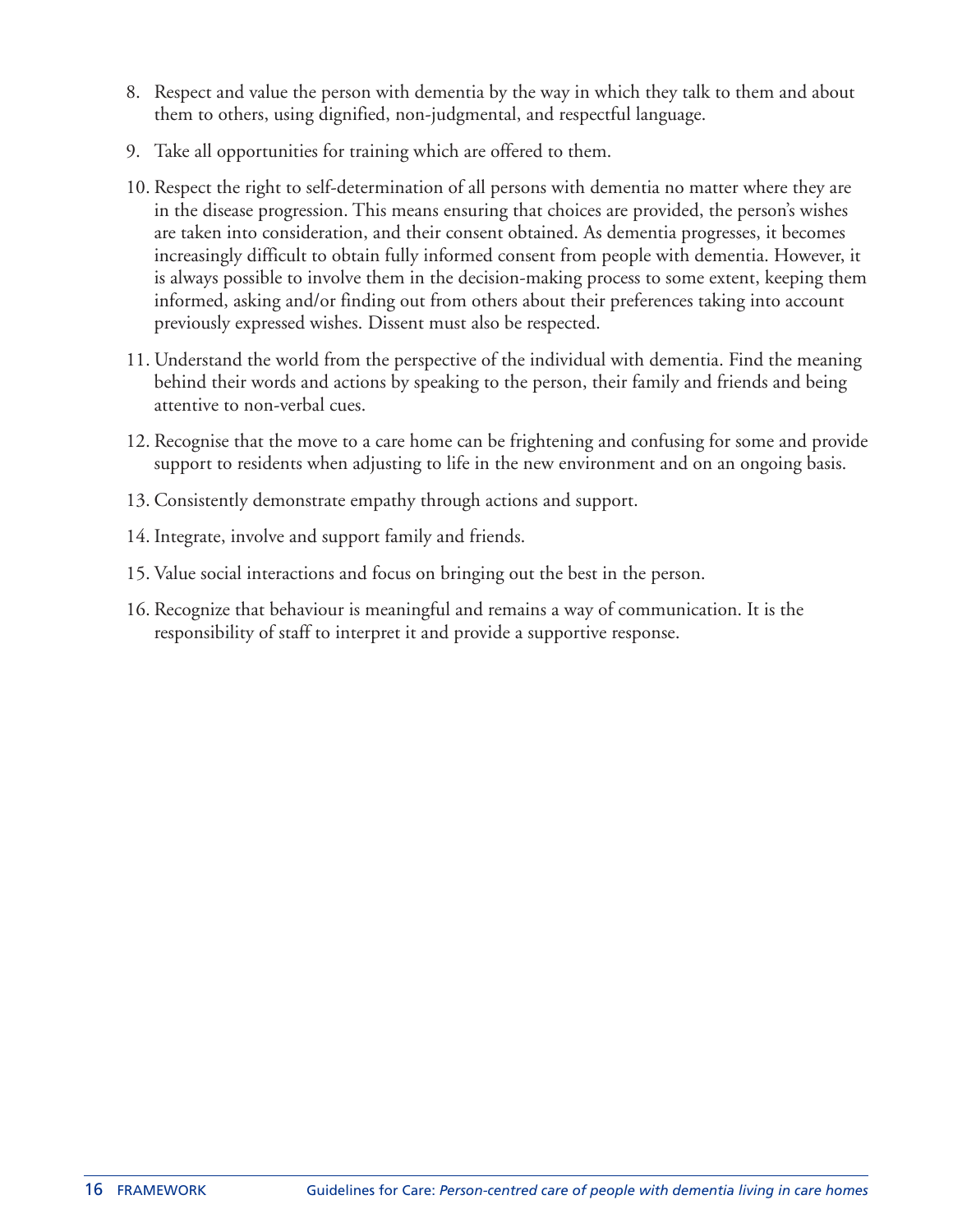8. Respect and value the person with dementia by the way in which they talk to them and about them to others, using dignified, non-judgmental, and respectful language.
9. Take all opportunities for training which are offered to them.
10. Respect the right to self-determination of all persons with dementia no matter where they are in the disease progression. This means ensuring that choices are provided, the person's wishes are taken into consideration, and their consent obtained. As dementia progresses, it becomes increasingly difficult to obtain fully informed consent from people with dementia. However, it is always possible to involve them in the decision-making process to some extent, keeping them informed, asking and/or finding out from others about their preferences taking into account previously expressed wishes. Dissent must also be respected.
11. Understand the world from the perspective of the individual with dementia. Find the meaning behind their words and actions by speaking to the person, their family and friends and being attentive to non-verbal cues.
12. Recognise that the move to a care home can be frightening and confusing for some and provide support to residents when adjusting to life in the new environment and on an ongoing basis.
13. Consistently demonstrate empathy through actions and support.
14. Integrate, involve and support family and friends.
15. Value social interactions and focus on bringing out the best in the person.
16. Recognize that behaviour is meaningful and remains a way of communication. It is the responsibility of staff to interpret it and provide a supportive response.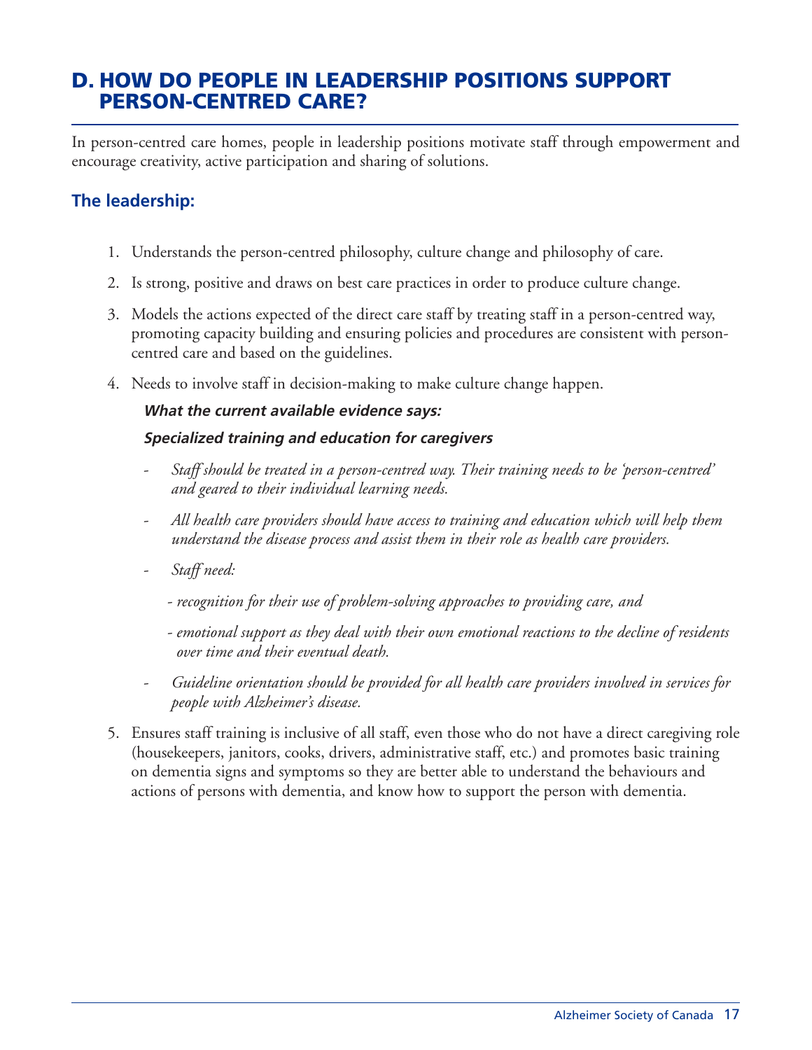## D. HOW DO PEOPLE IN LEADERSHIP POSITIONS SUPPORT PERSON-CENTRED CARE?

In person-centred care homes, people in leadership positions motivate staff through empowerment and encourage creativity, active participation and sharing of solutions.

### The leadership:

1. Understands the person-centred philosophy, culture change and philosophy of care.
2. Is strong, positive and draws on best care practices in order to produce culture change.
3. Models the actions expected of the direct care staff by treating staff in a person-centred way, promoting capacity building and ensuring policies and procedures are consistent with person-centred care and based on the guidelines.
4. Needs to involve staff in decision-making to make culture change happen.

   ***What the current available evidence says:***

   ***Specialized training and education for caregivers***

   - *Staff should be treated in a person-centred way. Their training needs to be 'person-centred' and geared to their individual learning needs.*
   - *All health care providers should have access to training and education which will help them understand the disease process and assist them in their role as health care providers.*
   - *Staff need:*
     - *recognition for their use of problem-solving approaches to providing care, and*
     - *emotional support as they deal with their own emotional reactions to the decline of residents over time and their eventual death.*
   - *Guideline orientation should be provided for all health care providers involved in services for people with Alzheimer's disease.*

5. Ensures staff training is inclusive of all staff, even those who do not have a direct caregiving role (housekeepers, janitors, cooks, drivers, administrative staff, etc.) and promotes basic training on dementia signs and symptoms so they are better able to understand the behaviours and actions of persons with dementia, and know how to support the person with dementia.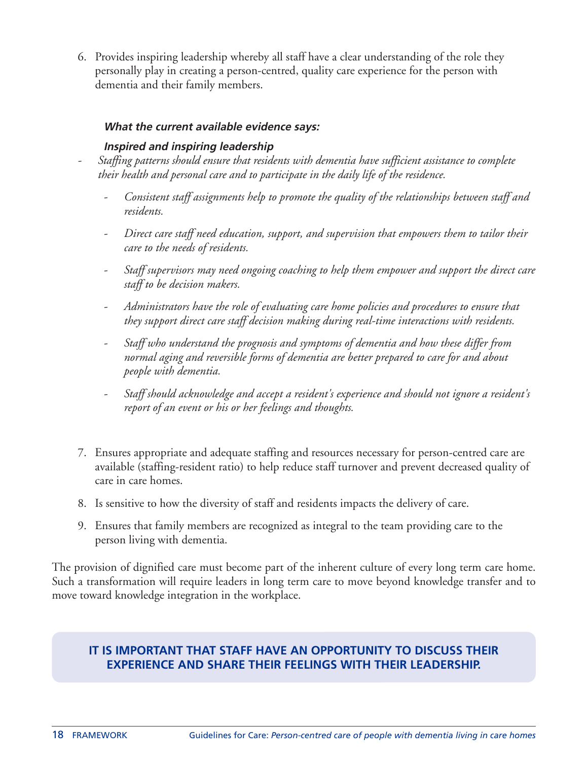6. Provides inspiring leadership whereby all staff have a clear understanding of the role they personally play in creating a person-centred, quality care experience for the person with dementia and their family members.

***What the current available evidence says:***

***Inspired and inspiring leadership***

- *Staffing patterns should ensure that residents with dementia have sufficient assistance to complete their health and personal care and to participate in the daily life of the residence.*
  - *Consistent staff assignments help to promote the quality of the relationships between staff and residents.*
  - *Direct care staff need education, support, and supervision that empowers them to tailor their care to the needs of residents.*
  - *Staff supervisors may need ongoing coaching to help them empower and support the direct care staff to be decision makers.*
  - *Administrators have the role of evaluating care home policies and procedures to ensure that they support direct care staff decision making during real-time interactions with residents.*
  - *Staff who understand the prognosis and symptoms of dementia and how these differ from normal aging and reversible forms of dementia are better prepared to care for and about people with dementia.*
  - *Staff should acknowledge and accept a resident's experience and should not ignore a resident's report of an event or his or her feelings and thoughts.*

7. Ensures appropriate and adequate staffing and resources necessary for person-centred care are available (staffing-resident ratio) to help reduce staff turnover and prevent decreased quality of care in care homes.
8. Is sensitive to how the diversity of staff and residents impacts the delivery of care.
9. Ensures that family members are recognized as integral to the team providing care to the person living with dementia.

The provision of dignified care must become part of the inherent culture of every long term care home. Such a transformation will require leaders in long term care to move beyond knowledge transfer and to move toward knowledge integration in the workplace.

**IT IS IMPORTANT THAT STAFF HAVE AN OPPORTUNITY TO DISCUSS THEIR EXPERIENCE AND SHARE THEIR FEELINGS WITH THEIR LEADERSHIP.**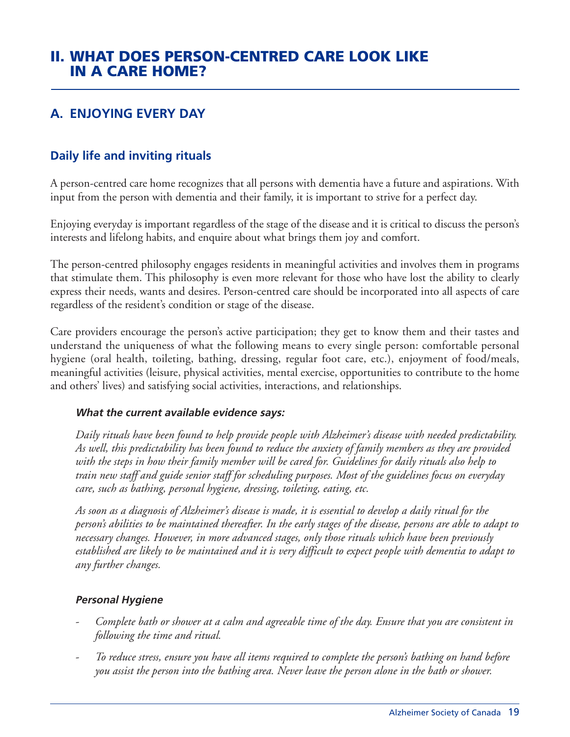# II. WHAT DOES PERSON-CENTRED CARE LOOK LIKE IN A CARE HOME?

## A. ENJOYING EVERY DAY

### Daily life and inviting rituals

A person-centred care home recognizes that all persons with dementia have a future and aspirations. With input from the person with dementia and their family, it is important to strive for a perfect day.

Enjoying everyday is important regardless of the stage of the disease and it is critical to discuss the person's interests and lifelong habits, and enquire about what brings them joy and comfort.

The person-centred philosophy engages residents in meaningful activities and involves them in programs that stimulate them. This philosophy is even more relevant for those who have lost the ability to clearly express their needs, wants and desires. Person-centred care should be incorporated into all aspects of care regardless of the resident's condition or stage of the disease.

Care providers encourage the person's active participation; they get to know them and their tastes and understand the uniqueness of what the following means to every single person: comfortable personal hygiene (oral health, toileting, bathing, dressing, regular foot care, etc.), enjoyment of food/meals, meaningful activities (leisure, physical activities, mental exercise, opportunities to contribute to the home and others' lives) and satisfying social activities, interactions, and relationships.

***What the current available evidence says:***

*Daily rituals have been found to help provide people with Alzheimer's disease with needed predictability. As well, this predictability has been found to reduce the anxiety of family members as they are provided with the steps in how their family member will be cared for. Guidelines for daily rituals also help to train new staff and guide senior staff for scheduling purposes. Most of the guidelines focus on everyday care, such as bathing, personal hygiene, dressing, toileting, eating, etc.*

*As soon as a diagnosis of Alzheimer's disease is made, it is essential to develop a daily ritual for the person's abilities to be maintained thereafter. In the early stages of the disease, persons are able to adapt to necessary changes. However, in more advanced stages, only those rituals which have been previously established are likely to be maintained and it is very difficult to expect people with dementia to adapt to any further changes.*

***Personal Hygiene***

- *Complete bath or shower at a calm and agreeable time of the day. Ensure that you are consistent in following the time and ritual.*
- *To reduce stress, ensure you have all items required to complete the person's bathing on hand before you assist the person into the bathing area. Never leave the person alone in the bath or shower.*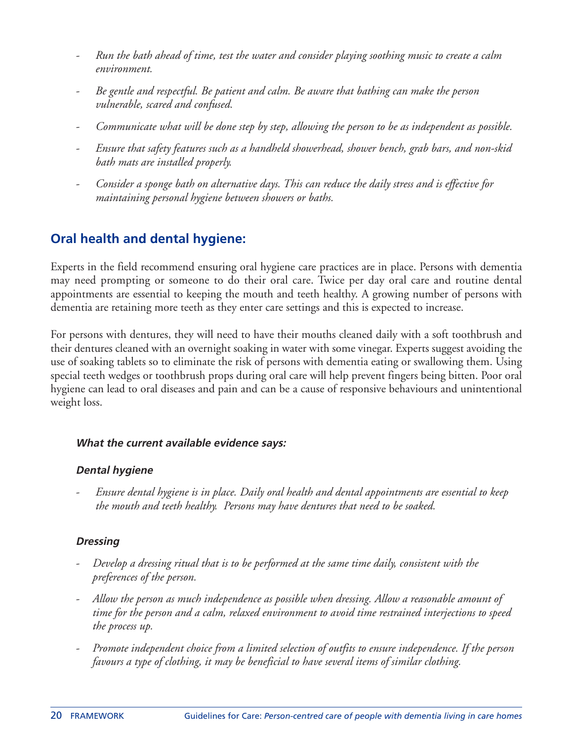- *Run the bath ahead of time, test the water and consider playing soothing music to create a calm environment.*

- *Be gentle and respectful. Be patient and calm. Be aware that bathing can make the person vulnerable, scared and confused.*

- *Communicate what will be done step by step, allowing the person to be as independent as possible.*

- *Ensure that safety features such as a handheld showerhead, shower bench, grab bars, and non-skid bath mats are installed properly.*

- *Consider a sponge bath on alternative days. This can reduce the daily stress and is effective for maintaining personal hygiene between showers or baths.*

## Oral health and dental hygiene:

Experts in the field recommend ensuring oral hygiene care practices are in place. Persons with dementia may need prompting or someone to do their oral care. Twice per day oral care and routine dental appointments are essential to keeping the mouth and teeth healthy. A growing number of persons with dementia are retaining more teeth as they enter care settings and this is expected to increase.

For persons with dentures, they will need to have their mouths cleaned daily with a soft toothbrush and their dentures cleaned with an overnight soaking in water with some vinegar. Experts suggest avoiding the use of soaking tablets so to eliminate the risk of persons with dementia eating or swallowing them. Using special teeth wedges or toothbrush props during oral care will help prevent fingers being bitten. Poor oral hygiene can lead to oral diseases and pain and can be a cause of responsive behaviours and unintentional weight loss.

#### *What the current available evidence says:*

#### *Dental hygiene*

- *Ensure dental hygiene is in place. Daily oral health and dental appointments are essential to keep the mouth and teeth healthy. Persons may have dentures that need to be soaked.*

#### *Dressing*

- *Develop a dressing ritual that is to be performed at the same time daily, consistent with the preferences of the person.*

- *Allow the person as much independence as possible when dressing. Allow a reasonable amount of time for the person and a calm, relaxed environment to avoid time restrained interjections to speed the process up.*

- *Promote independent choice from a limited selection of outfits to ensure independence. If the person favours a type of clothing, it may be beneficial to have several items of similar clothing.*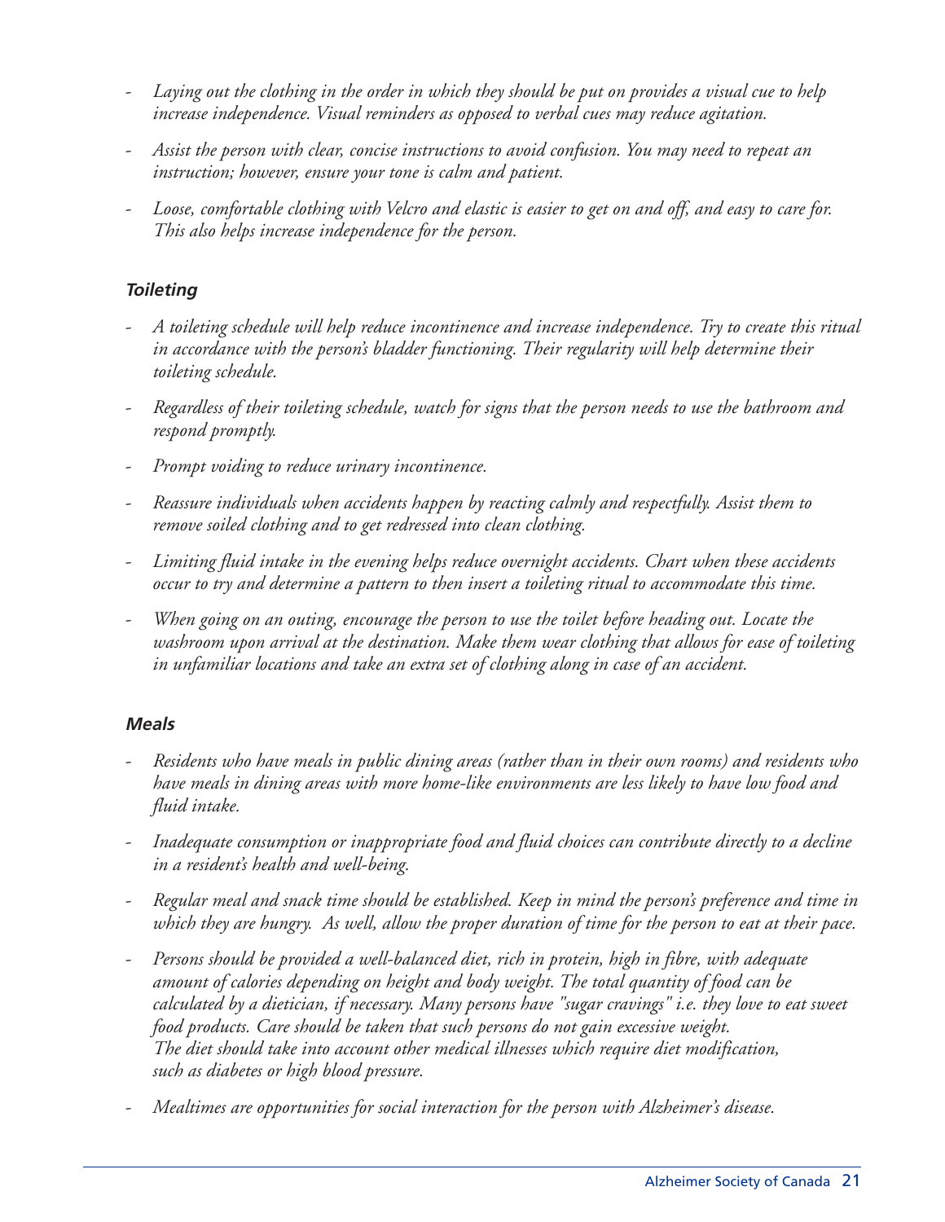- *Laying out the clothing in the order in which they should be put on provides a visual cue to help increase independence. Visual reminders as opposed to verbal cues may reduce agitation.*
- *Assist the person with clear, concise instructions to avoid confusion. You may need to repeat an instruction; however, ensure your tone is calm and patient.*
- *Loose, comfortable clothing with Velcro and elastic is easier to get on and off, and easy to care for. This also helps increase independence for the person.*

### *Toileting*

- *A toileting schedule will help reduce incontinence and increase independence. Try to create this ritual in accordance with the person's bladder functioning. Their regularity will help determine their toileting schedule.*
- *Regardless of their toileting schedule, watch for signs that the person needs to use the bathroom and respond promptly.*
- *Prompt voiding to reduce urinary incontinence.*
- *Reassure individuals when accidents happen by reacting calmly and respectfully. Assist them to remove soiled clothing and to get redressed into clean clothing.*
- *Limiting fluid intake in the evening helps reduce overnight accidents. Chart when these accidents occur to try and determine a pattern to then insert a toileting ritual to accommodate this time.*
- *When going on an outing, encourage the person to use the toilet before heading out. Locate the washroom upon arrival at the destination. Make them wear clothing that allows for ease of toileting in unfamiliar locations and take an extra set of clothing along in case of an accident.*

### *Meals*

- *Residents who have meals in public dining areas (rather than in their own rooms) and residents who have meals in dining areas with more home-like environments are less likely to have low food and fluid intake.*
- *Inadequate consumption or inappropriate food and fluid choices can contribute directly to a decline in a resident's health and well-being.*
- *Regular meal and snack time should be established. Keep in mind the person's preference and time in which they are hungry. As well, allow the proper duration of time for the person to eat at their pace.*
- *Persons should be provided a well-balanced diet, rich in protein, high in fibre, with adequate amount of calories depending on height and body weight. The total quantity of food can be calculated by a dietician, if necessary. Many persons have "sugar cravings" i.e. they love to eat sweet food products. Care should be taken that such persons do not gain excessive weight. The diet should take into account other medical illnesses which require diet modification, such as diabetes or high blood pressure.*
- *Mealtimes are opportunities for social interaction for the person with Alzheimer's disease.*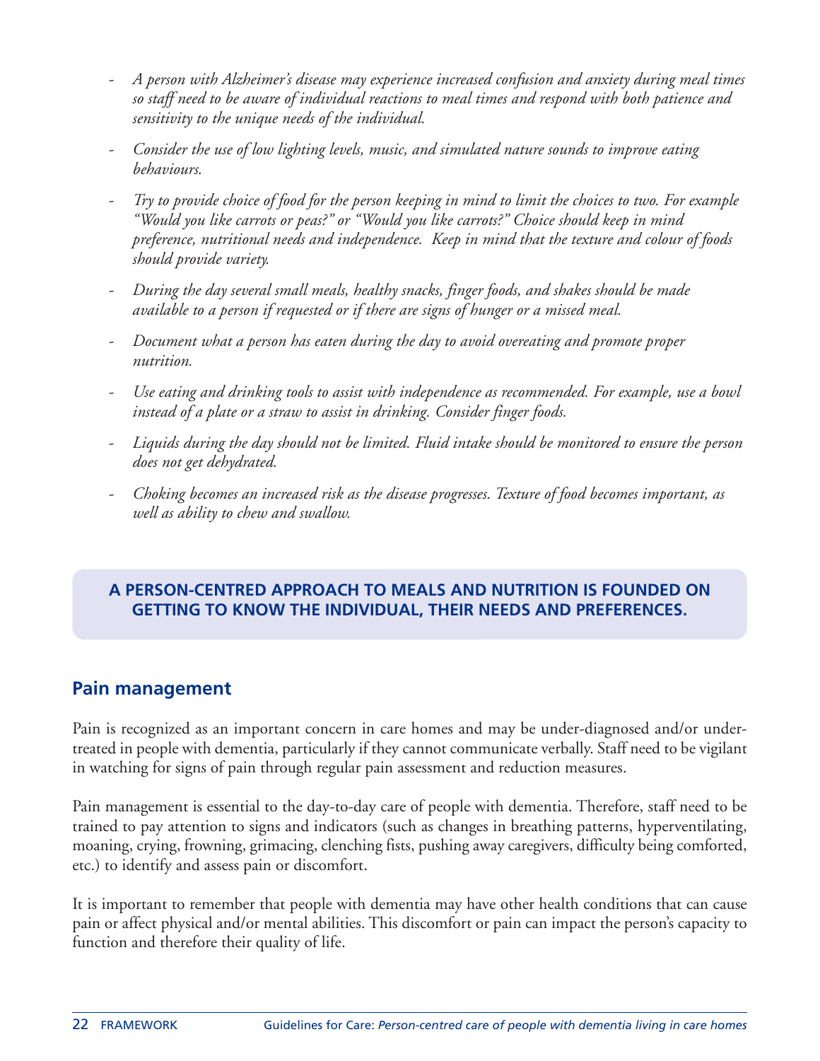- *A person with Alzheimer's disease may experience increased confusion and anxiety during meal times so staff need to be aware of individual reactions to meal times and respond with both patience and sensitivity to the unique needs of the individual.*
- *Consider the use of low lighting levels, music, and simulated nature sounds to improve eating behaviours.*
- *Try to provide choice of food for the person keeping in mind to limit the choices to two. For example "Would you like carrots or peas?" or "Would you like carrots?" Choice should keep in mind preference, nutritional needs and independence. Keep in mind that the texture and colour of foods should provide variety.*
- *During the day several small meals, healthy snacks, finger foods, and shakes should be made available to a person if requested or if there are signs of hunger or a missed meal.*
- *Document what a person has eaten during the day to avoid overeating and promote proper nutrition.*
- *Use eating and drinking tools to assist with independence as recommended. For example, use a bowl instead of a plate or a straw to assist in drinking. Consider finger foods.*
- *Liquids during the day should not be limited. Fluid intake should be monitored to ensure the person does not get dehydrated.*
- *Choking becomes an increased risk as the disease progresses. Texture of food becomes important, as well as ability to chew and swallow.*

**A PERSON-CENTRED APPROACH TO MEALS AND NUTRITION IS FOUNDED ON GETTING TO KNOW THE INDIVIDUAL, THEIR NEEDS AND PREFERENCES.**

## Pain management

Pain is recognized as an important concern in care homes and may be under-diagnosed and/or under-treated in people with dementia, particularly if they cannot communicate verbally. Staff need to be vigilant in watching for signs of pain through regular pain assessment and reduction measures.

Pain management is essential to the day-to-day care of people with dementia. Therefore, staff need to be trained to pay attention to signs and indicators (such as changes in breathing patterns, hyperventilating, moaning, crying, frowning, grimacing, clenching fists, pushing away caregivers, difficulty being comforted, etc.) to identify and assess pain or discomfort.

It is important to remember that people with dementia may have other health conditions that can cause pain or affect physical and/or mental abilities. This discomfort or pain can impact the person's capacity to function and therefore their quality of life.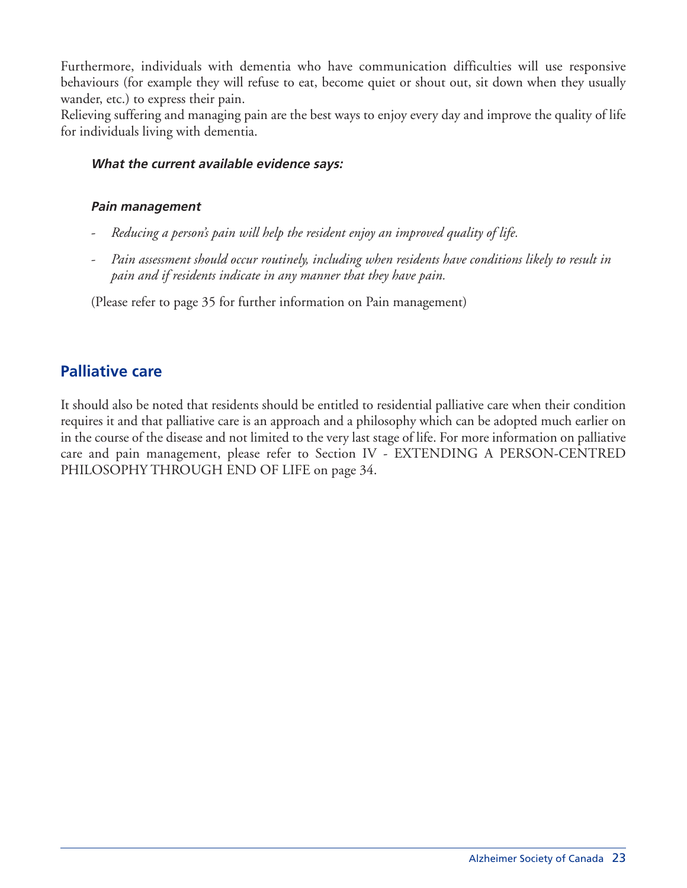Furthermore, individuals with dementia who have communication difficulties will use responsive behaviours (for example they will refuse to eat, become quiet or shout out, sit down when they usually wander, etc.) to express their pain.

Relieving suffering and managing pain are the best ways to enjoy every day and improve the quality of life for individuals living with dementia.

***What the current available evidence says:***

***Pain management***

- *Reducing a person's pain will help the resident enjoy an improved quality of life.*
- *Pain assessment should occur routinely, including when residents have conditions likely to result in pain and if residents indicate in any manner that they have pain.*

(Please refer to page 35 for further information on Pain management)

## Palliative care

It should also be noted that residents should be entitled to residential palliative care when their condition requires it and that palliative care is an approach and a philosophy which can be adopted much earlier on in the course of the disease and not limited to the very last stage of life. For more information on palliative care and pain management, please refer to Section IV - EXTENDING A PERSON-CENTRED PHILOSOPHY THROUGH END OF LIFE on page 34.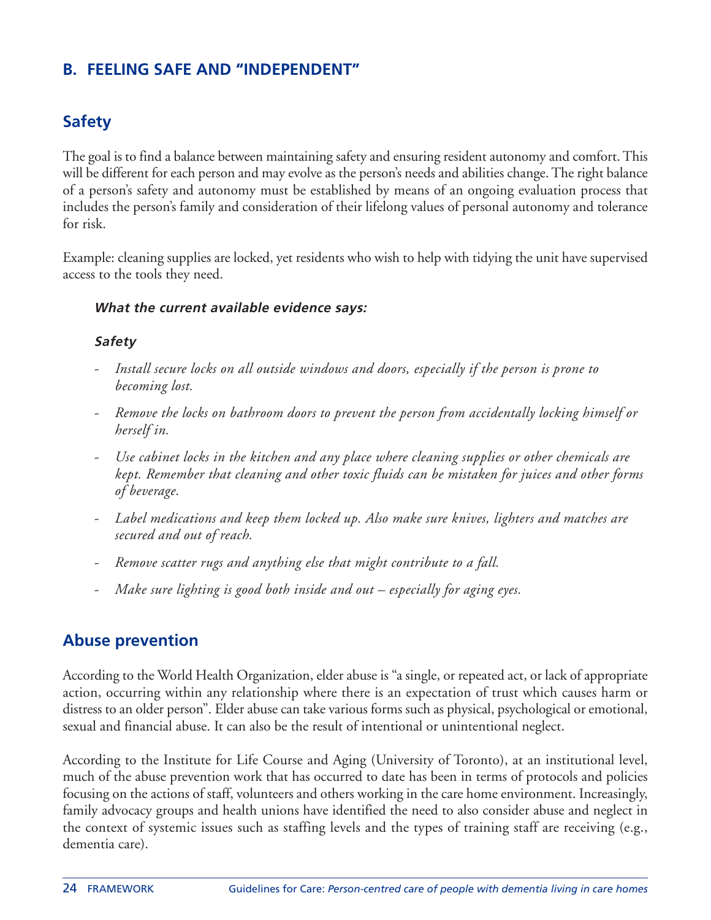## B. FEELING SAFE AND "INDEPENDENT"

### Safety

The goal is to find a balance between maintaining safety and ensuring resident autonomy and comfort. This will be different for each person and may evolve as the person's needs and abilities change. The right balance of a person's safety and autonomy must be established by means of an ongoing evaluation process that includes the person's family and consideration of their lifelong values of personal autonomy and tolerance for risk.

Example: cleaning supplies are locked, yet residents who wish to help with tidying the unit have supervised access to the tools they need.

***What the current available evidence says:***

***Safety***

- *Install secure locks on all outside windows and doors, especially if the person is prone to becoming lost.*
- *Remove the locks on bathroom doors to prevent the person from accidentally locking himself or herself in.*
- *Use cabinet locks in the kitchen and any place where cleaning supplies or other chemicals are kept. Remember that cleaning and other toxic fluids can be mistaken for juices and other forms of beverage.*
- *Label medications and keep them locked up. Also make sure knives, lighters and matches are secured and out of reach.*
- *Remove scatter rugs and anything else that might contribute to a fall.*
- *Make sure lighting is good both inside and out – especially for aging eyes.*

### Abuse prevention

According to the World Health Organization, elder abuse is "a single, or repeated act, or lack of appropriate action, occurring within any relationship where there is an expectation of trust which causes harm or distress to an older person". Elder abuse can take various forms such as physical, psychological or emotional, sexual and financial abuse. It can also be the result of intentional or unintentional neglect.

According to the Institute for Life Course and Aging (University of Toronto), at an institutional level, much of the abuse prevention work that has occurred to date has been in terms of protocols and policies focusing on the actions of staff, volunteers and others working in the care home environment. Increasingly, family advocacy groups and health unions have identified the need to also consider abuse and neglect in the context of systemic issues such as staffing levels and the types of training staff are receiving (e.g., dementia care).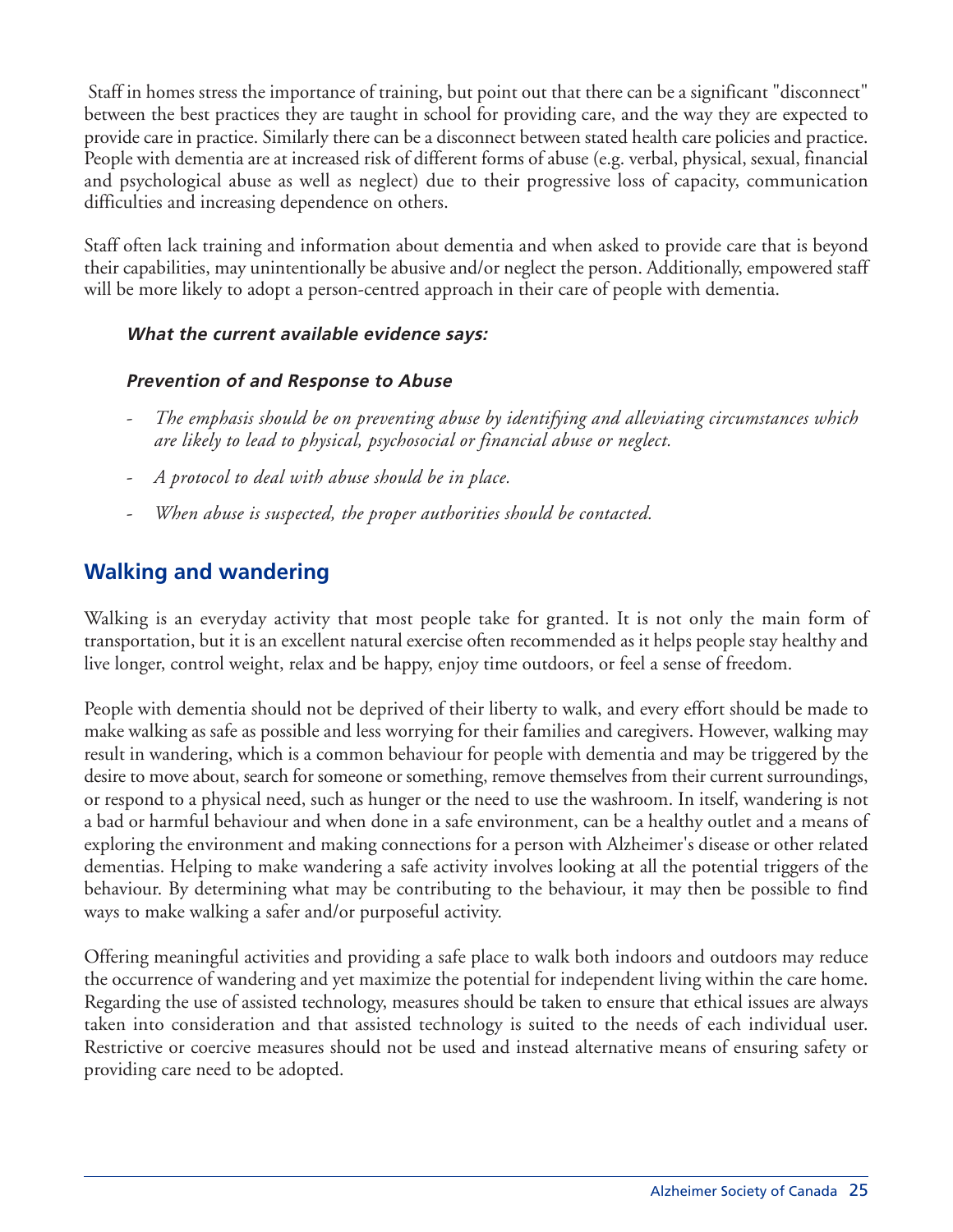Staff in homes stress the importance of training, but point out that there can be a significant "disconnect" between the best practices they are taught in school for providing care, and the way they are expected to provide care in practice. Similarly there can be a disconnect between stated health care policies and practice. People with dementia are at increased risk of different forms of abuse (e.g. verbal, physical, sexual, financial and psychological abuse as well as neglect) due to their progressive loss of capacity, communication difficulties and increasing dependence on others.

Staff often lack training and information about dementia and when asked to provide care that is beyond their capabilities, may unintentionally be abusive and/or neglect the person. Additionally, empowered staff will be more likely to adopt a person-centred approach in their care of people with dementia.

***What the current available evidence says:***

***Prevention of and Response to Abuse***

- *The emphasis should be on preventing abuse by identifying and alleviating circumstances which are likely to lead to physical, psychosocial or financial abuse or neglect.*
- *A protocol to deal with abuse should be in place.*
- *When abuse is suspected, the proper authorities should be contacted.*

## Walking and wandering

Walking is an everyday activity that most people take for granted. It is not only the main form of transportation, but it is an excellent natural exercise often recommended as it helps people stay healthy and live longer, control weight, relax and be happy, enjoy time outdoors, or feel a sense of freedom.

People with dementia should not be deprived of their liberty to walk, and every effort should be made to make walking as safe as possible and less worrying for their families and caregivers. However, walking may result in wandering, which is a common behaviour for people with dementia and may be triggered by the desire to move about, search for someone or something, remove themselves from their current surroundings, or respond to a physical need, such as hunger or the need to use the washroom. In itself, wandering is not a bad or harmful behaviour and when done in a safe environment, can be a healthy outlet and a means of exploring the environment and making connections for a person with Alzheimer's disease or other related dementias. Helping to make wandering a safe activity involves looking at all the potential triggers of the behaviour. By determining what may be contributing to the behaviour, it may then be possible to find ways to make walking a safer and/or purposeful activity.

Offering meaningful activities and providing a safe place to walk both indoors and outdoors may reduce the occurrence of wandering and yet maximize the potential for independent living within the care home. Regarding the use of assisted technology, measures should be taken to ensure that ethical issues are always taken into consideration and that assisted technology is suited to the needs of each individual user. Restrictive or coercive measures should not be used and instead alternative means of ensuring safety or providing care need to be adopted.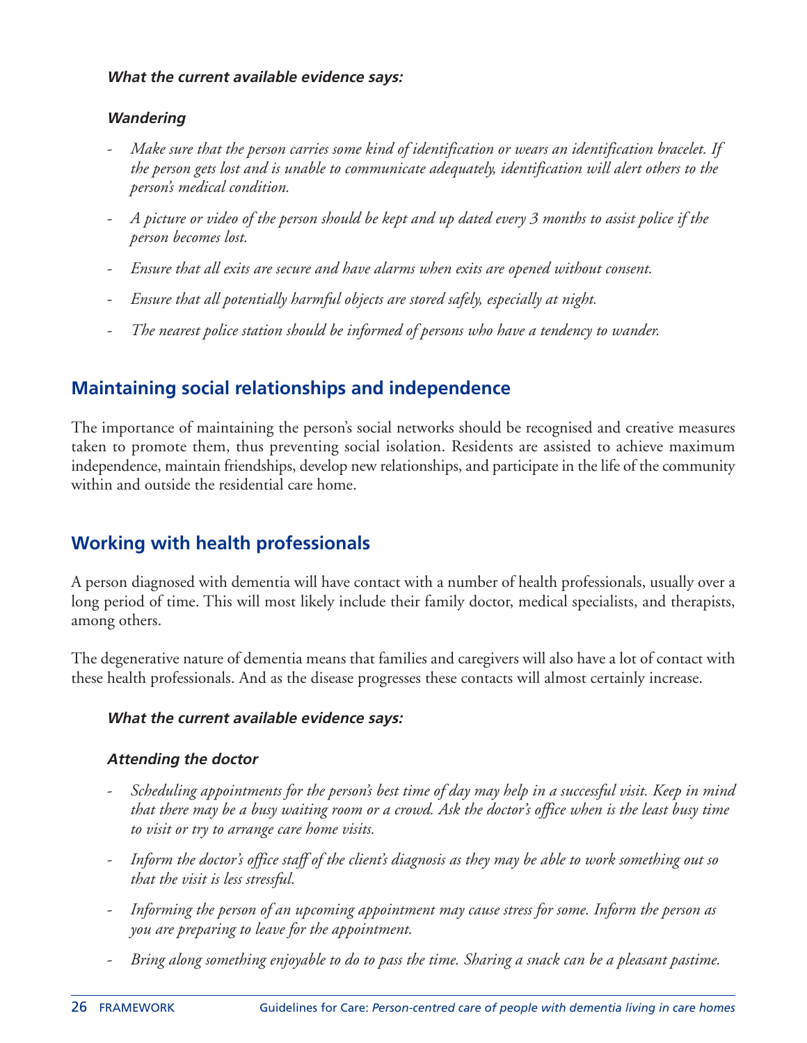***What the current available evidence says:***

***Wandering***

- *Make sure that the person carries some kind of identification or wears an identification bracelet. If the person gets lost and is unable to communicate adequately, identification will alert others to the person's medical condition.*

- *A picture or video of the person should be kept and up dated every 3 months to assist police if the person becomes lost.*

- *Ensure that all exits are secure and have alarms when exits are opened without consent.*

- *Ensure that all potentially harmful objects are stored safely, especially at night.*

- *The nearest police station should be informed of persons who have a tendency to wander.*

## Maintaining social relationships and independence

The importance of maintaining the person's social networks should be recognised and creative measures taken to promote them, thus preventing social isolation. Residents are assisted to achieve maximum independence, maintain friendships, develop new relationships, and participate in the life of the community within and outside the residential care home.

## Working with health professionals

A person diagnosed with dementia will have contact with a number of health professionals, usually over a long period of time. This will most likely include their family doctor, medical specialists, and therapists, among others.

The degenerative nature of dementia means that families and caregivers will also have a lot of contact with these health professionals. And as the disease progresses these contacts will almost certainly increase.

***What the current available evidence says:***

***Attending the doctor***

- *Scheduling appointments for the person's best time of day may help in a successful visit. Keep in mind that there may be a busy waiting room or a crowd. Ask the doctor's office when is the least busy time to visit or try to arrange care home visits.*

- *Inform the doctor's office staff of the client's diagnosis as they may be able to work something out so that the visit is less stressful.*

- *Informing the person of an upcoming appointment may cause stress for some. Inform the person as you are preparing to leave for the appointment.*

- *Bring along something enjoyable to do to pass the time. Sharing a snack can be a pleasant pastime.*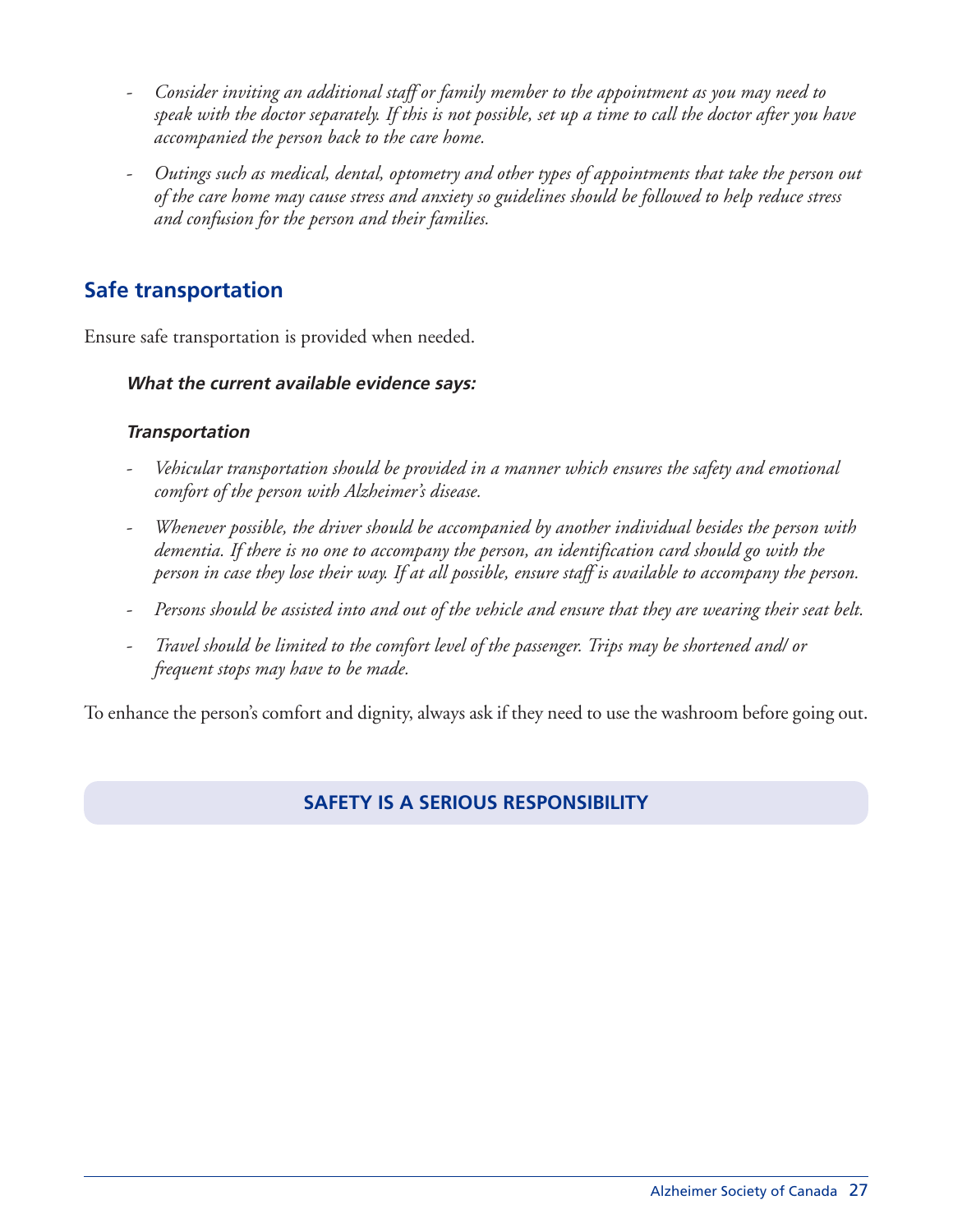- *Consider inviting an additional staff or family member to the appointment as you may need to speak with the doctor separately. If this is not possible, set up a time to call the doctor after you have accompanied the person back to the care home.*
- *Outings such as medical, dental, optometry and other types of appointments that take the person out of the care home may cause stress and anxiety so guidelines should be followed to help reduce stress and confusion for the person and their families.*

## Safe transportation

Ensure safe transportation is provided when needed.

***What the current available evidence says:***

***Transportation***

- *Vehicular transportation should be provided in a manner which ensures the safety and emotional comfort of the person with Alzheimer's disease.*
- *Whenever possible, the driver should be accompanied by another individual besides the person with dementia. If there is no one to accompany the person, an identification card should go with the person in case they lose their way. If at all possible, ensure staff is available to accompany the person.*
- *Persons should be assisted into and out of the vehicle and ensure that they are wearing their seat belt.*
- *Travel should be limited to the comfort level of the passenger. Trips may be shortened and/ or frequent stops may have to be made.*

To enhance the person's comfort and dignity, always ask if they need to use the washroom before going out.

**SAFETY IS A SERIOUS RESPONSIBILITY**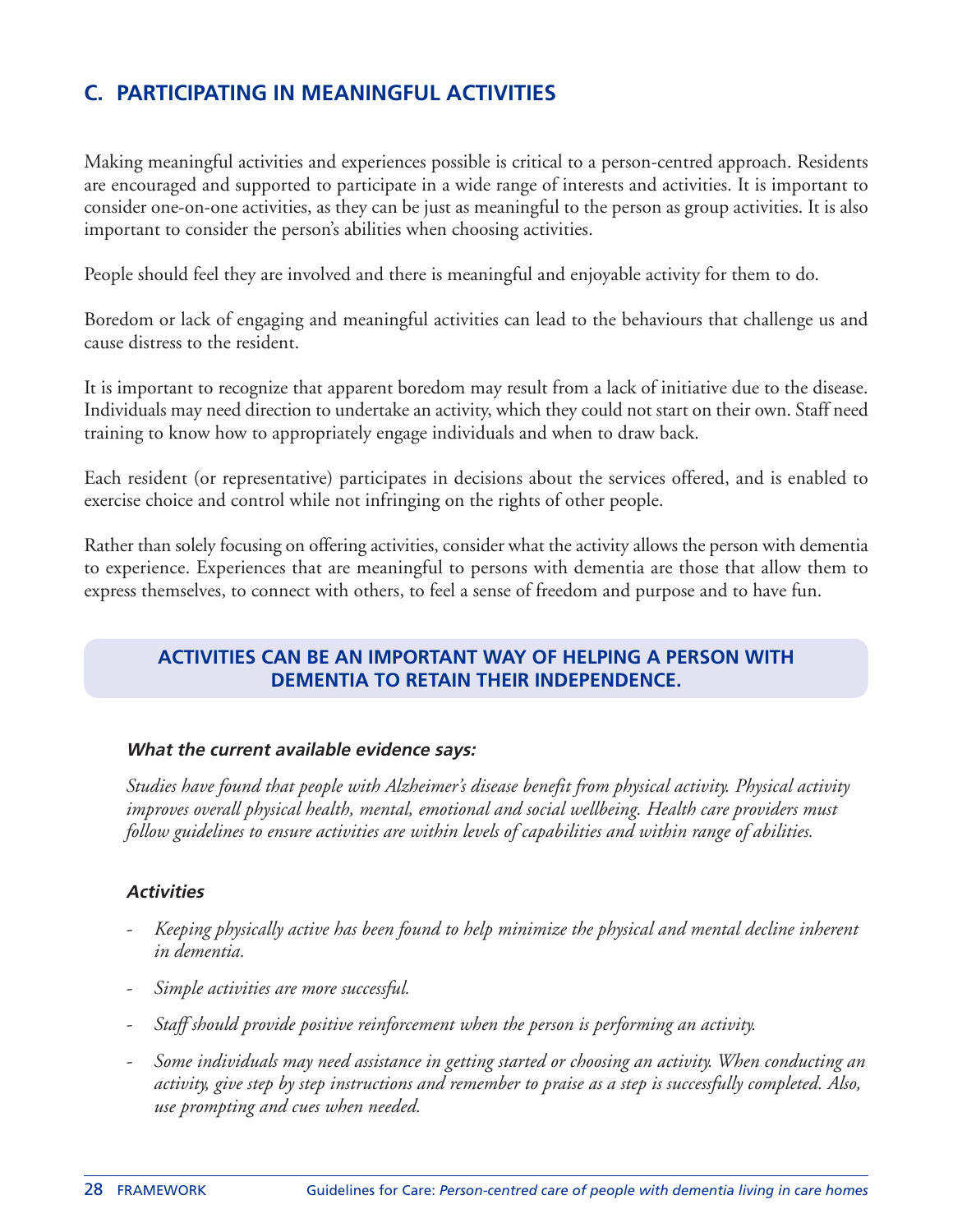## C. PARTICIPATING IN MEANINGFUL ACTIVITIES

Making meaningful activities and experiences possible is critical to a person-centred approach. Residents are encouraged and supported to participate in a wide range of interests and activities. It is important to consider one-on-one activities, as they can be just as meaningful to the person as group activities. It is also important to consider the person's abilities when choosing activities.

People should feel they are involved and there is meaningful and enjoyable activity for them to do.

Boredom or lack of engaging and meaningful activities can lead to the behaviours that challenge us and cause distress to the resident.

It is important to recognize that apparent boredom may result from a lack of initiative due to the disease. Individuals may need direction to undertake an activity, which they could not start on their own. Staff need training to know how to appropriately engage individuals and when to draw back.

Each resident (or representative) participates in decisions about the services offered, and is enabled to exercise choice and control while not infringing on the rights of other people.

Rather than solely focusing on offering activities, consider what the activity allows the person with dementia to experience. Experiences that are meaningful to persons with dementia are those that allow them to express themselves, to connect with others, to feel a sense of freedom and purpose and to have fun.

**ACTIVITIES CAN BE AN IMPORTANT WAY OF HELPING A PERSON WITH DEMENTIA TO RETAIN THEIR INDEPENDENCE.**

***What the current available evidence says:***

*Studies have found that people with Alzheimer's disease benefit from physical activity. Physical activity improves overall physical health, mental, emotional and social wellbeing. Health care providers must follow guidelines to ensure activities are within levels of capabilities and within range of abilities.*

***Activities***

- *Keeping physically active has been found to help minimize the physical and mental decline inherent in dementia.*
- *Simple activities are more successful.*
- *Staff should provide positive reinforcement when the person is performing an activity.*
- *Some individuals may need assistance in getting started or choosing an activity. When conducting an activity, give step by step instructions and remember to praise as a step is successfully completed. Also, use prompting and cues when needed.*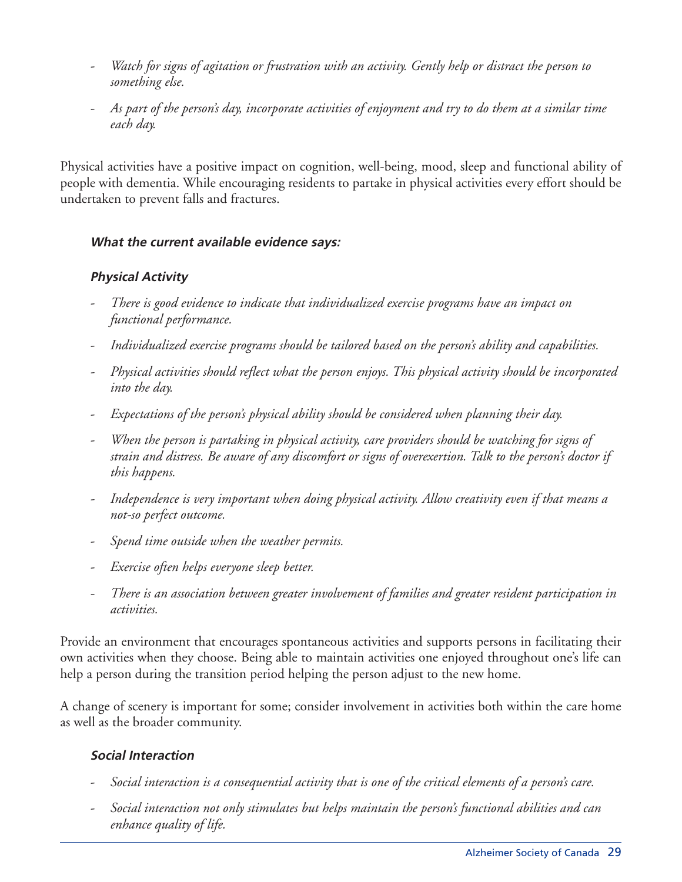- *Watch for signs of agitation or frustration with an activity. Gently help or distract the person to something else.*
- *As part of the person's day, incorporate activities of enjoyment and try to do them at a similar time each day.*

Physical activities have a positive impact on cognition, well-being, mood, sleep and functional ability of people with dementia. While encouraging residents to partake in physical activities every effort should be undertaken to prevent falls and fractures.

***What the current available evidence says:***

***Physical Activity***

- *There is good evidence to indicate that individualized exercise programs have an impact on functional performance.*
- *Individualized exercise programs should be tailored based on the person's ability and capabilities.*
- *Physical activities should reflect what the person enjoys. This physical activity should be incorporated into the day.*
- *Expectations of the person's physical ability should be considered when planning their day.*
- *When the person is partaking in physical activity, care providers should be watching for signs of strain and distress. Be aware of any discomfort or signs of overexertion. Talk to the person's doctor if this happens.*
- *Independence is very important when doing physical activity. Allow creativity even if that means a not-so perfect outcome.*
- *Spend time outside when the weather permits.*
- *Exercise often helps everyone sleep better.*
- *There is an association between greater involvement of families and greater resident participation in activities.*

Provide an environment that encourages spontaneous activities and supports persons in facilitating their own activities when they choose. Being able to maintain activities one enjoyed throughout one's life can help a person during the transition period helping the person adjust to the new home.

A change of scenery is important for some; consider involvement in activities both within the care home as well as the broader community.

***Social Interaction***

- *Social interaction is a consequential activity that is one of the critical elements of a person's care.*
- *Social interaction not only stimulates but helps maintain the person's functional abilities and can enhance quality of life.*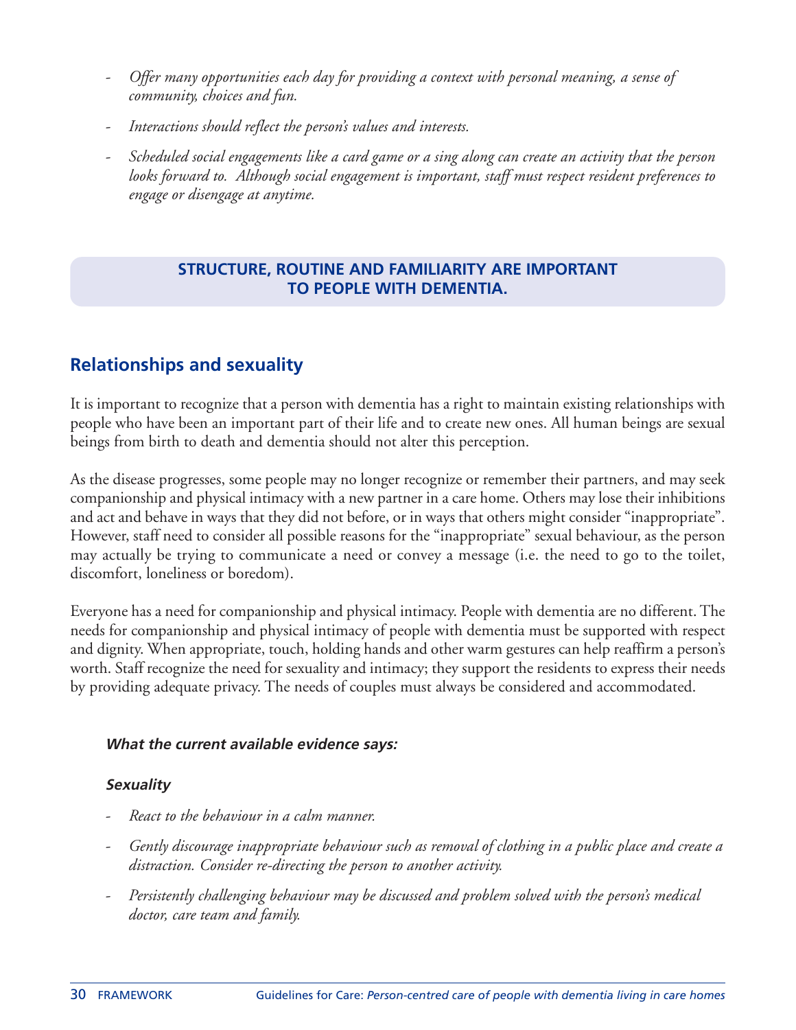- *Offer many opportunities each day for providing a context with personal meaning, a sense of community, choices and fun.*
- *Interactions should reflect the person's values and interests.*
- *Scheduled social engagements like a card game or a sing along can create an activity that the person looks forward to. Although social engagement is important, staff must respect resident preferences to engage or disengage at anytime.*

**STRUCTURE, ROUTINE AND FAMILIARITY ARE IMPORTANT TO PEOPLE WITH DEMENTIA.**

## Relationships and sexuality

It is important to recognize that a person with dementia has a right to maintain existing relationships with people who have been an important part of their life and to create new ones. All human beings are sexual beings from birth to death and dementia should not alter this perception.

As the disease progresses, some people may no longer recognize or remember their partners, and may seek companionship and physical intimacy with a new partner in a care home. Others may lose their inhibitions and act and behave in ways that they did not before, or in ways that others might consider "inappropriate". However, staff need to consider all possible reasons for the "inappropriate" sexual behaviour, as the person may actually be trying to communicate a need or convey a message (i.e. the need to go to the toilet, discomfort, loneliness or boredom).

Everyone has a need for companionship and physical intimacy. People with dementia are no different. The needs for companionship and physical intimacy of people with dementia must be supported with respect and dignity. When appropriate, touch, holding hands and other warm gestures can help reaffirm a person's worth. Staff recognize the need for sexuality and intimacy; they support the residents to express their needs by providing adequate privacy. The needs of couples must always be considered and accommodated.

***What the current available evidence says:***

***Sexuality***

- *React to the behaviour in a calm manner.*
- *Gently discourage inappropriate behaviour such as removal of clothing in a public place and create a distraction. Consider re-directing the person to another activity.*
- *Persistently challenging behaviour may be discussed and problem solved with the person's medical doctor, care team and family.*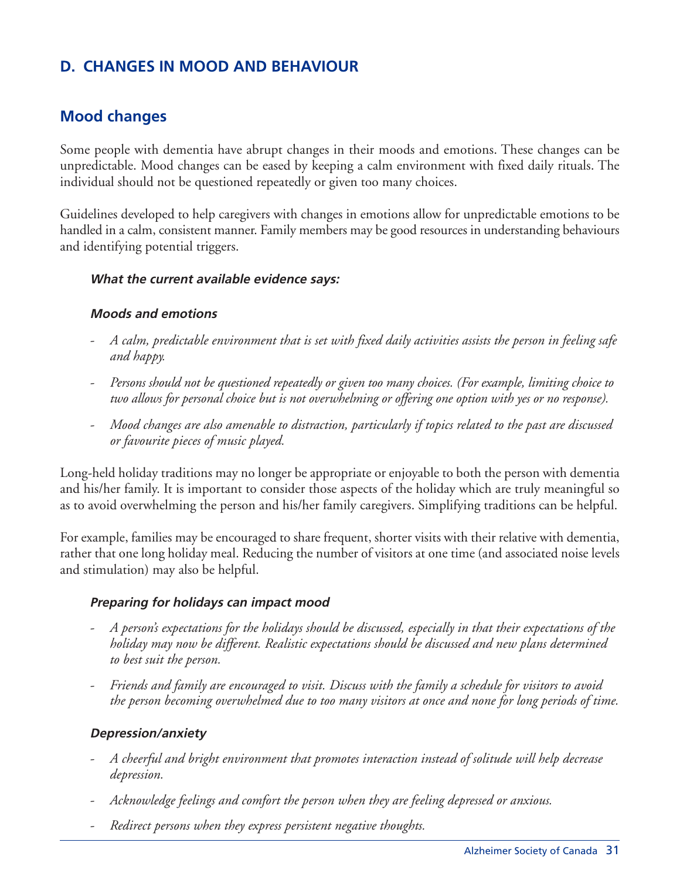## D. CHANGES IN MOOD AND BEHAVIOUR

### Mood changes

Some people with dementia have abrupt changes in their moods and emotions. These changes can be unpredictable. Mood changes can be eased by keeping a calm environment with fixed daily rituals. The individual should not be questioned repeatedly or given too many choices.

Guidelines developed to help caregivers with changes in emotions allow for unpredictable emotions to be handled in a calm, consistent manner. Family members may be good resources in understanding behaviours and identifying potential triggers.

***What the current available evidence says:***

***Moods and emotions***

- *A calm, predictable environment that is set with fixed daily activities assists the person in feeling safe and happy.*
- *Persons should not be questioned repeatedly or given too many choices. (For example, limiting choice to two allows for personal choice but is not overwhelming or offering one option with yes or no response).*
- *Mood changes are also amenable to distraction, particularly if topics related to the past are discussed or favourite pieces of music played.*

Long-held holiday traditions may no longer be appropriate or enjoyable to both the person with dementia and his/her family. It is important to consider those aspects of the holiday which are truly meaningful so as to avoid overwhelming the person and his/her family caregivers. Simplifying traditions can be helpful.

For example, families may be encouraged to share frequent, shorter visits with their relative with dementia, rather that one long holiday meal. Reducing the number of visitors at one time (and associated noise levels and stimulation) may also be helpful.

***Preparing for holidays can impact mood***

- *A person's expectations for the holidays should be discussed, especially in that their expectations of the holiday may now be different. Realistic expectations should be discussed and new plans determined to best suit the person.*
- *Friends and family are encouraged to visit. Discuss with the family a schedule for visitors to avoid the person becoming overwhelmed due to too many visitors at once and none for long periods of time.*

***Depression/anxiety***

- *A cheerful and bright environment that promotes interaction instead of solitude will help decrease depression.*
- *Acknowledge feelings and comfort the person when they are feeling depressed or anxious.*
- *Redirect persons when they express persistent negative thoughts.*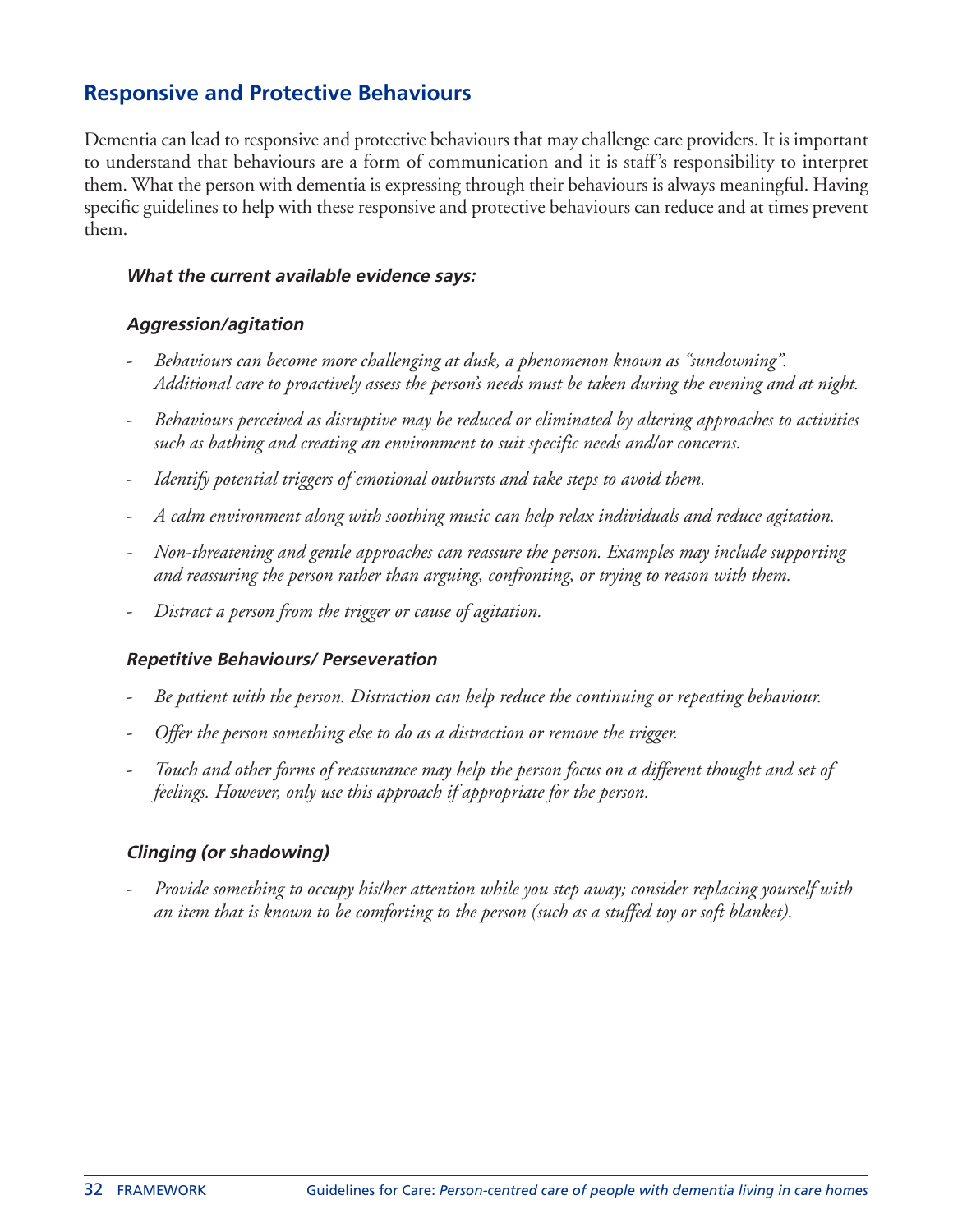## Responsive and Protective Behaviours

Dementia can lead to responsive and protective behaviours that may challenge care providers. It is important to understand that behaviours are a form of communication and it is staff's responsibility to interpret them. What the person with dementia is expressing through their behaviours is always meaningful. Having specific guidelines to help with these responsive and protective behaviours can reduce and at times prevent them.

***What the current available evidence says:***

***Aggression/agitation***

- *Behaviours can become more challenging at dusk, a phenomenon known as "sundowning". Additional care to proactively assess the person's needs must be taken during the evening and at night.*
- *Behaviours perceived as disruptive may be reduced or eliminated by altering approaches to activities such as bathing and creating an environment to suit specific needs and/or concerns.*
- *Identify potential triggers of emotional outbursts and take steps to avoid them.*
- *A calm environment along with soothing music can help relax individuals and reduce agitation.*
- *Non-threatening and gentle approaches can reassure the person. Examples may include supporting and reassuring the person rather than arguing, confronting, or trying to reason with them.*
- *Distract a person from the trigger or cause of agitation.*

***Repetitive Behaviours/ Perseveration***

- *Be patient with the person. Distraction can help reduce the continuing or repeating behaviour.*
- *Offer the person something else to do as a distraction or remove the trigger.*
- *Touch and other forms of reassurance may help the person focus on a different thought and set of feelings. However, only use this approach if appropriate for the person.*

***Clinging (or shadowing)***

- *Provide something to occupy his/her attention while you step away; consider replacing yourself with an item that is known to be comforting to the person (such as a stuffed toy or soft blanket).*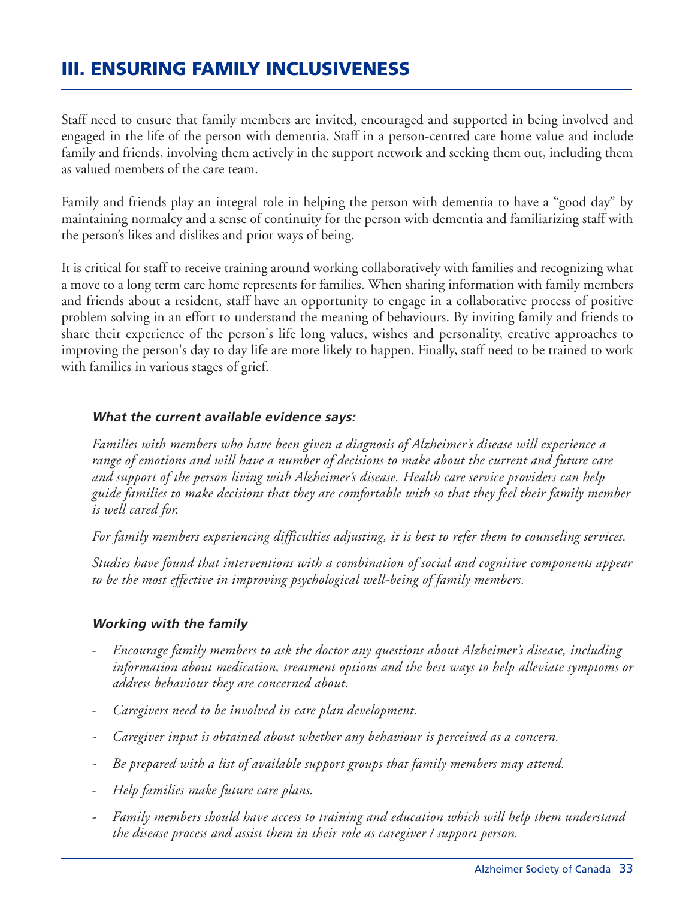## III. ENSURING FAMILY INCLUSIVENESS

Staff need to ensure that family members are invited, encouraged and supported in being involved and engaged in the life of the person with dementia. Staff in a person-centred care home value and include family and friends, involving them actively in the support network and seeking them out, including them as valued members of the care team.

Family and friends play an integral role in helping the person with dementia to have a "good day" by maintaining normalcy and a sense of continuity for the person with dementia and familiarizing staff with the person's likes and dislikes and prior ways of being.

It is critical for staff to receive training around working collaboratively with families and recognizing what a move to a long term care home represents for families. When sharing information with family members and friends about a resident, staff have an opportunity to engage in a collaborative process of positive problem solving in an effort to understand the meaning of behaviours. By inviting family and friends to share their experience of the person's life long values, wishes and personality, creative approaches to improving the person's day to day life are more likely to happen. Finally, staff need to be trained to work with families in various stages of grief.

***What the current available evidence says:***

*Families with members who have been given a diagnosis of Alzheimer's disease will experience a range of emotions and will have a number of decisions to make about the current and future care and support of the person living with Alzheimer's disease. Health care service providers can help guide families to make decisions that they are comfortable with so that they feel their family member is well cared for.*

*For family members experiencing difficulties adjusting, it is best to refer them to counseling services.*

*Studies have found that interventions with a combination of social and cognitive components appear to be the most effective in improving psychological well-being of family members.*

***Working with the family***

- *Encourage family members to ask the doctor any questions about Alzheimer's disease, including information about medication, treatment options and the best ways to help alleviate symptoms or address behaviour they are concerned about.*
- *Caregivers need to be involved in care plan development.*
- *Caregiver input is obtained about whether any behaviour is perceived as a concern.*
- *Be prepared with a list of available support groups that family members may attend.*
- *Help families make future care plans.*
- *Family members should have access to training and education which will help them understand the disease process and assist them in their role as caregiver / support person.*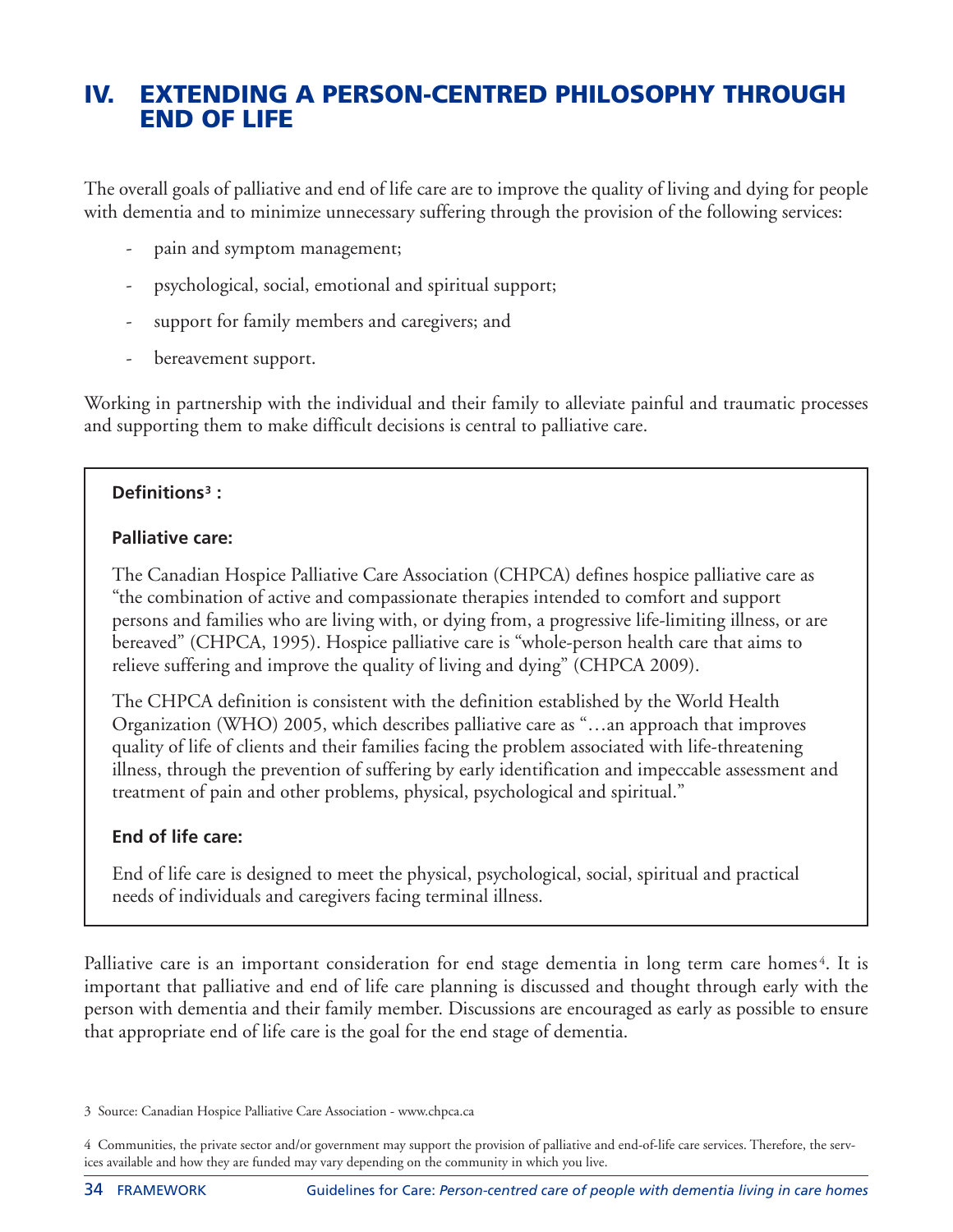# IV. EXTENDING A PERSON-CENTRED PHILOSOPHY THROUGH END OF LIFE

The overall goals of palliative and end of life care are to improve the quality of living and dying for people with dementia and to minimize unnecessary suffering through the provision of the following services:

- pain and symptom management;
- psychological, social, emotional and spiritual support;
- support for family members and caregivers; and
- bereavement support.

Working in partnership with the individual and their family to alleviate painful and traumatic processes and supporting them to make difficult decisions is central to palliative care.

**Definitions[3] :**

**Palliative care:**

The Canadian Hospice Palliative Care Association (CHPCA) defines hospice palliative care as "the combination of active and compassionate therapies intended to comfort and support persons and families who are living with, or dying from, a progressive life-limiting illness, or are bereaved" (CHPCA, 1995). Hospice palliative care is "whole-person health care that aims to relieve suffering and improve the quality of living and dying" (CHPCA 2009).

The CHPCA definition is consistent with the definition established by the World Health Organization (WHO) 2005, which describes palliative care as "…an approach that improves quality of life of clients and their families facing the problem associated with life-threatening illness, through the prevention of suffering by early identification and impeccable assessment and treatment of pain and other problems, physical, psychological and spiritual."

**End of life care:**

End of life care is designed to meet the physical, psychological, social, spiritual and practical needs of individuals and caregivers facing terminal illness.

Palliative care is an important consideration for end stage dementia in long term care homes[4]. It is important that palliative and end of life care planning is discussed and thought through early with the person with dementia and their family member. Discussions are encouraged as early as possible to ensure that appropriate end of life care is the goal for the end stage of dementia.

3 Source: Canadian Hospice Palliative Care Association - www.chpca.ca

4 Communities, the private sector and/or government may support the provision of palliative and end-of-life care services. Therefore, the services available and how they are funded may vary depending on the community in which you live.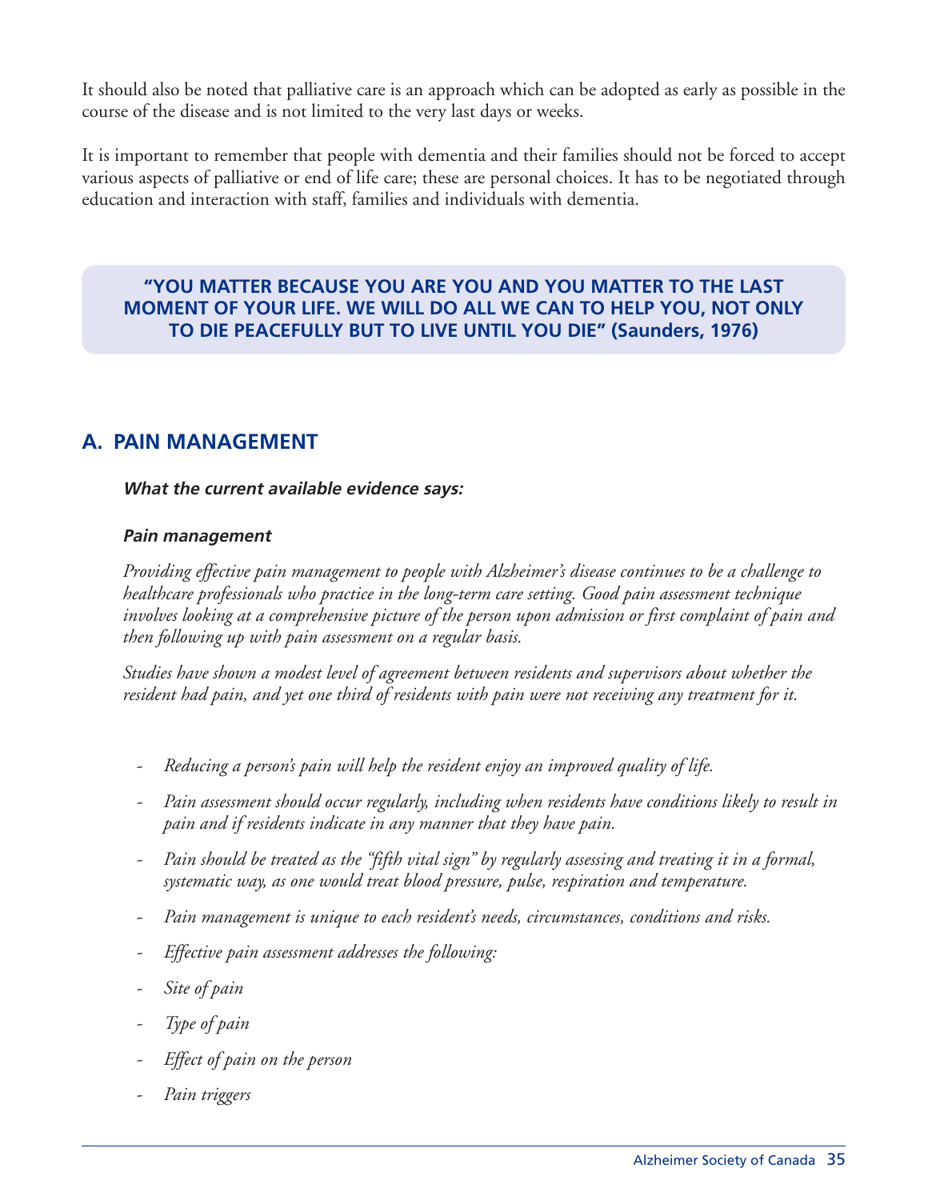It should also be noted that palliative care is an approach which can be adopted as early as possible in the course of the disease and is not limited to the very last days or weeks.

It is important to remember that people with dementia and their families should not be forced to accept various aspects of palliative or end of life care; these are personal choices. It has to be negotiated through education and interaction with staff, families and individuals with dementia.

> **"YOU MATTER BECAUSE YOU ARE YOU AND YOU MATTER TO THE LAST MOMENT OF YOUR LIFE. WE WILL DO ALL WE CAN TO HELP YOU, NOT ONLY TO DIE PEACEFULLY BUT TO LIVE UNTIL YOU DIE" (Saunders, 1976)**

## A. PAIN MANAGEMENT

***What the current available evidence says:***

***Pain management***

*Providing effective pain management to people with Alzheimer's disease continues to be a challenge to healthcare professionals who practice in the long-term care setting. Good pain assessment technique involves looking at a comprehensive picture of the person upon admission or first complaint of pain and then following up with pain assessment on a regular basis.*

*Studies have shown a modest level of agreement between residents and supervisors about whether the resident had pain, and yet one third of residents with pain were not receiving any treatment for it.*

- *Reducing a person's pain will help the resident enjoy an improved quality of life.*
- *Pain assessment should occur regularly, including when residents have conditions likely to result in pain and if residents indicate in any manner that they have pain.*
- *Pain should be treated as the "fifth vital sign" by regularly assessing and treating it in a formal, systematic way, as one would treat blood pressure, pulse, respiration and temperature.*
- *Pain management is unique to each resident's needs, circumstances, conditions and risks.*
- *Effective pain assessment addresses the following:*
- *Site of pain*
- *Type of pain*
- *Effect of pain on the person*
- *Pain triggers*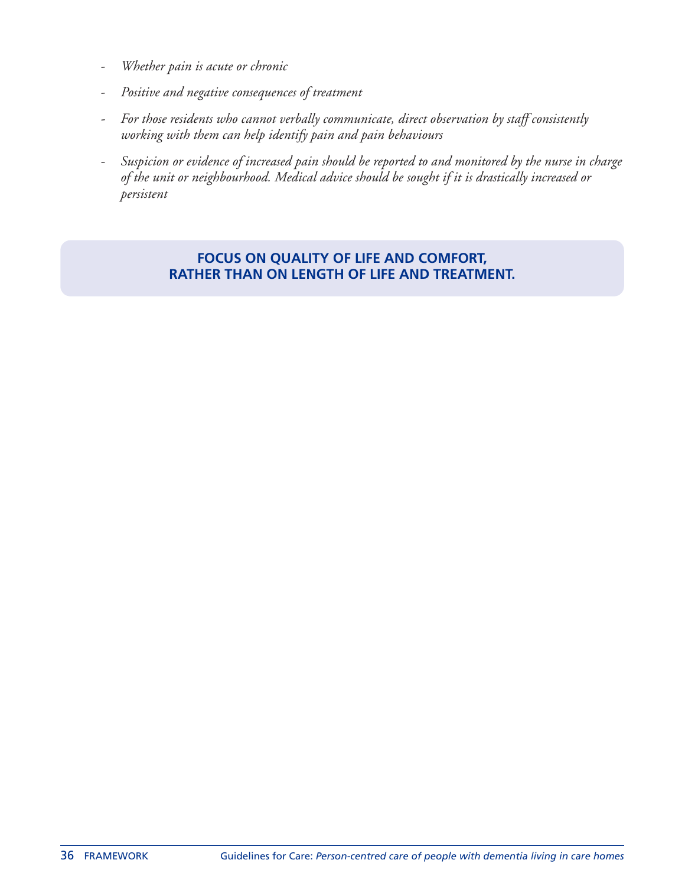- *Whether pain is acute or chronic*
- *Positive and negative consequences of treatment*
- *For those residents who cannot verbally communicate, direct observation by staff consistently working with them can help identify pain and pain behaviours*
- *Suspicion or evidence of increased pain should be reported to and monitored by the nurse in charge of the unit or neighbourhood. Medical advice should be sought if it is drastically increased or persistent*

**FOCUS ON QUALITY OF LIFE AND COMFORT, RATHER THAN ON LENGTH OF LIFE AND TREATMENT.**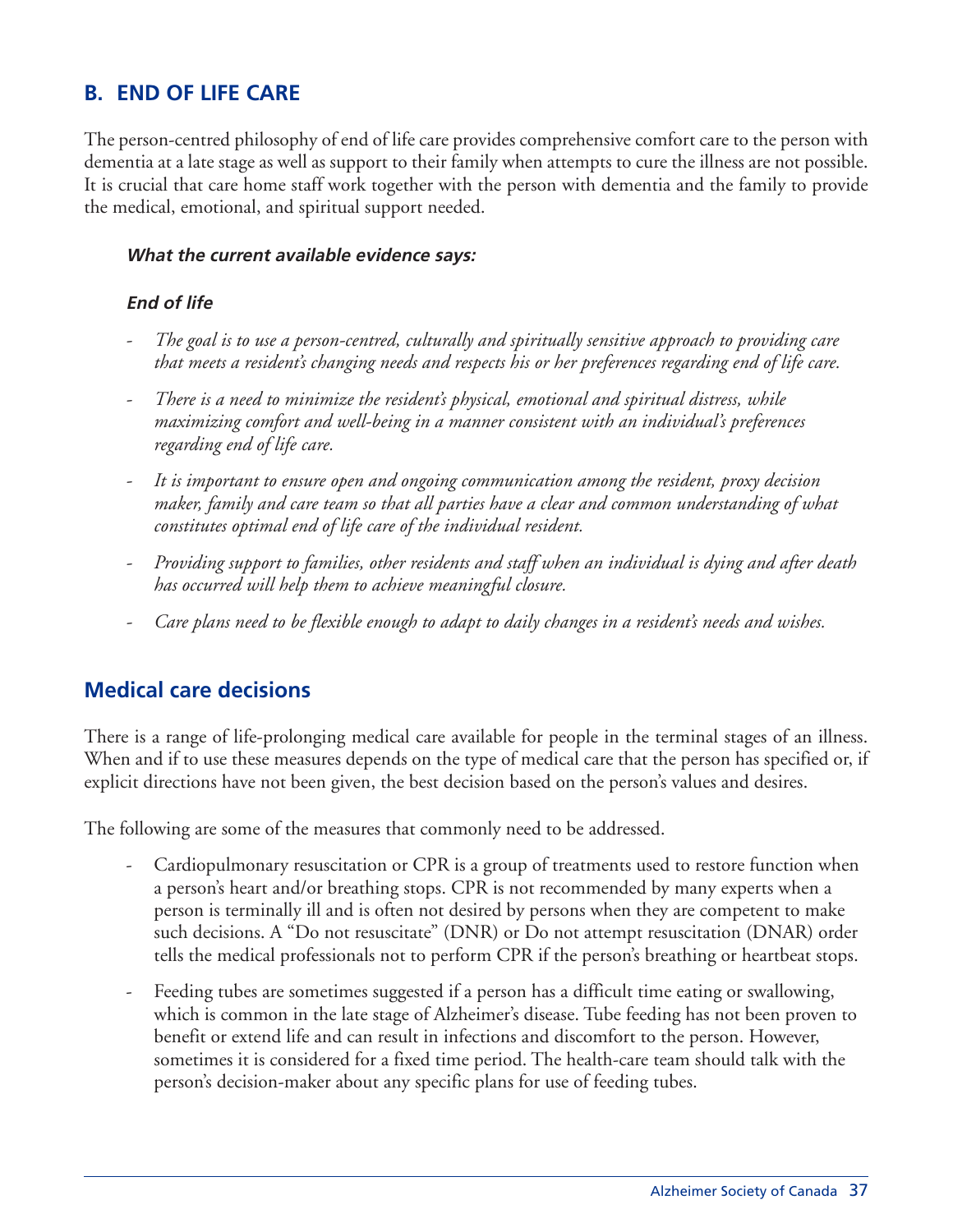## B. END OF LIFE CARE

The person-centred philosophy of end of life care provides comprehensive comfort care to the person with dementia at a late stage as well as support to their family when attempts to cure the illness are not possible. It is crucial that care home staff work together with the person with dementia and the family to provide the medical, emotional, and spiritual support needed.

***What the current available evidence says:***

***End of life***

- *The goal is to use a person-centred, culturally and spiritually sensitive approach to providing care that meets a resident's changing needs and respects his or her preferences regarding end of life care.*
- *There is a need to minimize the resident's physical, emotional and spiritual distress, while maximizing comfort and well-being in a manner consistent with an individual's preferences regarding end of life care.*
- *It is important to ensure open and ongoing communication among the resident, proxy decision maker, family and care team so that all parties have a clear and common understanding of what constitutes optimal end of life care of the individual resident.*
- *Providing support to families, other residents and staff when an individual is dying and after death has occurred will help them to achieve meaningful closure.*
- *Care plans need to be flexible enough to adapt to daily changes in a resident's needs and wishes.*

## Medical care decisions

There is a range of life-prolonging medical care available for people in the terminal stages of an illness. When and if to use these measures depends on the type of medical care that the person has specified or, if explicit directions have not been given, the best decision based on the person's values and desires.

The following are some of the measures that commonly need to be addressed.

- Cardiopulmonary resuscitation or CPR is a group of treatments used to restore function when a person's heart and/or breathing stops. CPR is not recommended by many experts when a person is terminally ill and is often not desired by persons when they are competent to make such decisions. A "Do not resuscitate" (DNR) or Do not attempt resuscitation (DNAR) order tells the medical professionals not to perform CPR if the person's breathing or heartbeat stops.
- Feeding tubes are sometimes suggested if a person has a difficult time eating or swallowing, which is common in the late stage of Alzheimer's disease. Tube feeding has not been proven to benefit or extend life and can result in infections and discomfort to the person. However, sometimes it is considered for a fixed time period. The health-care team should talk with the person's decision-maker about any specific plans for use of feeding tubes.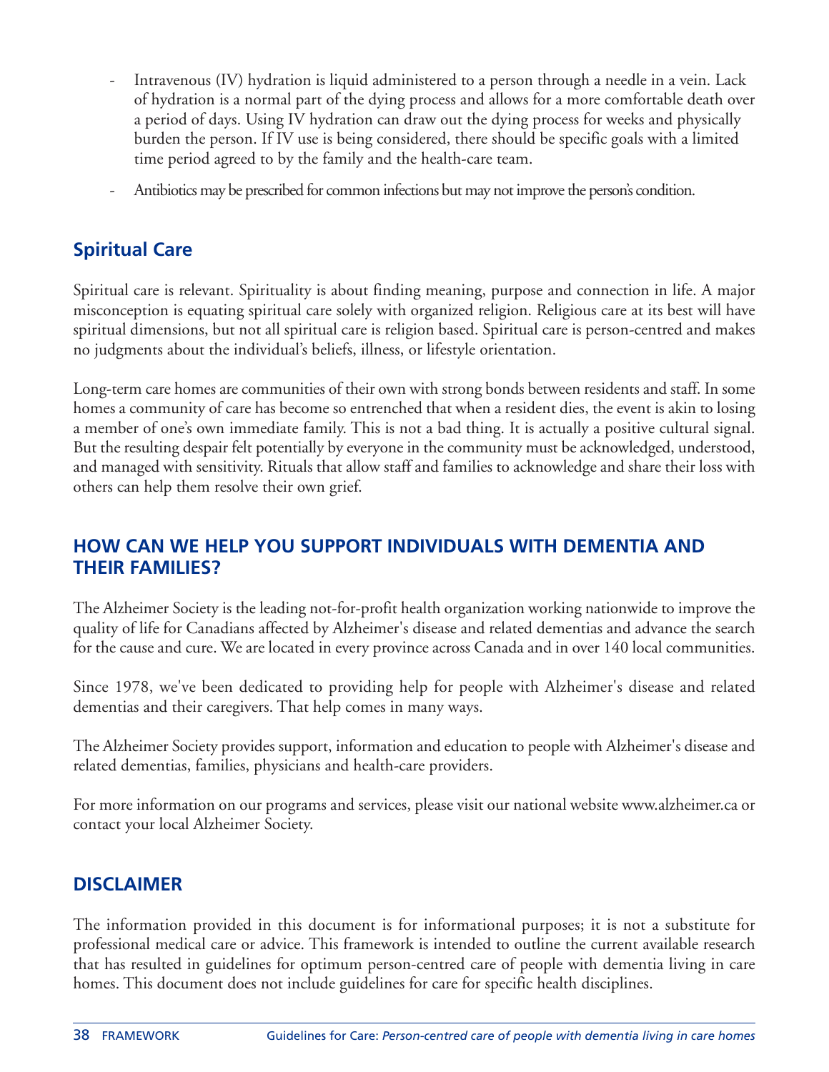- Intravenous (IV) hydration is liquid administered to a person through a needle in a vein. Lack of hydration is a normal part of the dying process and allows for a more comfortable death over a period of days. Using IV hydration can draw out the dying process for weeks and physically burden the person. If IV use is being considered, there should be specific goals with a limited time period agreed to by the family and the health-care team.
- Antibiotics may be prescribed for common infections but may not improve the person's condition.

## Spiritual Care

Spiritual care is relevant. Spirituality is about finding meaning, purpose and connection in life. A major misconception is equating spiritual care solely with organized religion. Religious care at its best will have spiritual dimensions, but not all spiritual care is religion based. Spiritual care is person-centred and makes no judgments about the individual's beliefs, illness, or lifestyle orientation.

Long-term care homes are communities of their own with strong bonds between residents and staff. In some homes a community of care has become so entrenched that when a resident dies, the event is akin to losing a member of one's own immediate family. This is not a bad thing. It is actually a positive cultural signal. But the resulting despair felt potentially by everyone in the community must be acknowledged, understood, and managed with sensitivity. Rituals that allow staff and families to acknowledge and share their loss with others can help them resolve their own grief.

## HOW CAN WE HELP YOU SUPPORT INDIVIDUALS WITH DEMENTIA AND THEIR FAMILIES?

The Alzheimer Society is the leading not-for-profit health organization working nationwide to improve the quality of life for Canadians affected by Alzheimer's disease and related dementias and advance the search for the cause and cure. We are located in every province across Canada and in over 140 local communities.

Since 1978, we've been dedicated to providing help for people with Alzheimer's disease and related dementias and their caregivers. That help comes in many ways.

The Alzheimer Society provides support, information and education to people with Alzheimer's disease and related dementias, families, physicians and health-care providers.

For more information on our programs and services, please visit our national website www.alzheimer.ca or contact your local Alzheimer Society.

## DISCLAIMER

The information provided in this document is for informational purposes; it is not a substitute for professional medical care or advice. This framework is intended to outline the current available research that has resulted in guidelines for optimum person-centred care of people with dementia living in care homes. This document does not include guidelines for care for specific health disciplines.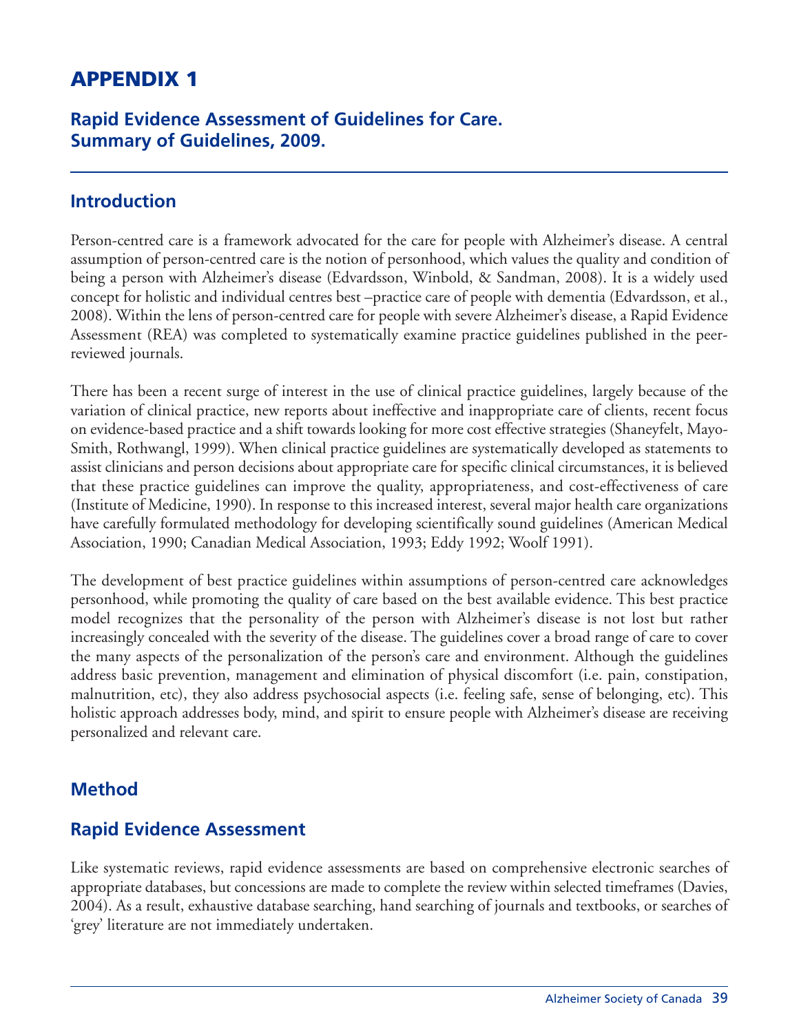# APPENDIX 1

### Rapid Evidence Assessment of Guidelines for Care. Summary of Guidelines, 2009.

## Introduction

Person-centred care is a framework advocated for the care for people with Alzheimer's disease. A central assumption of person-centred care is the notion of personhood, which values the quality and condition of being a person with Alzheimer's disease (Edvardsson, Winbold, & Sandman, 2008). It is a widely used concept for holistic and individual centres best –practice care of people with dementia (Edvardsson, et al., 2008). Within the lens of person-centred care for people with severe Alzheimer's disease, a Rapid Evidence Assessment (REA) was completed to systematically examine practice guidelines published in the peer-reviewed journals.

There has been a recent surge of interest in the use of clinical practice guidelines, largely because of the variation of clinical practice, new reports about ineffective and inappropriate care of clients, recent focus on evidence-based practice and a shift towards looking for more cost effective strategies (Shaneyfelt, Mayo-Smith, Rothwangl, 1999). When clinical practice guidelines are systematically developed as statements to assist clinicians and person decisions about appropriate care for specific clinical circumstances, it is believed that these practice guidelines can improve the quality, appropriateness, and cost-effectiveness of care (Institute of Medicine, 1990). In response to this increased interest, several major health care organizations have carefully formulated methodology for developing scientifically sound guidelines (American Medical Association, 1990; Canadian Medical Association, 1993; Eddy 1992; Woolf 1991).

The development of best practice guidelines within assumptions of person-centred care acknowledges personhood, while promoting the quality of care based on the best available evidence. This best practice model recognizes that the personality of the person with Alzheimer's disease is not lost but rather increasingly concealed with the severity of the disease. The guidelines cover a broad range of care to cover the many aspects of the personalization of the person's care and environment. Although the guidelines address basic prevention, management and elimination of physical discomfort (i.e. pain, constipation, malnutrition, etc), they also address psychosocial aspects (i.e. feeling safe, sense of belonging, etc). This holistic approach addresses body, mind, and spirit to ensure people with Alzheimer's disease are receiving personalized and relevant care.

## Method

## Rapid Evidence Assessment

Like systematic reviews, rapid evidence assessments are based on comprehensive electronic searches of appropriate databases, but concessions are made to complete the review within selected timeframes (Davies, 2004). As a result, exhaustive database searching, hand searching of journals and textbooks, or searches of 'grey' literature are not immediately undertaken.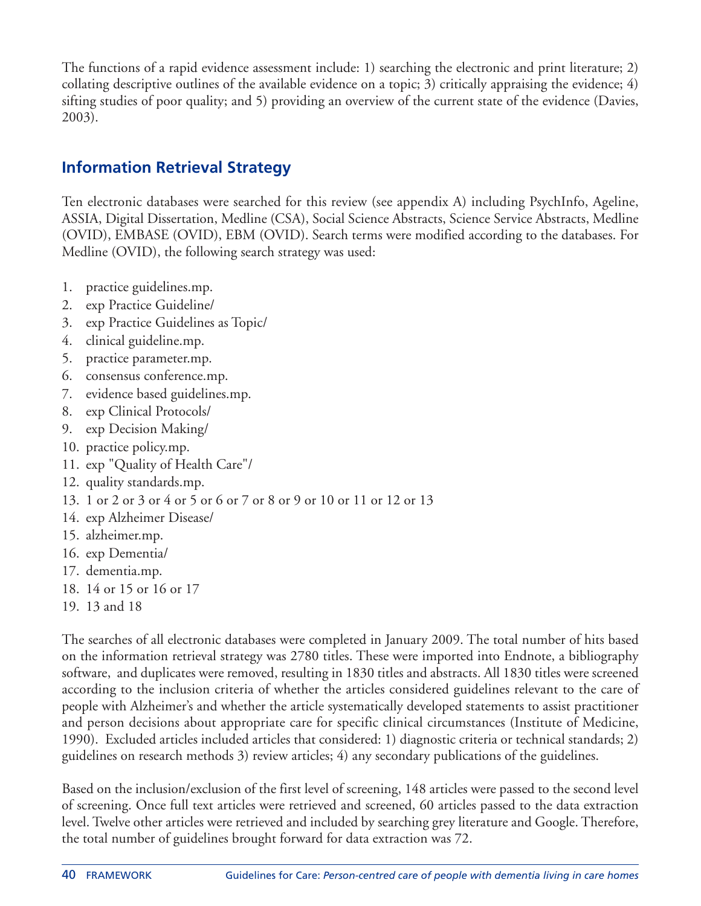The functions of a rapid evidence assessment include: 1) searching the electronic and print literature; 2) collating descriptive outlines of the available evidence on a topic; 3) critically appraising the evidence; 4) sifting studies of poor quality; and 5) providing an overview of the current state of the evidence (Davies, 2003).

## Information Retrieval Strategy

Ten electronic databases were searched for this review (see appendix A) including PsychInfo, Ageline, ASSIA, Digital Dissertation, Medline (CSA), Social Science Abstracts, Science Service Abstracts, Medline (OVID), EMBASE (OVID), EBM (OVID). Search terms were modified according to the databases. For Medline (OVID), the following search strategy was used:

1. practice guidelines.mp.
2. exp Practice Guideline/
3. exp Practice Guidelines as Topic/
4. clinical guideline.mp.
5. practice parameter.mp.
6. consensus conference.mp.
7. evidence based guidelines.mp.
8. exp Clinical Protocols/
9. exp Decision Making/
10. practice policy.mp.
11. exp "Quality of Health Care"/
12. quality standards.mp.
13. 1 or 2 or 3 or 4 or 5 or 6 or 7 or 8 or 9 or 10 or 11 or 12 or 13
14. exp Alzheimer Disease/
15. alzheimer.mp.
16. exp Dementia/
17. dementia.mp.
18. 14 or 15 or 16 or 17
19. 13 and 18

The searches of all electronic databases were completed in January 2009. The total number of hits based on the information retrieval strategy was 2780 titles. These were imported into Endnote, a bibliography software, and duplicates were removed, resulting in 1830 titles and abstracts. All 1830 titles were screened according to the inclusion criteria of whether the articles considered guidelines relevant to the care of people with Alzheimer's and whether the article systematically developed statements to assist practitioner and person decisions about appropriate care for specific clinical circumstances (Institute of Medicine, 1990). Excluded articles included articles that considered: 1) diagnostic criteria or technical standards; 2) guidelines on research methods 3) review articles; 4) any secondary publications of the guidelines.

Based on the inclusion/exclusion of the first level of screening, 148 articles were passed to the second level of screening. Once full text articles were retrieved and screened, 60 articles passed to the data extraction level. Twelve other articles were retrieved and included by searching grey literature and Google. Therefore, the total number of guidelines brought forward for data extraction was 72.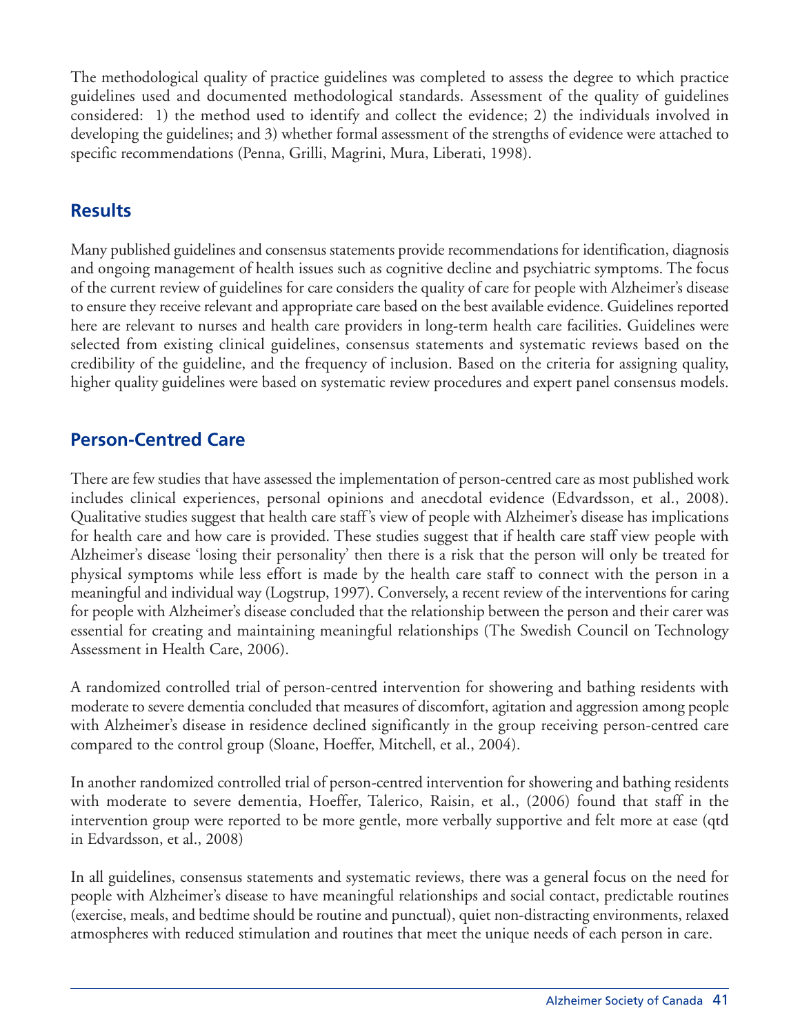The methodological quality of practice guidelines was completed to assess the degree to which practice guidelines used and documented methodological standards. Assessment of the quality of guidelines considered: 1) the method used to identify and collect the evidence; 2) the individuals involved in developing the guidelines; and 3) whether formal assessment of the strengths of evidence were attached to specific recommendations (Penna, Grilli, Magrini, Mura, Liberati, 1998).

## Results

Many published guidelines and consensus statements provide recommendations for identification, diagnosis and ongoing management of health issues such as cognitive decline and psychiatric symptoms. The focus of the current review of guidelines for care considers the quality of care for people with Alzheimer's disease to ensure they receive relevant and appropriate care based on the best available evidence. Guidelines reported here are relevant to nurses and health care providers in long-term health care facilities. Guidelines were selected from existing clinical guidelines, consensus statements and systematic reviews based on the credibility of the guideline, and the frequency of inclusion. Based on the criteria for assigning quality, higher quality guidelines were based on systematic review procedures and expert panel consensus models.

## Person-Centred Care

There are few studies that have assessed the implementation of person-centred care as most published work includes clinical experiences, personal opinions and anecdotal evidence (Edvardsson, et al., 2008). Qualitative studies suggest that health care staff's view of people with Alzheimer's disease has implications for health care and how care is provided. These studies suggest that if health care staff view people with Alzheimer's disease 'losing their personality' then there is a risk that the person will only be treated for physical symptoms while less effort is made by the health care staff to connect with the person in a meaningful and individual way (Logstrup, 1997). Conversely, a recent review of the interventions for caring for people with Alzheimer's disease concluded that the relationship between the person and their carer was essential for creating and maintaining meaningful relationships (The Swedish Council on Technology Assessment in Health Care, 2006).

A randomized controlled trial of person-centred intervention for showering and bathing residents with moderate to severe dementia concluded that measures of discomfort, agitation and aggression among people with Alzheimer's disease in residence declined significantly in the group receiving person-centred care compared to the control group (Sloane, Hoeffer, Mitchell, et al., 2004).

In another randomized controlled trial of person-centred intervention for showering and bathing residents with moderate to severe dementia, Hoeffer, Talerico, Raisin, et al., (2006) found that staff in the intervention group were reported to be more gentle, more verbally supportive and felt more at ease (qtd in Edvardsson, et al., 2008)

In all guidelines, consensus statements and systematic reviews, there was a general focus on the need for people with Alzheimer's disease to have meaningful relationships and social contact, predictable routines (exercise, meals, and bedtime should be routine and punctual), quiet non-distracting environments, relaxed atmospheres with reduced stimulation and routines that meet the unique needs of each person in care.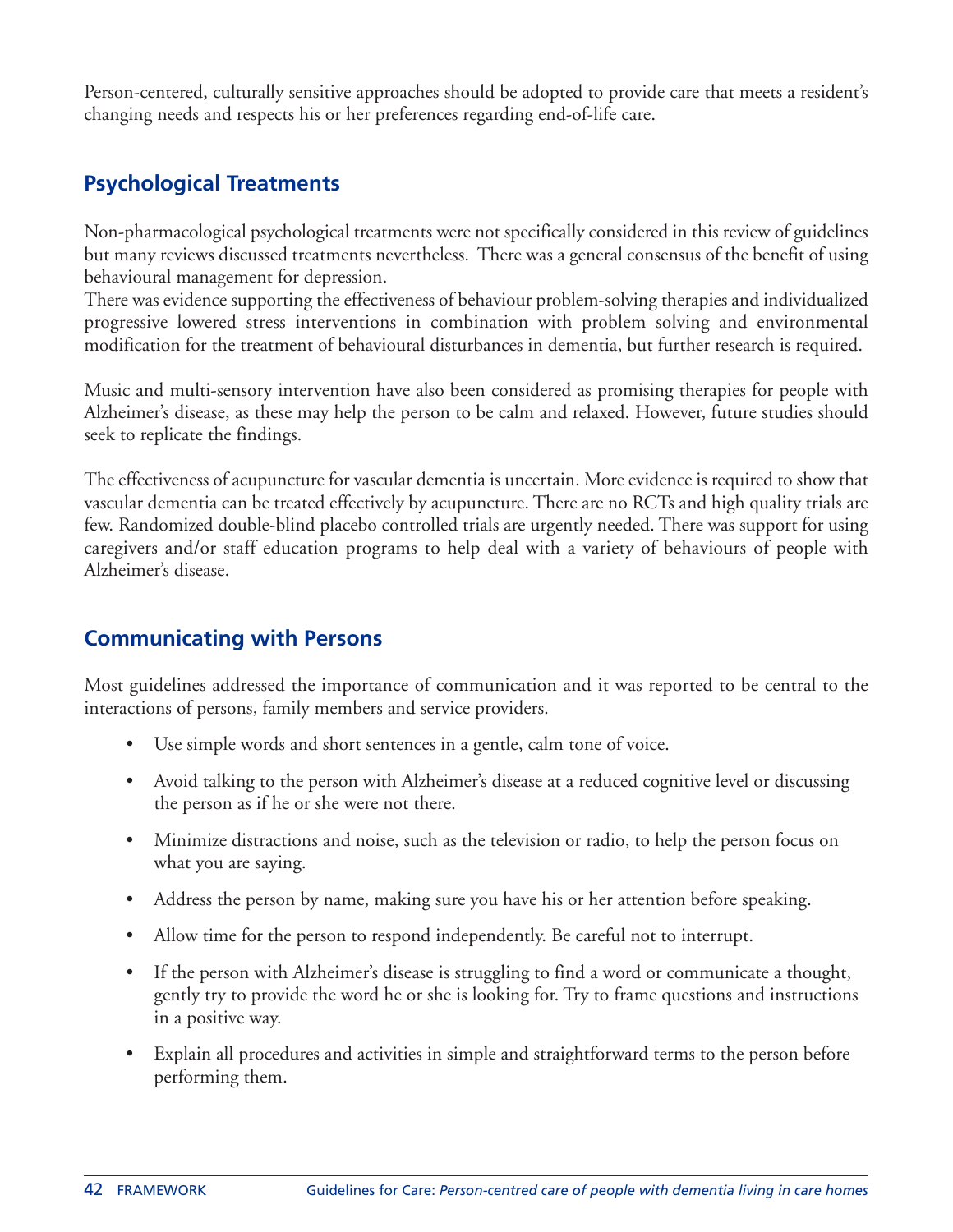Person-centered, culturally sensitive approaches should be adopted to provide care that meets a resident's changing needs and respects his or her preferences regarding end-of-life care.

## Psychological Treatments

Non-pharmacological psychological treatments were not specifically considered in this review of guidelines but many reviews discussed treatments nevertheless. There was a general consensus of the benefit of using behavioural management for depression.
There was evidence supporting the effectiveness of behaviour problem-solving therapies and individualized progressive lowered stress interventions in combination with problem solving and environmental modification for the treatment of behavioural disturbances in dementia, but further research is required.

Music and multi-sensory intervention have also been considered as promising therapies for people with Alzheimer's disease, as these may help the person to be calm and relaxed. However, future studies should seek to replicate the findings.

The effectiveness of acupuncture for vascular dementia is uncertain. More evidence is required to show that vascular dementia can be treated effectively by acupuncture. There are no RCTs and high quality trials are few. Randomized double-blind placebo controlled trials are urgently needed. There was support for using caregivers and/or staff education programs to help deal with a variety of behaviours of people with Alzheimer's disease.

## Communicating with Persons

Most guidelines addressed the importance of communication and it was reported to be central to the interactions of persons, family members and service providers.

- Use simple words and short sentences in a gentle, calm tone of voice.
- Avoid talking to the person with Alzheimer's disease at a reduced cognitive level or discussing the person as if he or she were not there.
- Minimize distractions and noise, such as the television or radio, to help the person focus on what you are saying.
- Address the person by name, making sure you have his or her attention before speaking.
- Allow time for the person to respond independently. Be careful not to interrupt.
- If the person with Alzheimer's disease is struggling to find a word or communicate a thought, gently try to provide the word he or she is looking for. Try to frame questions and instructions in a positive way.
- Explain all procedures and activities in simple and straightforward terms to the person before performing them.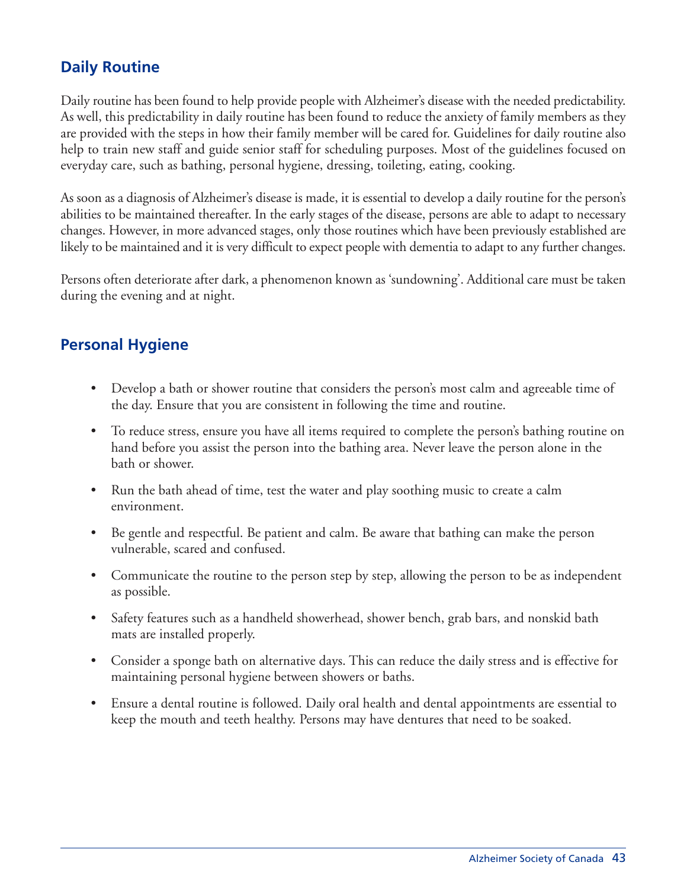## Daily Routine

Daily routine has been found to help provide people with Alzheimer's disease with the needed predictability. As well, this predictability in daily routine has been found to reduce the anxiety of family members as they are provided with the steps in how their family member will be cared for. Guidelines for daily routine also help to train new staff and guide senior staff for scheduling purposes. Most of the guidelines focused on everyday care, such as bathing, personal hygiene, dressing, toileting, eating, cooking.

As soon as a diagnosis of Alzheimer's disease is made, it is essential to develop a daily routine for the person's abilities to be maintained thereafter. In the early stages of the disease, persons are able to adapt to necessary changes. However, in more advanced stages, only those routines which have been previously established are likely to be maintained and it is very difficult to expect people with dementia to adapt to any further changes.

Persons often deteriorate after dark, a phenomenon known as 'sundowning'. Additional care must be taken during the evening and at night.

## Personal Hygiene

- Develop a bath or shower routine that considers the person's most calm and agreeable time of the day. Ensure that you are consistent in following the time and routine.
- To reduce stress, ensure you have all items required to complete the person's bathing routine on hand before you assist the person into the bathing area. Never leave the person alone in the bath or shower.
- Run the bath ahead of time, test the water and play soothing music to create a calm environment.
- Be gentle and respectful. Be patient and calm. Be aware that bathing can make the person vulnerable, scared and confused.
- Communicate the routine to the person step by step, allowing the person to be as independent as possible.
- Safety features such as a handheld showerhead, shower bench, grab bars, and nonskid bath mats are installed properly.
- Consider a sponge bath on alternative days. This can reduce the daily stress and is effective for maintaining personal hygiene between showers or baths.
- Ensure a dental routine is followed. Daily oral health and dental appointments are essential to keep the mouth and teeth healthy. Persons may have dentures that need to be soaked.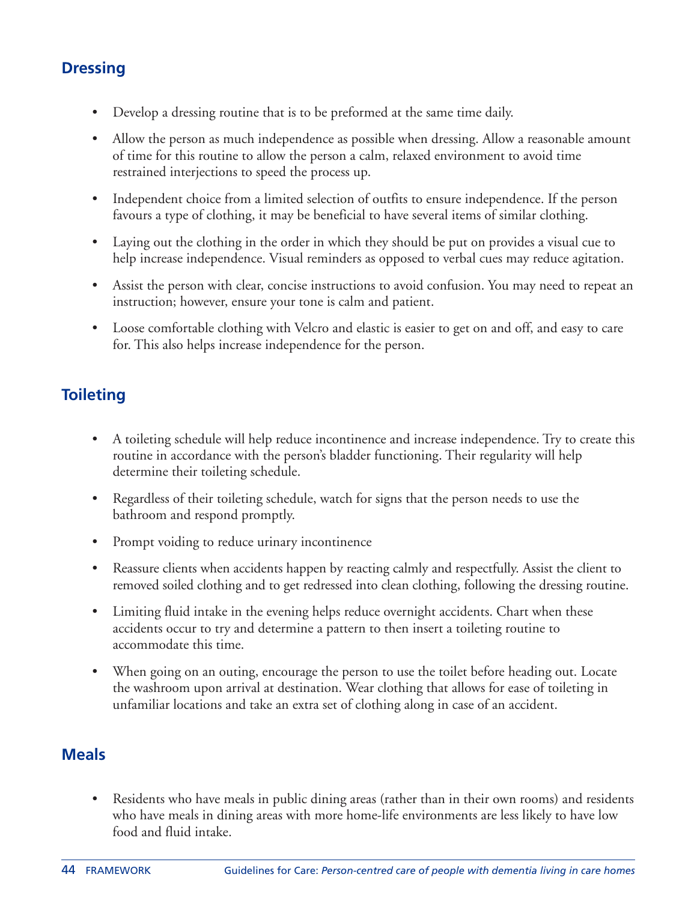## Dressing

- Develop a dressing routine that is to be preformed at the same time daily.
- Allow the person as much independence as possible when dressing. Allow a reasonable amount of time for this routine to allow the person a calm, relaxed environment to avoid time restrained interjections to speed the process up.
- Independent choice from a limited selection of outfits to ensure independence. If the person favours a type of clothing, it may be beneficial to have several items of similar clothing.
- Laying out the clothing in the order in which they should be put on provides a visual cue to help increase independence. Visual reminders as opposed to verbal cues may reduce agitation.
- Assist the person with clear, concise instructions to avoid confusion. You may need to repeat an instruction; however, ensure your tone is calm and patient.
- Loose comfortable clothing with Velcro and elastic is easier to get on and off, and easy to care for. This also helps increase independence for the person.

## Toileting

- A toileting schedule will help reduce incontinence and increase independence. Try to create this routine in accordance with the person's bladder functioning. Their regularity will help determine their toileting schedule.
- Regardless of their toileting schedule, watch for signs that the person needs to use the bathroom and respond promptly.
- Prompt voiding to reduce urinary incontinence
- Reassure clients when accidents happen by reacting calmly and respectfully. Assist the client to removed soiled clothing and to get redressed into clean clothing, following the dressing routine.
- Limiting fluid intake in the evening helps reduce overnight accidents. Chart when these accidents occur to try and determine a pattern to then insert a toileting routine to accommodate this time.
- When going on an outing, encourage the person to use the toilet before heading out. Locate the washroom upon arrival at destination. Wear clothing that allows for ease of toileting in unfamiliar locations and take an extra set of clothing along in case of an accident.

## Meals

- Residents who have meals in public dining areas (rather than in their own rooms) and residents who have meals in dining areas with more home-life environments are less likely to have low food and fluid intake.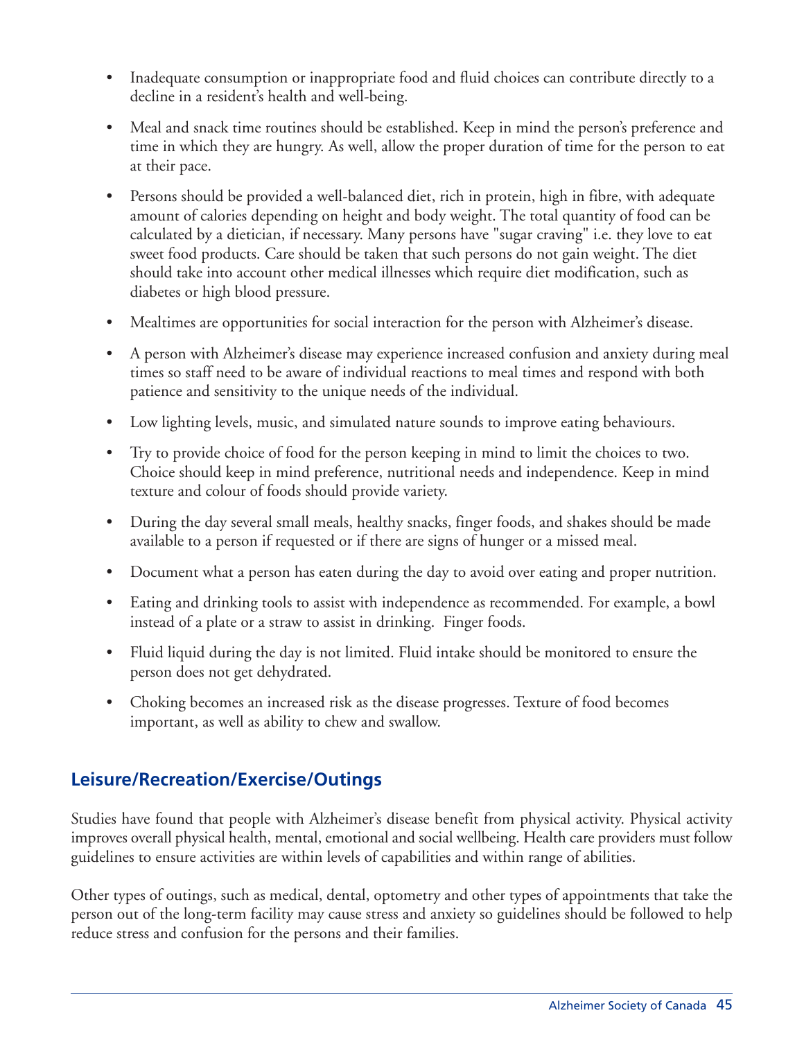- Inadequate consumption or inappropriate food and fluid choices can contribute directly to a decline in a resident's health and well-being.
- Meal and snack time routines should be established. Keep in mind the person's preference and time in which they are hungry. As well, allow the proper duration of time for the person to eat at their pace.
- Persons should be provided a well-balanced diet, rich in protein, high in fibre, with adequate amount of calories depending on height and body weight. The total quantity of food can be calculated by a dietician, if necessary. Many persons have "sugar craving" i.e. they love to eat sweet food products. Care should be taken that such persons do not gain weight. The diet should take into account other medical illnesses which require diet modification, such as diabetes or high blood pressure.
- Mealtimes are opportunities for social interaction for the person with Alzheimer's disease.
- A person with Alzheimer's disease may experience increased confusion and anxiety during meal times so staff need to be aware of individual reactions to meal times and respond with both patience and sensitivity to the unique needs of the individual.
- Low lighting levels, music, and simulated nature sounds to improve eating behaviours.
- Try to provide choice of food for the person keeping in mind to limit the choices to two. Choice should keep in mind preference, nutritional needs and independence. Keep in mind texture and colour of foods should provide variety.
- During the day several small meals, healthy snacks, finger foods, and shakes should be made available to a person if requested or if there are signs of hunger or a missed meal.
- Document what a person has eaten during the day to avoid over eating and proper nutrition.
- Eating and drinking tools to assist with independence as recommended. For example, a bowl instead of a plate or a straw to assist in drinking. Finger foods.
- Fluid liquid during the day is not limited. Fluid intake should be monitored to ensure the person does not get dehydrated.
- Choking becomes an increased risk as the disease progresses. Texture of food becomes important, as well as ability to chew and swallow.

## Leisure/Recreation/Exercise/Outings

Studies have found that people with Alzheimer's disease benefit from physical activity. Physical activity improves overall physical health, mental, emotional and social wellbeing. Health care providers must follow guidelines to ensure activities are within levels of capabilities and within range of abilities.

Other types of outings, such as medical, dental, optometry and other types of appointments that take the person out of the long-term facility may cause stress and anxiety so guidelines should be followed to help reduce stress and confusion for the persons and their families.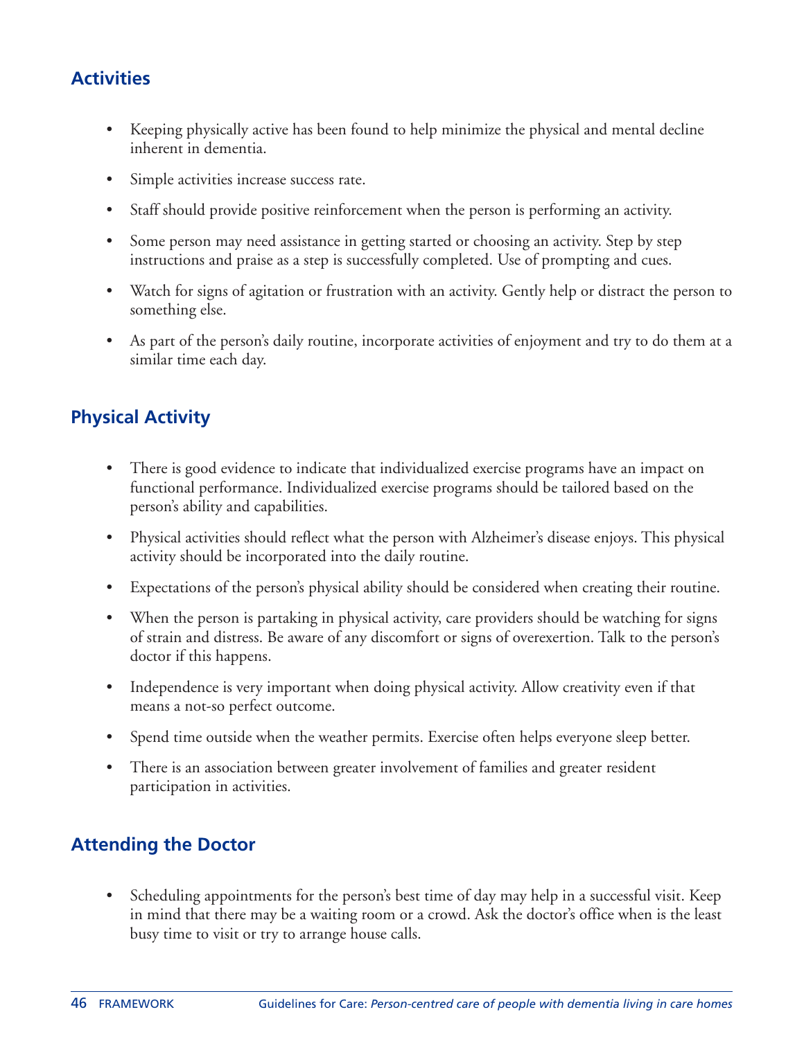## Activities

- Keeping physically active has been found to help minimize the physical and mental decline inherent in dementia.
- Simple activities increase success rate.
- Staff should provide positive reinforcement when the person is performing an activity.
- Some person may need assistance in getting started or choosing an activity. Step by step instructions and praise as a step is successfully completed. Use of prompting and cues.
- Watch for signs of agitation or frustration with an activity. Gently help or distract the person to something else.
- As part of the person's daily routine, incorporate activities of enjoyment and try to do them at a similar time each day.

## Physical Activity

- There is good evidence to indicate that individualized exercise programs have an impact on functional performance. Individualized exercise programs should be tailored based on the person's ability and capabilities.
- Physical activities should reflect what the person with Alzheimer's disease enjoys. This physical activity should be incorporated into the daily routine.
- Expectations of the person's physical ability should be considered when creating their routine.
- When the person is partaking in physical activity, care providers should be watching for signs of strain and distress. Be aware of any discomfort or signs of overexertion. Talk to the person's doctor if this happens.
- Independence is very important when doing physical activity. Allow creativity even if that means a not-so perfect outcome.
- Spend time outside when the weather permits. Exercise often helps everyone sleep better.
- There is an association between greater involvement of families and greater resident participation in activities.

## Attending the Doctor

- Scheduling appointments for the person's best time of day may help in a successful visit. Keep in mind that there may be a waiting room or a crowd. Ask the doctor's office when is the least busy time to visit or try to arrange house calls.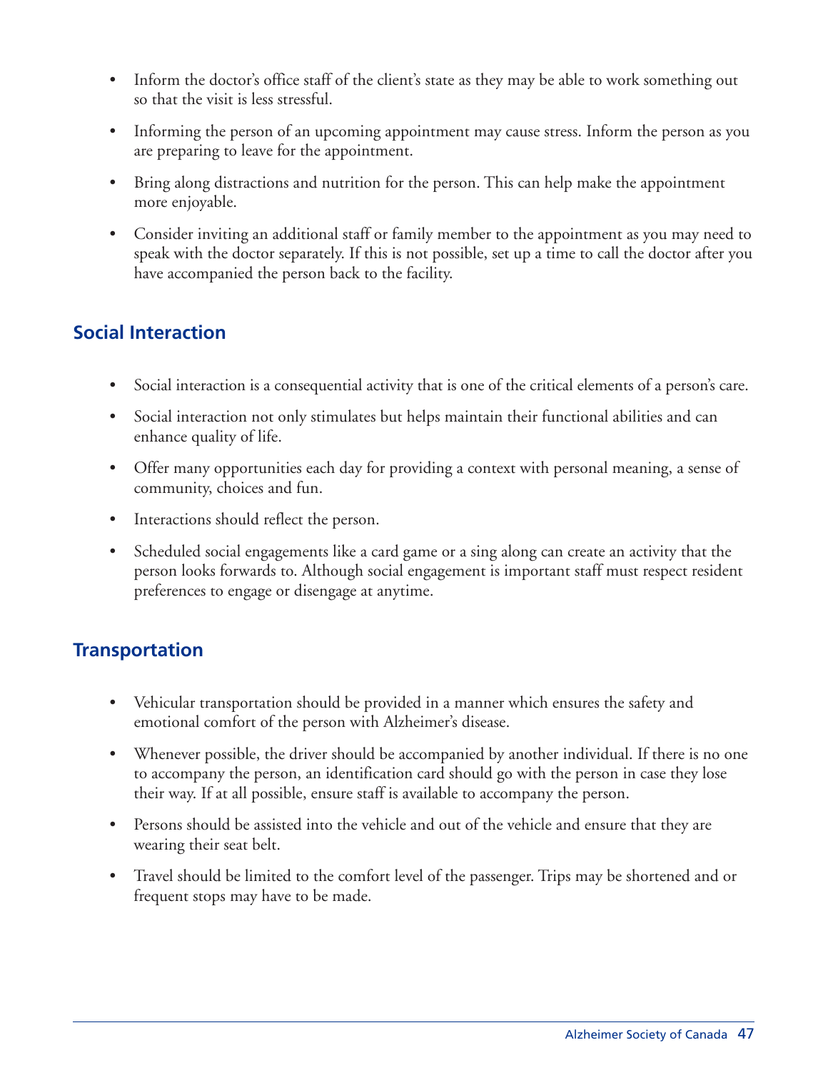- Inform the doctor's office staff of the client's state as they may be able to work something out so that the visit is less stressful.
- Informing the person of an upcoming appointment may cause stress. Inform the person as you are preparing to leave for the appointment.
- Bring along distractions and nutrition for the person. This can help make the appointment more enjoyable.
- Consider inviting an additional staff or family member to the appointment as you may need to speak with the doctor separately. If this is not possible, set up a time to call the doctor after you have accompanied the person back to the facility.

## Social Interaction

- Social interaction is a consequential activity that is one of the critical elements of a person's care.
- Social interaction not only stimulates but helps maintain their functional abilities and can enhance quality of life.
- Offer many opportunities each day for providing a context with personal meaning, a sense of community, choices and fun.
- Interactions should reflect the person.
- Scheduled social engagements like a card game or a sing along can create an activity that the person looks forwards to. Although social engagement is important staff must respect resident preferences to engage or disengage at anytime.

## Transportation

- Vehicular transportation should be provided in a manner which ensures the safety and emotional comfort of the person with Alzheimer's disease.
- Whenever possible, the driver should be accompanied by another individual. If there is no one to accompany the person, an identification card should go with the person in case they lose their way. If at all possible, ensure staff is available to accompany the person.
- Persons should be assisted into the vehicle and out of the vehicle and ensure that they are wearing their seat belt.
- Travel should be limited to the comfort level of the passenger. Trips may be shortened and or frequent stops may have to be made.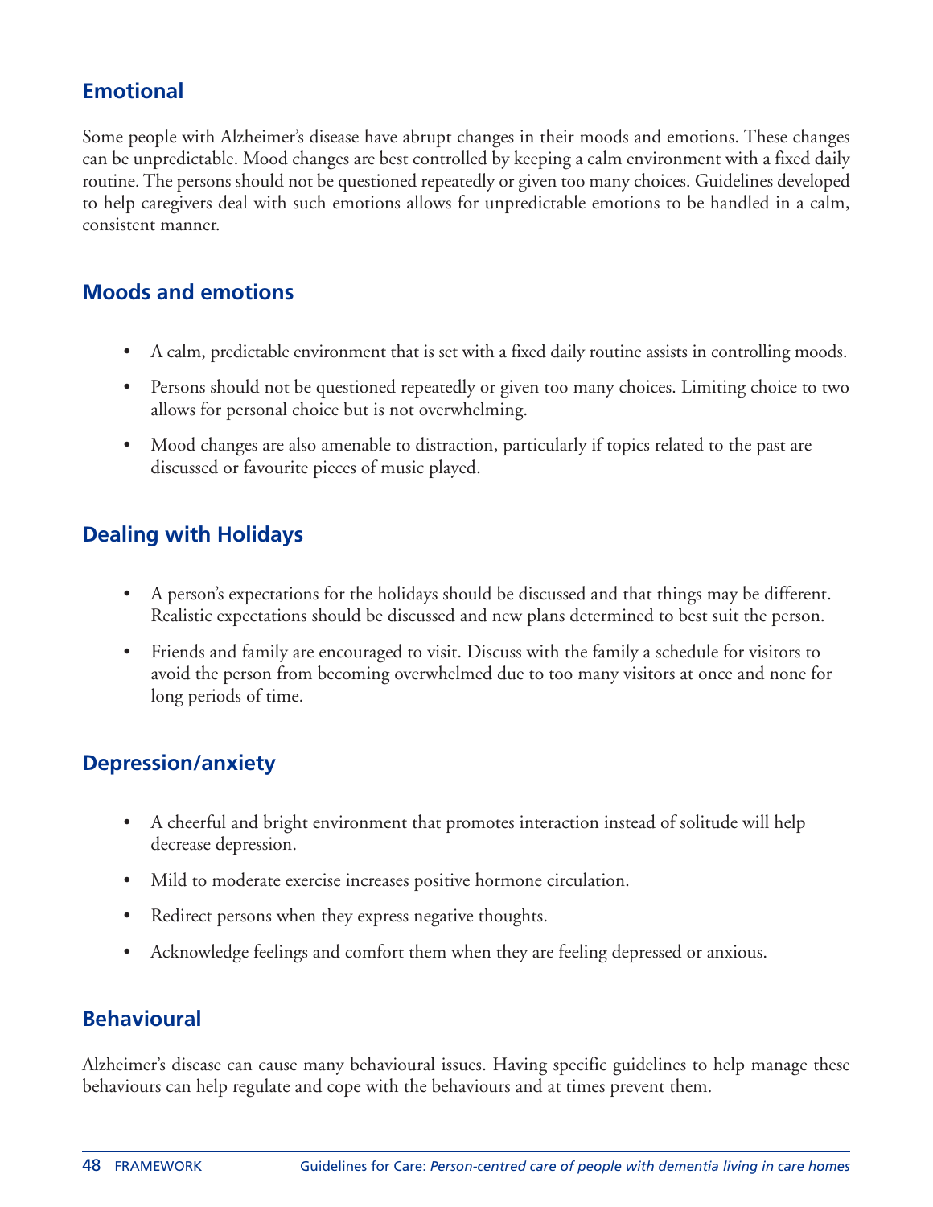## Emotional

Some people with Alzheimer's disease have abrupt changes in their moods and emotions. These changes can be unpredictable. Mood changes are best controlled by keeping a calm environment with a fixed daily routine. The persons should not be questioned repeatedly or given too many choices. Guidelines developed to help caregivers deal with such emotions allows for unpredictable emotions to be handled in a calm, consistent manner.

## Moods and emotions

- A calm, predictable environment that is set with a fixed daily routine assists in controlling moods.
- Persons should not be questioned repeatedly or given too many choices. Limiting choice to two allows for personal choice but is not overwhelming.
- Mood changes are also amenable to distraction, particularly if topics related to the past are discussed or favourite pieces of music played.

## Dealing with Holidays

- A person's expectations for the holidays should be discussed and that things may be different. Realistic expectations should be discussed and new plans determined to best suit the person.
- Friends and family are encouraged to visit. Discuss with the family a schedule for visitors to avoid the person from becoming overwhelmed due to too many visitors at once and none for long periods of time.

## Depression/anxiety

- A cheerful and bright environment that promotes interaction instead of solitude will help decrease depression.
- Mild to moderate exercise increases positive hormone circulation.
- Redirect persons when they express negative thoughts.
- Acknowledge feelings and comfort them when they are feeling depressed or anxious.

## Behavioural

Alzheimer's disease can cause many behavioural issues. Having specific guidelines to help manage these behaviours can help regulate and cope with the behaviours and at times prevent them.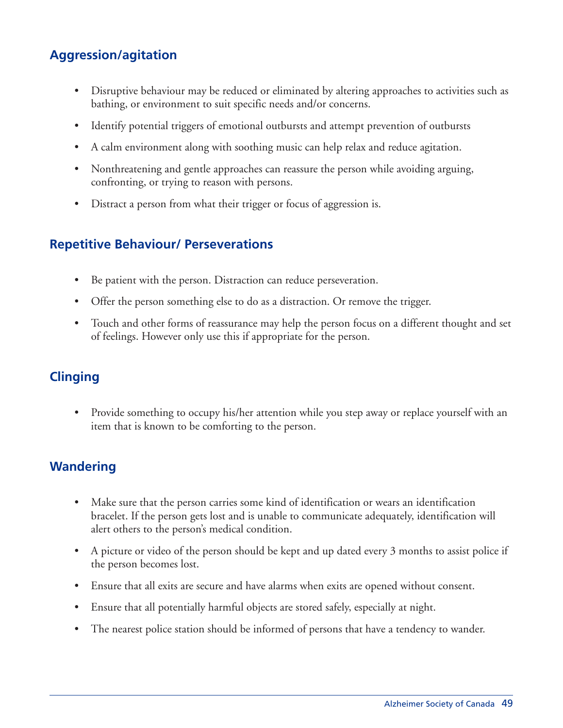## Aggression/agitation

- Disruptive behaviour may be reduced or eliminated by altering approaches to activities such as bathing, or environment to suit specific needs and/or concerns.
- Identify potential triggers of emotional outbursts and attempt prevention of outbursts
- A calm environment along with soothing music can help relax and reduce agitation.
- Nonthreatening and gentle approaches can reassure the person while avoiding arguing, confronting, or trying to reason with persons.
- Distract a person from what their trigger or focus of aggression is.

## Repetitive Behaviour/ Perseverations

- Be patient with the person. Distraction can reduce perseveration.
- Offer the person something else to do as a distraction. Or remove the trigger.
- Touch and other forms of reassurance may help the person focus on a different thought and set of feelings. However only use this if appropriate for the person.

## Clinging

- Provide something to occupy his/her attention while you step away or replace yourself with an item that is known to be comforting to the person.

## Wandering

- Make sure that the person carries some kind of identification or wears an identification bracelet. If the person gets lost and is unable to communicate adequately, identification will alert others to the person's medical condition.
- A picture or video of the person should be kept and up dated every 3 months to assist police if the person becomes lost.
- Ensure that all exits are secure and have alarms when exits are opened without consent.
- Ensure that all potentially harmful objects are stored safely, especially at night.
- The nearest police station should be informed of persons that have a tendency to wander.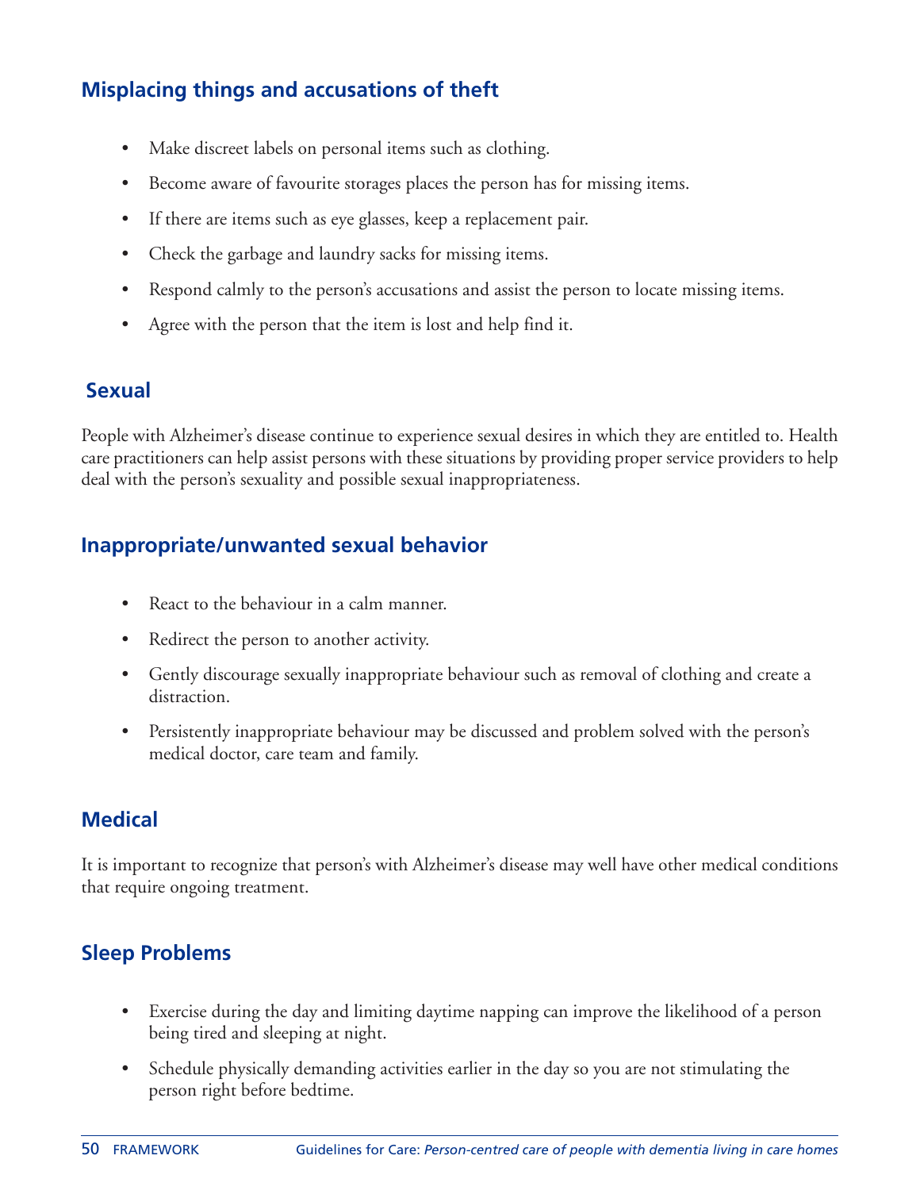## Misplacing things and accusations of theft

- Make discreet labels on personal items such as clothing.
- Become aware of favourite storages places the person has for missing items.
- If there are items such as eye glasses, keep a replacement pair.
- Check the garbage and laundry sacks for missing items.
- Respond calmly to the person's accusations and assist the person to locate missing items.
- Agree with the person that the item is lost and help find it.

## Sexual

People with Alzheimer's disease continue to experience sexual desires in which they are entitled to. Health care practitioners can help assist persons with these situations by providing proper service providers to help deal with the person's sexuality and possible sexual inappropriateness.

## Inappropriate/unwanted sexual behavior

- React to the behaviour in a calm manner.
- Redirect the person to another activity.
- Gently discourage sexually inappropriate behaviour such as removal of clothing and create a distraction.
- Persistently inappropriate behaviour may be discussed and problem solved with the person's medical doctor, care team and family.

## Medical

It is important to recognize that person's with Alzheimer's disease may well have other medical conditions that require ongoing treatment.

## Sleep Problems

- Exercise during the day and limiting daytime napping can improve the likelihood of a person being tired and sleeping at night.
- Schedule physically demanding activities earlier in the day so you are not stimulating the person right before bedtime.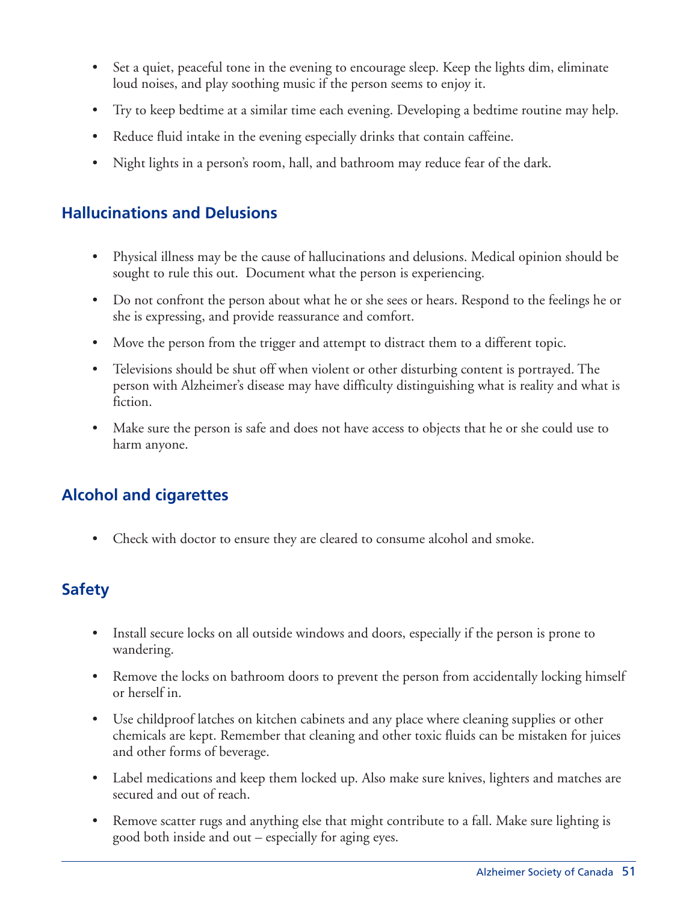- Set a quiet, peaceful tone in the evening to encourage sleep. Keep the lights dim, eliminate loud noises, and play soothing music if the person seems to enjoy it.
- Try to keep bedtime at a similar time each evening. Developing a bedtime routine may help.
- Reduce fluid intake in the evening especially drinks that contain caffeine.
- Night lights in a person's room, hall, and bathroom may reduce fear of the dark.

## Hallucinations and Delusions

- Physical illness may be the cause of hallucinations and delusions. Medical opinion should be sought to rule this out. Document what the person is experiencing.
- Do not confront the person about what he or she sees or hears. Respond to the feelings he or she is expressing, and provide reassurance and comfort.
- Move the person from the trigger and attempt to distract them to a different topic.
- Televisions should be shut off when violent or other disturbing content is portrayed. The person with Alzheimer's disease may have difficulty distinguishing what is reality and what is fiction.
- Make sure the person is safe and does not have access to objects that he or she could use to harm anyone.

## Alcohol and cigarettes

- Check with doctor to ensure they are cleared to consume alcohol and smoke.

## Safety

- Install secure locks on all outside windows and doors, especially if the person is prone to wandering.
- Remove the locks on bathroom doors to prevent the person from accidentally locking himself or herself in.
- Use childproof latches on kitchen cabinets and any place where cleaning supplies or other chemicals are kept. Remember that cleaning and other toxic fluids can be mistaken for juices and other forms of beverage.
- Label medications and keep them locked up. Also make sure knives, lighters and matches are secured and out of reach.
- Remove scatter rugs and anything else that might contribute to a fall. Make sure lighting is good both inside and out – especially for aging eyes.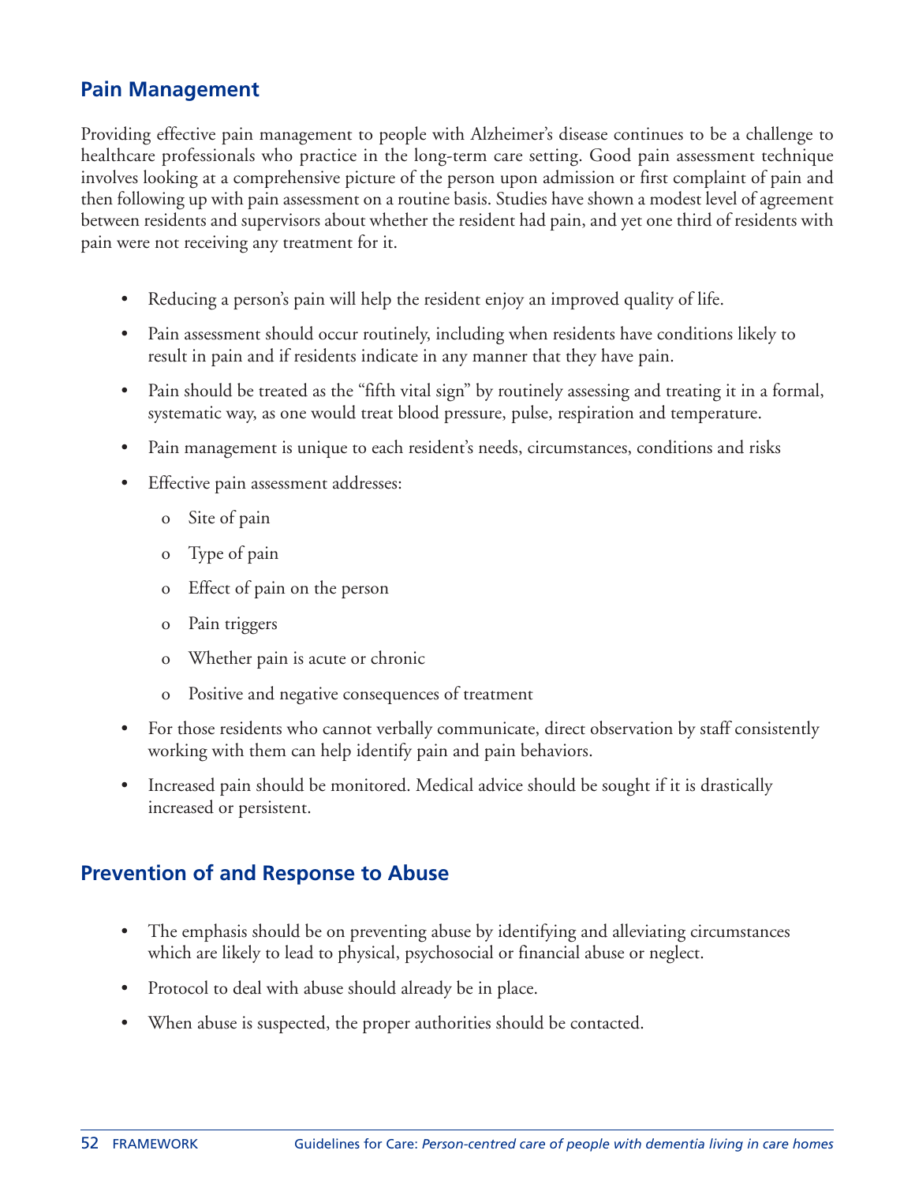## Pain Management

Providing effective pain management to people with Alzheimer's disease continues to be a challenge to healthcare professionals who practice in the long-term care setting. Good pain assessment technique involves looking at a comprehensive picture of the person upon admission or first complaint of pain and then following up with pain assessment on a routine basis. Studies have shown a modest level of agreement between residents and supervisors about whether the resident had pain, and yet one third of residents with pain were not receiving any treatment for it.

- Reducing a person's pain will help the resident enjoy an improved quality of life.
- Pain assessment should occur routinely, including when residents have conditions likely to result in pain and if residents indicate in any manner that they have pain.
- Pain should be treated as the "fifth vital sign" by routinely assessing and treating it in a formal, systematic way, as one would treat blood pressure, pulse, respiration and temperature.
- Pain management is unique to each resident's needs, circumstances, conditions and risks
- Effective pain assessment addresses:
    - Site of pain
    - Type of pain
    - Effect of pain on the person
    - Pain triggers
    - Whether pain is acute or chronic
    - Positive and negative consequences of treatment
- For those residents who cannot verbally communicate, direct observation by staff consistently working with them can help identify pain and pain behaviors.
- Increased pain should be monitored. Medical advice should be sought if it is drastically increased or persistent.

## Prevention of and Response to Abuse

- The emphasis should be on preventing abuse by identifying and alleviating circumstances which are likely to lead to physical, psychosocial or financial abuse or neglect.
- Protocol to deal with abuse should already be in place.
- When abuse is suspected, the proper authorities should be contacted.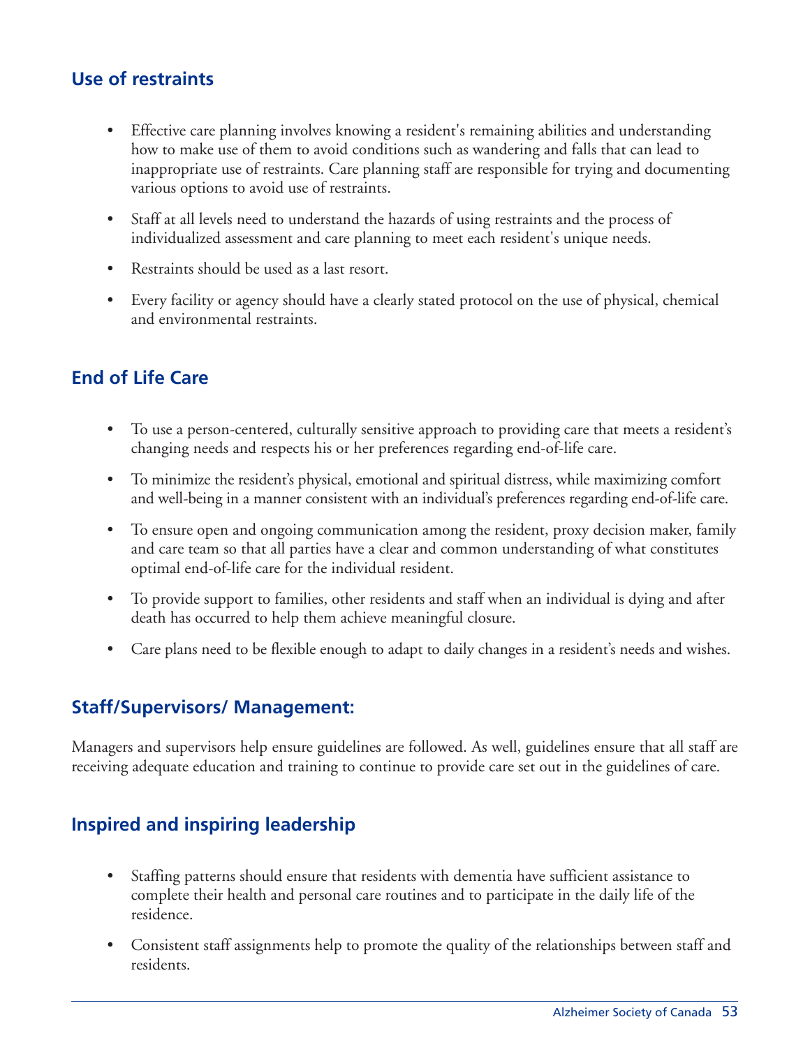## Use of restraints

- Effective care planning involves knowing a resident's remaining abilities and understanding how to make use of them to avoid conditions such as wandering and falls that can lead to inappropriate use of restraints. Care planning staff are responsible for trying and documenting various options to avoid use of restraints.
- Staff at all levels need to understand the hazards of using restraints and the process of individualized assessment and care planning to meet each resident's unique needs.
- Restraints should be used as a last resort.
- Every facility or agency should have a clearly stated protocol on the use of physical, chemical and environmental restraints.

## End of Life Care

- To use a person-centered, culturally sensitive approach to providing care that meets a resident's changing needs and respects his or her preferences regarding end-of-life care.
- To minimize the resident's physical, emotional and spiritual distress, while maximizing comfort and well-being in a manner consistent with an individual's preferences regarding end-of-life care.
- To ensure open and ongoing communication among the resident, proxy decision maker, family and care team so that all parties have a clear and common understanding of what constitutes optimal end-of-life care for the individual resident.
- To provide support to families, other residents and staff when an individual is dying and after death has occurred to help them achieve meaningful closure.
- Care plans need to be flexible enough to adapt to daily changes in a resident's needs and wishes.

## Staff/Supervisors/ Management:

Managers and supervisors help ensure guidelines are followed. As well, guidelines ensure that all staff are receiving adequate education and training to continue to provide care set out in the guidelines of care.

## Inspired and inspiring leadership

- Staffing patterns should ensure that residents with dementia have sufficient assistance to complete their health and personal care routines and to participate in the daily life of the residence.
- Consistent staff assignments help to promote the quality of the relationships between staff and residents.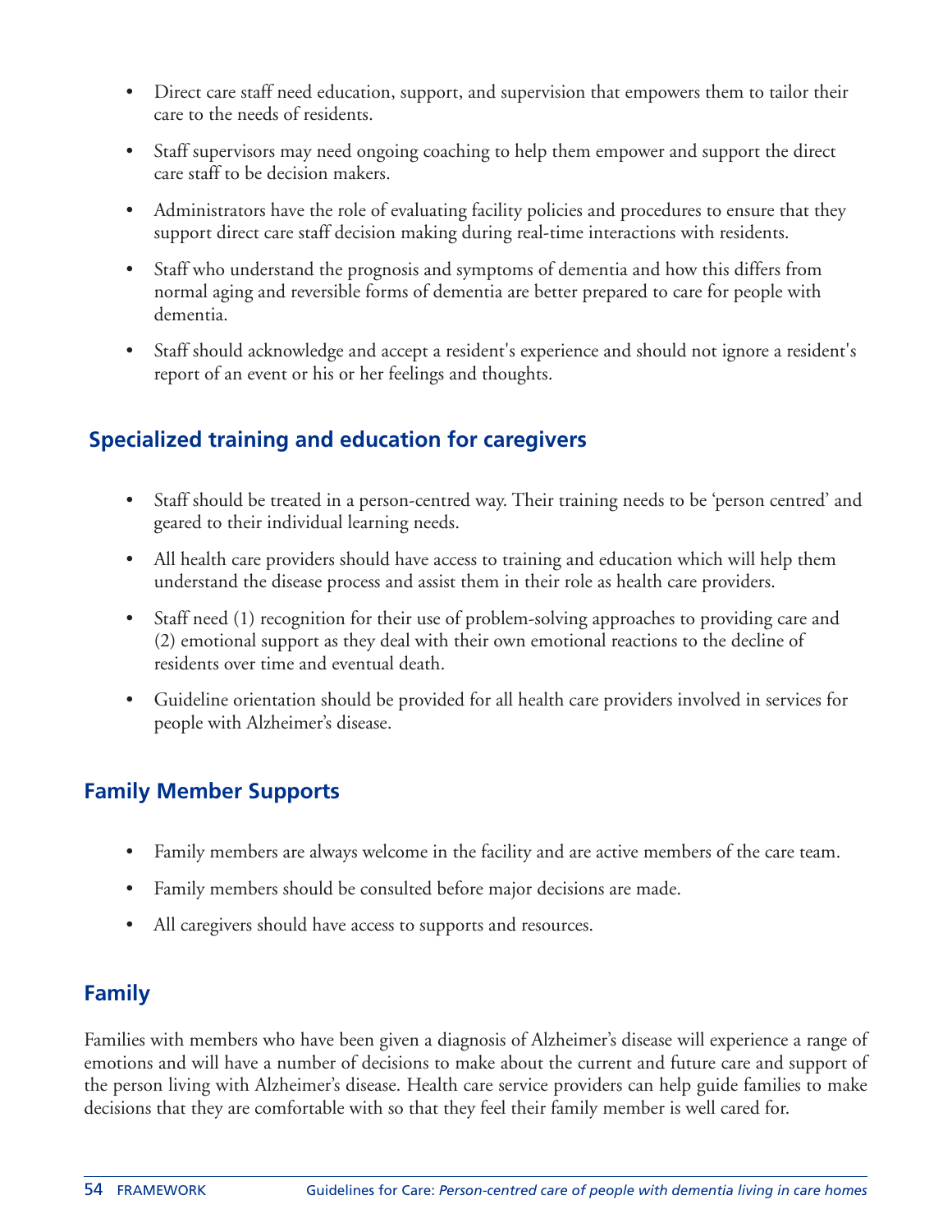- Direct care staff need education, support, and supervision that empowers them to tailor their care to the needs of residents.
- Staff supervisors may need ongoing coaching to help them empower and support the direct care staff to be decision makers.
- Administrators have the role of evaluating facility policies and procedures to ensure that they support direct care staff decision making during real-time interactions with residents.
- Staff who understand the prognosis and symptoms of dementia and how this differs from normal aging and reversible forms of dementia are better prepared to care for people with dementia.
- Staff should acknowledge and accept a resident's experience and should not ignore a resident's report of an event or his or her feelings and thoughts.

## Specialized training and education for caregivers

- Staff should be treated in a person-centred way. Their training needs to be 'person centred' and geared to their individual learning needs.
- All health care providers should have access to training and education which will help them understand the disease process and assist them in their role as health care providers.
- Staff need (1) recognition for their use of problem-solving approaches to providing care and (2) emotional support as they deal with their own emotional reactions to the decline of residents over time and eventual death.
- Guideline orientation should be provided for all health care providers involved in services for people with Alzheimer's disease.

## Family Member Supports

- Family members are always welcome in the facility and are active members of the care team.
- Family members should be consulted before major decisions are made.
- All caregivers should have access to supports and resources.

## Family

Families with members who have been given a diagnosis of Alzheimer's disease will experience a range of emotions and will have a number of decisions to make about the current and future care and support of the person living with Alzheimer's disease. Health care service providers can help guide families to make decisions that they are comfortable with so that they feel their family member is well cared for.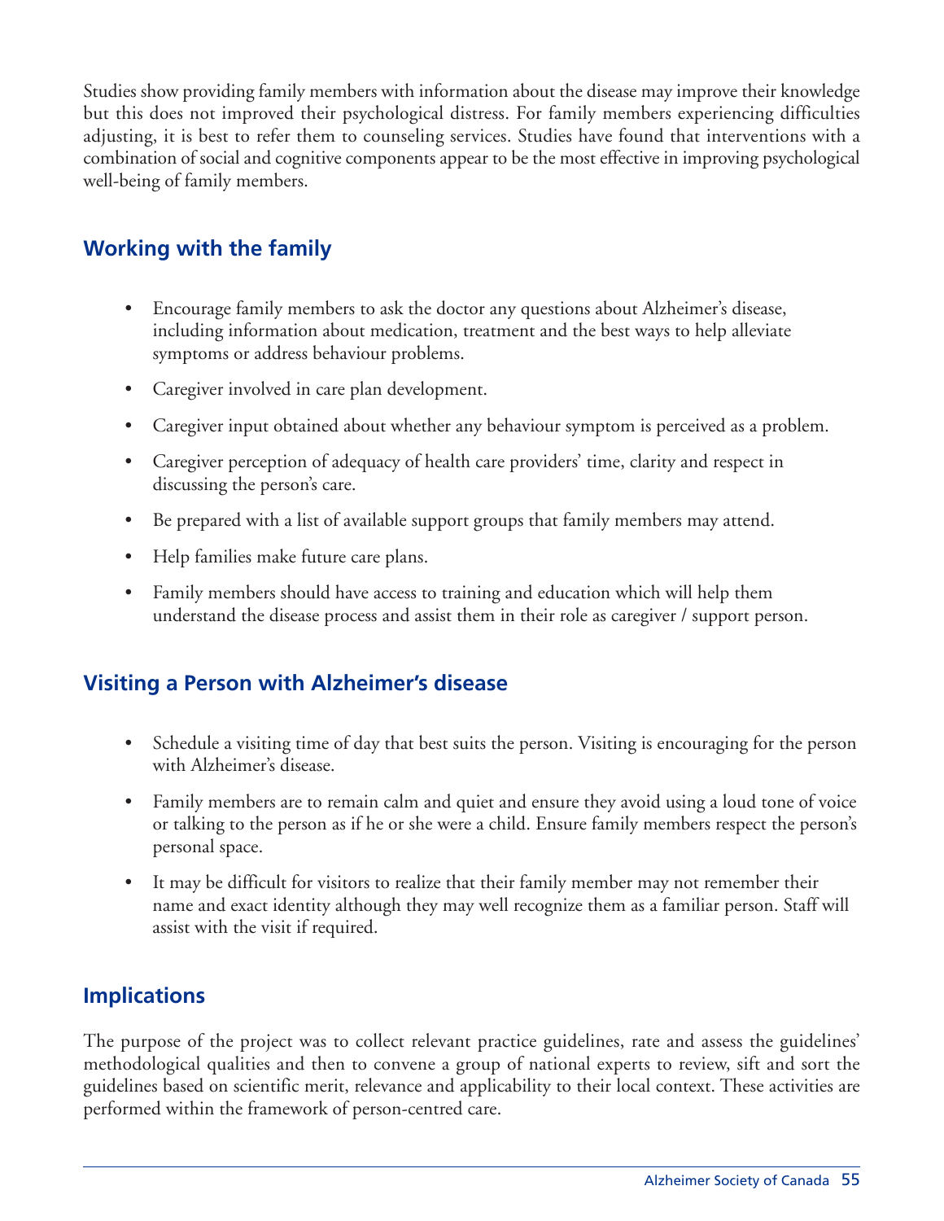Studies show providing family members with information about the disease may improve their knowledge but this does not improved their psychological distress. For family members experiencing difficulties adjusting, it is best to refer them to counseling services. Studies have found that interventions with a combination of social and cognitive components appear to be the most effective in improving psychological well-being of family members.

## Working with the family

- Encourage family members to ask the doctor any questions about Alzheimer's disease, including information about medication, treatment and the best ways to help alleviate symptoms or address behaviour problems.
- Caregiver involved in care plan development.
- Caregiver input obtained about whether any behaviour symptom is perceived as a problem.
- Caregiver perception of adequacy of health care providers' time, clarity and respect in discussing the person's care.
- Be prepared with a list of available support groups that family members may attend.
- Help families make future care plans.
- Family members should have access to training and education which will help them understand the disease process and assist them in their role as caregiver / support person.

## Visiting a Person with Alzheimer's disease

- Schedule a visiting time of day that best suits the person. Visiting is encouraging for the person with Alzheimer's disease.
- Family members are to remain calm and quiet and ensure they avoid using a loud tone of voice or talking to the person as if he or she were a child. Ensure family members respect the person's personal space.
- It may be difficult for visitors to realize that their family member may not remember their name and exact identity although they may well recognize them as a familiar person. Staff will assist with the visit if required.

## Implications

The purpose of the project was to collect relevant practice guidelines, rate and assess the guidelines' methodological qualities and then to convene a group of national experts to review, sift and sort the guidelines based on scientific merit, relevance and applicability to their local context. These activities are performed within the framework of person-centred care.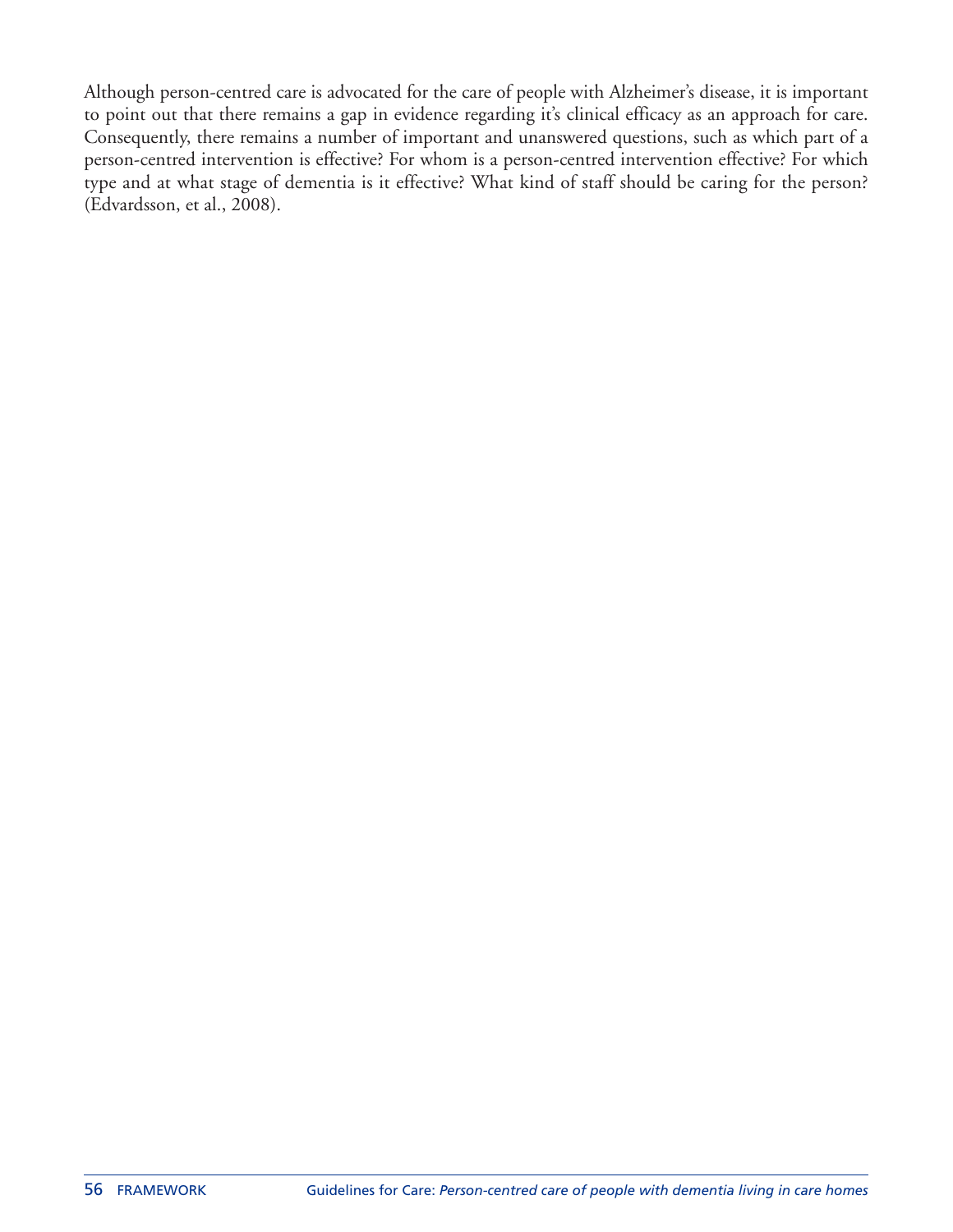Although person-centred care is advocated for the care of people with Alzheimer's disease, it is important to point out that there remains a gap in evidence regarding it's clinical efficacy as an approach for care. Consequently, there remains a number of important and unanswered questions, such as which part of a person-centred intervention is effective? For whom is a person-centred intervention effective? For which type and at what stage of dementia is it effective? What kind of staff should be caring for the person? (Edvardsson, et al., 2008).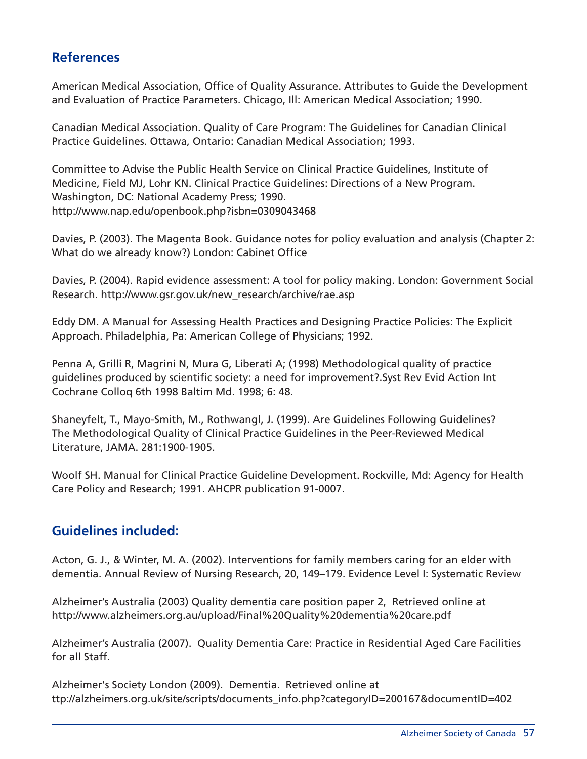## References

American Medical Association, Office of Quality Assurance. Attributes to Guide the Development and Evaluation of Practice Parameters. Chicago, Ill: American Medical Association; 1990.

Canadian Medical Association. Quality of Care Program: The Guidelines for Canadian Clinical Practice Guidelines. Ottawa, Ontario: Canadian Medical Association; 1993.

Committee to Advise the Public Health Service on Clinical Practice Guidelines, Institute of Medicine, Field MJ, Lohr KN. Clinical Practice Guidelines: Directions of a New Program. Washington, DC: National Academy Press; 1990.
http://www.nap.edu/openbook.php?isbn=0309043468

Davies, P. (2003). The Magenta Book. Guidance notes for policy evaluation and analysis (Chapter 2: What do we already know?) London: Cabinet Office

Davies, P. (2004). Rapid evidence assessment: A tool for policy making. London: Government Social Research. http://www.gsr.gov.uk/new_research/archive/rae.asp

Eddy DM. A Manual for Assessing Health Practices and Designing Practice Policies: The Explicit Approach. Philadelphia, Pa: American College of Physicians; 1992.

Penna A, Grilli R, Magrini N, Mura G, Liberati A; (1998) Methodological quality of practice guidelines produced by scientific society: a need for improvement?.Syst Rev Evid Action Int Cochrane Colloq 6th 1998 Baltim Md. 1998; 6: 48.

Shaneyfelt, T., Mayo-Smith, M., Rothwangl, J. (1999). Are Guidelines Following Guidelines? The Methodological Quality of Clinical Practice Guidelines in the Peer-Reviewed Medical Literature, JAMA. 281:1900-1905.

Woolf SH. Manual for Clinical Practice Guideline Development. Rockville, Md: Agency for Health Care Policy and Research; 1991. AHCPR publication 91-0007.

## Guidelines included:

Acton, G. J., & Winter, M. A. (2002). Interventions for family members caring for an elder with dementia. Annual Review of Nursing Research, 20, 149–179. Evidence Level I: Systematic Review

Alzheimer's Australia (2003) Quality dementia care position paper 2, Retrieved online at http://www.alzheimers.org.au/upload/Final%20Quality%20dementia%20care.pdf

Alzheimer's Australia (2007). Quality Dementia Care: Practice in Residential Aged Care Facilities for all Staff.

Alzheimer's Society London (2009). Dementia. Retrieved online at ttp://alzheimers.org.uk/site/scripts/documents_info.php?categoryID=200167&documentID=402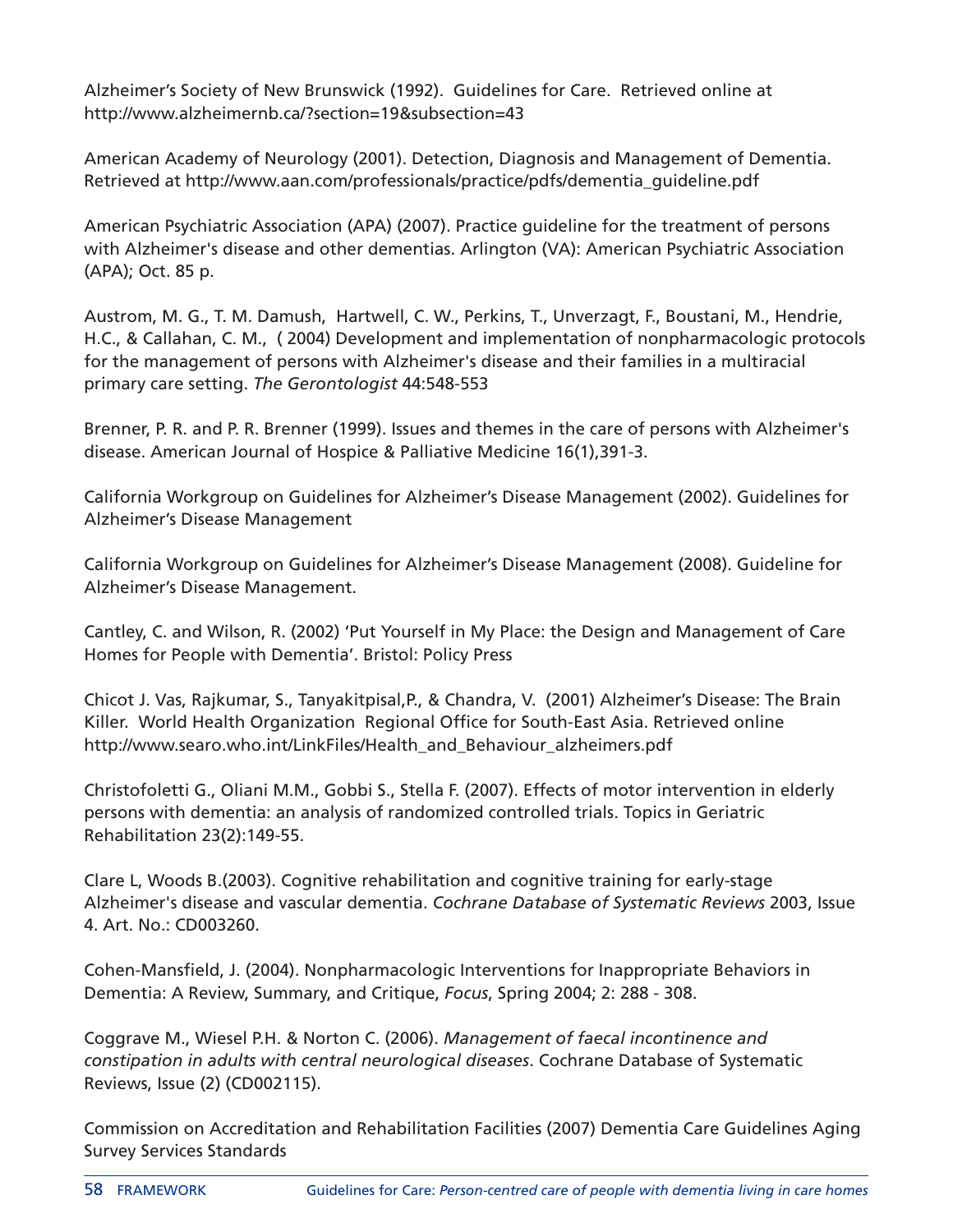Alzheimer's Society of New Brunswick (1992). Guidelines for Care. Retrieved online at http://www.alzheimernb.ca/?section=19&subsection=43

American Academy of Neurology (2001). Detection, Diagnosis and Management of Dementia. Retrieved at http://www.aan.com/professionals/practice/pdfs/dementia_guideline.pdf

American Psychiatric Association (APA) (2007). Practice guideline for the treatment of persons with Alzheimer's disease and other dementias. Arlington (VA): American Psychiatric Association (APA); Oct. 85 p.

Austrom, M. G., T. M. Damush, Hartwell, C. W., Perkins, T., Unverzagt, F., Boustani, M., Hendrie, H.C., & Callahan, C. M., ( 2004) Development and implementation of nonpharmacologic protocols for the management of persons with Alzheimer's disease and their families in a multiracial primary care setting. *The Gerontologist* 44:548-553

Brenner, P. R. and P. R. Brenner (1999). Issues and themes in the care of persons with Alzheimer's disease. American Journal of Hospice & Palliative Medicine 16(1),391-3.

California Workgroup on Guidelines for Alzheimer's Disease Management (2002). Guidelines for Alzheimer's Disease Management

California Workgroup on Guidelines for Alzheimer's Disease Management (2008). Guideline for Alzheimer's Disease Management.

Cantley, C. and Wilson, R. (2002) 'Put Yourself in My Place: the Design and Management of Care Homes for People with Dementia'. Bristol: Policy Press

Chicot J. Vas, Rajkumar, S., Tanyakitpisal,P., & Chandra, V. (2001) Alzheimer's Disease: The Brain Killer. World Health Organization Regional Office for South-East Asia. Retrieved online http://www.searo.who.int/LinkFiles/Health_and_Behaviour_alzheimers.pdf

Christofoletti G., Oliani M.M., Gobbi S., Stella F. (2007). Effects of motor intervention in elderly persons with dementia: an analysis of randomized controlled trials. Topics in Geriatric Rehabilitation 23(2):149-55.

Clare L, Woods B.(2003). Cognitive rehabilitation and cognitive training for early-stage Alzheimer's disease and vascular dementia. *Cochrane Database of Systematic Reviews* 2003, Issue 4. Art. No.: CD003260.

Cohen-Mansfield, J. (2004). Nonpharmacologic Interventions for Inappropriate Behaviors in Dementia: A Review, Summary, and Critique, *Focus*, Spring 2004; 2: 288 - 308.

Coggrave M., Wiesel P.H. & Norton C. (2006). *Management of faecal incontinence and constipation in adults with central neurological diseases*. Cochrane Database of Systematic Reviews, Issue (2) (CD002115).

Commission on Accreditation and Rehabilitation Facilities (2007) Dementia Care Guidelines Aging Survey Services Standards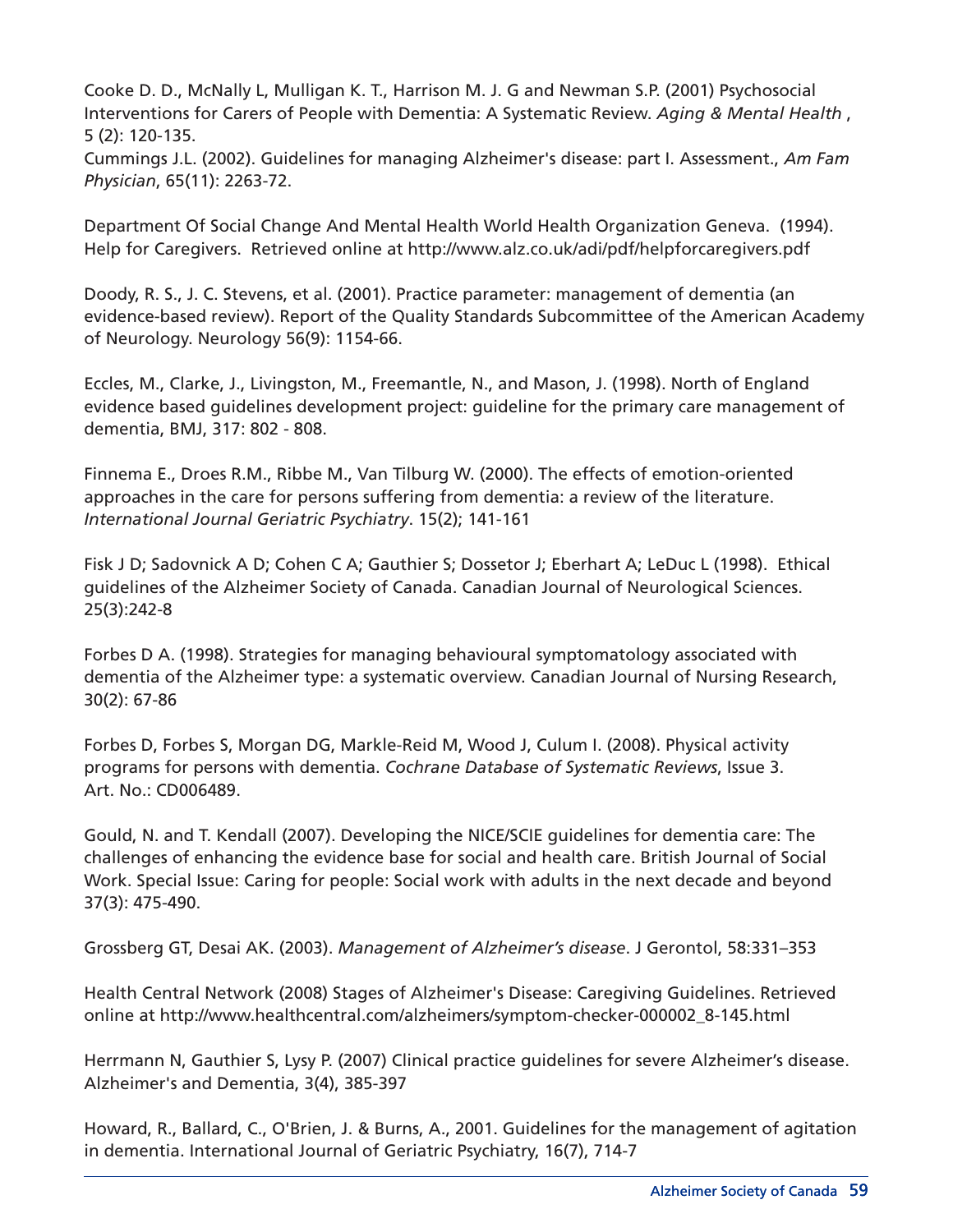Cooke D. D., McNally L, Mulligan K. T., Harrison M. J. G and Newman S.P. (2001) Psychosocial Interventions for Carers of People with Dementia: A Systematic Review. *Aging & Mental Health* , 5 (2): 120-135.
Cummings J.L. (2002). Guidelines for managing Alzheimer's disease: part I. Assessment., *Am Fam Physician*, 65(11): 2263-72.

Department Of Social Change And Mental Health World Health Organization Geneva. (1994). Help for Caregivers. Retrieved online at http://www.alz.co.uk/adi/pdf/helpforcaregivers.pdf

Doody, R. S., J. C. Stevens, et al. (2001). Practice parameter: management of dementia (an evidence-based review). Report of the Quality Standards Subcommittee of the American Academy of Neurology. Neurology 56(9): 1154-66.

Eccles, M., Clarke, J., Livingston, M., Freemantle, N., and Mason, J. (1998). North of England evidence based guidelines development project: guideline for the primary care management of dementia, BMJ, 317: 802 - 808.

Finnema E., Droes R.M., Ribbe M., Van Tilburg W. (2000). The effects of emotion-oriented approaches in the care for persons suffering from dementia: a review of the literature. *International Journal Geriatric Psychiatry*. 15(2); 141-161

Fisk J D; Sadovnick A D; Cohen C A; Gauthier S; Dossetor J; Eberhart A; LeDuc L (1998). Ethical guidelines of the Alzheimer Society of Canada. Canadian Journal of Neurological Sciences. 25(3):242-8

Forbes D A. (1998). Strategies for managing behavioural symptomatology associated with dementia of the Alzheimer type: a systematic overview. Canadian Journal of Nursing Research, 30(2): 67-86

Forbes D, Forbes S, Morgan DG, Markle-Reid M, Wood J, Culum I. (2008). Physical activity programs for persons with dementia. *Cochrane Database of Systematic Reviews*, Issue 3. Art. No.: CD006489.

Gould, N. and T. Kendall (2007). Developing the NICE/SCIE guidelines for dementia care: The challenges of enhancing the evidence base for social and health care. British Journal of Social Work. Special Issue: Caring for people: Social work with adults in the next decade and beyond 37(3): 475-490.

Grossberg GT, Desai AK. (2003). *Management of Alzheimer's disease*. J Gerontol, 58:331–353

Health Central Network (2008) Stages of Alzheimer's Disease: Caregiving Guidelines. Retrieved online at http://www.healthcentral.com/alzheimers/symptom-checker-000002_8-145.html

Herrmann N, Gauthier S, Lysy P. (2007) Clinical practice guidelines for severe Alzheimer's disease. Alzheimer's and Dementia, 3(4), 385-397

Howard, R., Ballard, C., O'Brien, J. & Burns, A., 2001. Guidelines for the management of agitation in dementia. International Journal of Geriatric Psychiatry, 16(7), 714-7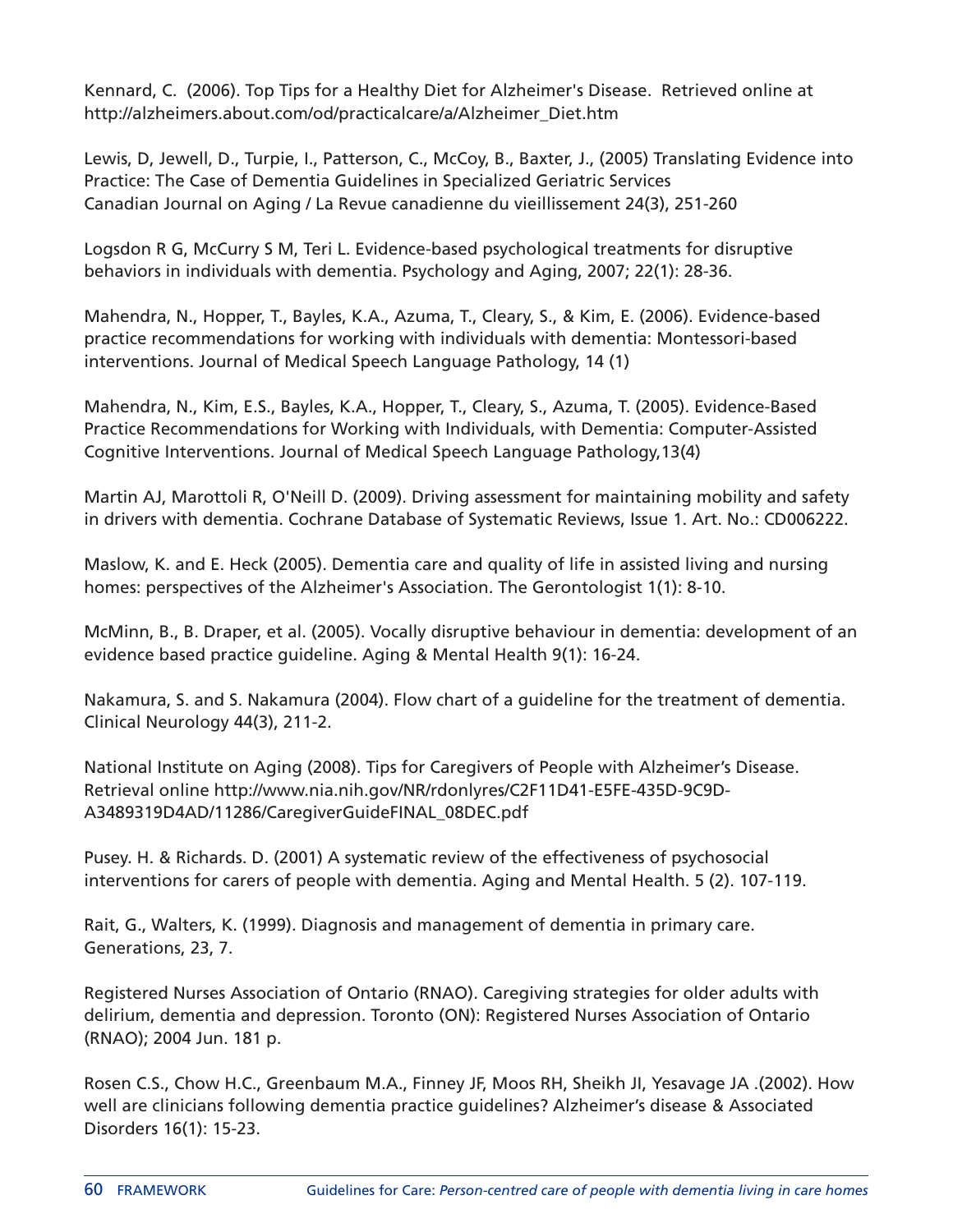Kennard, C. (2006). Top Tips for a Healthy Diet for Alzheimer's Disease. Retrieved online at http://alzheimers.about.com/od/practicalcare/a/Alzheimer_Diet.htm

Lewis, D, Jewell, D., Turpie, I., Patterson, C., McCoy, B., Baxter, J., (2005) Translating Evidence into Practice: The Case of Dementia Guidelines in Specialized Geriatric Services Canadian Journal on Aging / La Revue canadienne du vieillissement 24(3), 251-260

Logsdon R G, McCurry S M, Teri L. Evidence-based psychological treatments for disruptive behaviors in individuals with dementia. Psychology and Aging, 2007; 22(1): 28-36.

Mahendra, N., Hopper, T., Bayles, K.A., Azuma, T., Cleary, S., & Kim, E. (2006). Evidence-based practice recommendations for working with individuals with dementia: Montessori-based interventions. Journal of Medical Speech Language Pathology, 14 (1)

Mahendra, N., Kim, E.S., Bayles, K.A., Hopper, T., Cleary, S., Azuma, T. (2005). Evidence-Based Practice Recommendations for Working with Individuals, with Dementia: Computer-Assisted Cognitive Interventions. Journal of Medical Speech Language Pathology,13(4)

Martin AJ, Marottoli R, O'Neill D. (2009). Driving assessment for maintaining mobility and safety in drivers with dementia. Cochrane Database of Systematic Reviews, Issue 1. Art. No.: CD006222.

Maslow, K. and E. Heck (2005). Dementia care and quality of life in assisted living and nursing homes: perspectives of the Alzheimer's Association. The Gerontologist 1(1): 8-10.

McMinn, B., B. Draper, et al. (2005). Vocally disruptive behaviour in dementia: development of an evidence based practice guideline. Aging & Mental Health 9(1): 16-24.

Nakamura, S. and S. Nakamura (2004). Flow chart of a guideline for the treatment of dementia. Clinical Neurology 44(3), 211-2.

National Institute on Aging (2008). Tips for Caregivers of People with Alzheimer's Disease. Retrieval online http://www.nia.nih.gov/NR/rdonlyres/C2F11D41-E5FE-435D-9C9D-A3489319D4AD/11286/CaregiverGuideFINAL_08DEC.pdf

Pusey. H. & Richards. D. (2001) A systematic review of the effectiveness of psychosocial interventions for carers of people with dementia. Aging and Mental Health. 5 (2). 107-119.

Rait, G., Walters, K. (1999). Diagnosis and management of dementia in primary care. Generations, 23, 7.

Registered Nurses Association of Ontario (RNAO). Caregiving strategies for older adults with delirium, dementia and depression. Toronto (ON): Registered Nurses Association of Ontario (RNAO); 2004 Jun. 181 p.

Rosen C.S., Chow H.C., Greenbaum M.A., Finney JF, Moos RH, Sheikh JI, Yesavage JA .(2002). How well are clinicians following dementia practice guidelines? Alzheimer's disease & Associated Disorders 16(1): 15-23.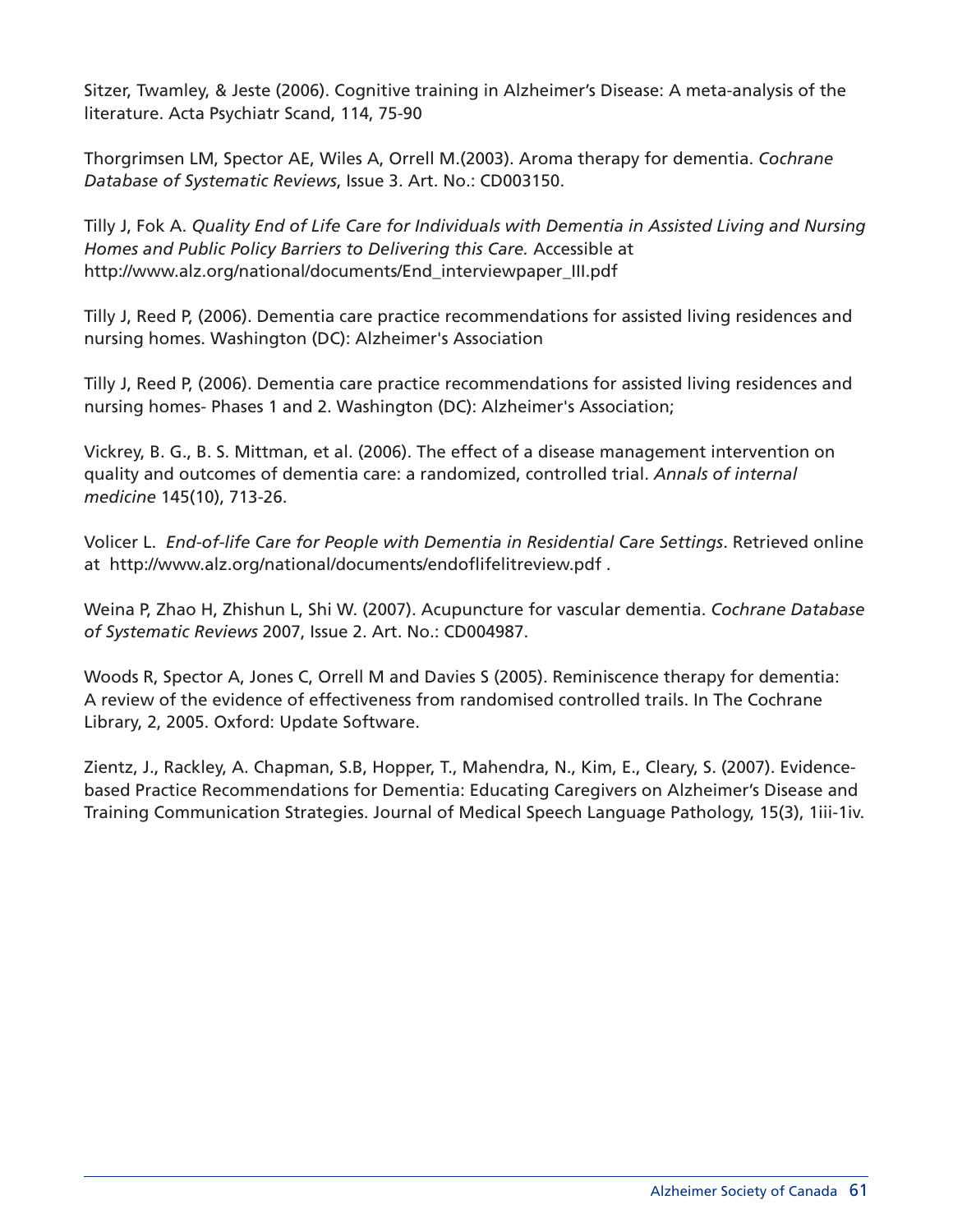Sitzer, Twamley, & Jeste (2006). Cognitive training in Alzheimer's Disease: A meta-analysis of the literature. Acta Psychiatr Scand, 114, 75-90

Thorgrimsen LM, Spector AE, Wiles A, Orrell M.(2003). Aroma therapy for dementia. *Cochrane Database of Systematic Reviews*, Issue 3. Art. No.: CD003150.

Tilly J, Fok A. *Quality End of Life Care for Individuals with Dementia in Assisted Living and Nursing Homes and Public Policy Barriers to Delivering this Care.* Accessible at http://www.alz.org/national/documents/End_interviewpaper_III.pdf

Tilly J, Reed P, (2006). Dementia care practice recommendations for assisted living residences and nursing homes. Washington (DC): Alzheimer's Association

Tilly J, Reed P, (2006). Dementia care practice recommendations for assisted living residences and nursing homes- Phases 1 and 2. Washington (DC): Alzheimer's Association;

Vickrey, B. G., B. S. Mittman, et al. (2006). The effect of a disease management intervention on quality and outcomes of dementia care: a randomized, controlled trial. *Annals of internal medicine* 145(10), 713-26.

Volicer L. *End-of-life Care for People with Dementia in Residential Care Settings*. Retrieved online at http://www.alz.org/national/documents/endoflifelitreview.pdf .

Weina P, Zhao H, Zhishun L, Shi W. (2007). Acupuncture for vascular dementia. *Cochrane Database of Systematic Reviews* 2007, Issue 2. Art. No.: CD004987.

Woods R, Spector A, Jones C, Orrell M and Davies S (2005). Reminiscence therapy for dementia: A review of the evidence of effectiveness from randomised controlled trails. In The Cochrane Library, 2, 2005. Oxford: Update Software.

Zientz, J., Rackley, A. Chapman, S.B, Hopper, T., Mahendra, N., Kim, E., Cleary, S. (2007). Evidence-based Practice Recommendations for Dementia: Educating Caregivers on Alzheimer's Disease and Training Communication Strategies. Journal of Medical Speech Language Pathology, 15(3), 1iii-1iv.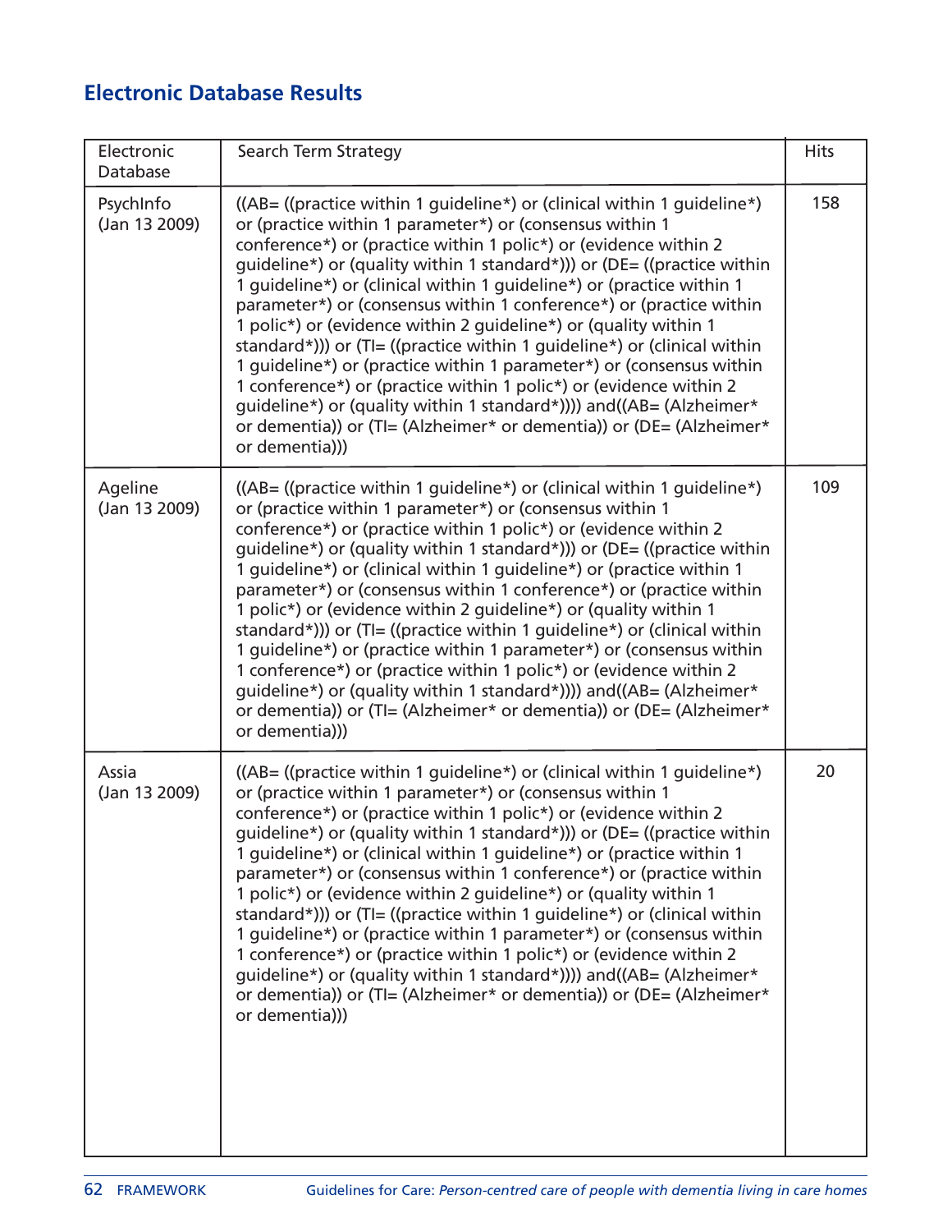## Electronic Database Results

| Electronic Database | Search Term Strategy | Hits |
|---|---|---|
| PsychInfo (Jan 13 2009) | ((AB= ((practice within 1 guideline*) or (clinical within 1 guideline*) or (practice within 1 parameter*) or (consensus within 1 conference*) or (practice within 1 polic*) or (evidence within 2 guideline*) or (quality within 1 standard*))) or (DE= ((practice within 1 guideline*) or (clinical within 1 guideline*) or (practice within 1 parameter*) or (consensus within 1 conference*) or (practice within 1 polic*) or (evidence within 2 guideline*) or (quality within 1 standard*))) or (TI= ((practice within 1 guideline*) or (clinical within 1 guideline*) or (practice within 1 parameter*) or (consensus within 1 conference*) or (practice within 1 polic*) or (evidence within 2 guideline*) or (quality within 1 standard*)))) and((AB= (Alzheimer* or dementia)) or (TI= (Alzheimer* or dementia)) or (DE= (Alzheimer* or dementia))) | 158 |
| Ageline (Jan 13 2009) | ((AB= ((practice within 1 guideline*) or (clinical within 1 guideline*) or (practice within 1 parameter*) or (consensus within 1 conference*) or (practice within 1 polic*) or (evidence within 2 guideline*) or (quality within 1 standard*))) or (DE= ((practice within 1 guideline*) or (clinical within 1 guideline*) or (practice within 1 parameter*) or (consensus within 1 conference*) or (practice within 1 polic*) or (evidence within 2 guideline*) or (quality within 1 standard*))) or (TI= ((practice within 1 guideline*) or (clinical within 1 guideline*) or (practice within 1 parameter*) or (consensus within 1 conference*) or (practice within 1 polic*) or (evidence within 2 guideline*) or (quality within 1 standard*)))) and((AB= (Alzheimer* or dementia)) or (TI= (Alzheimer* or dementia)) or (DE= (Alzheimer* or dementia))) | 109 |
| Assia (Jan 13 2009) | ((AB= ((practice within 1 guideline*) or (clinical within 1 guideline*) or (practice within 1 parameter*) or (consensus within 1 conference*) or (practice within 1 polic*) or (evidence within 2 guideline*) or (quality within 1 standard*))) or (DE= ((practice within 1 guideline*) or (clinical within 1 guideline*) or (practice within 1 parameter*) or (consensus within 1 conference*) or (practice within 1 polic*) or (evidence within 2 guideline*) or (quality within 1 standard*))) or (TI= ((practice within 1 guideline*) or (clinical within 1 guideline*) or (practice within 1 parameter*) or (consensus within 1 conference*) or (practice within 1 polic*) or (evidence within 2 guideline*) or (quality within 1 standard*)))) and((AB= (Alzheimer* or dementia)) or (TI= (Alzheimer* or dementia)) or (DE= (Alzheimer* or dementia))) | 20 |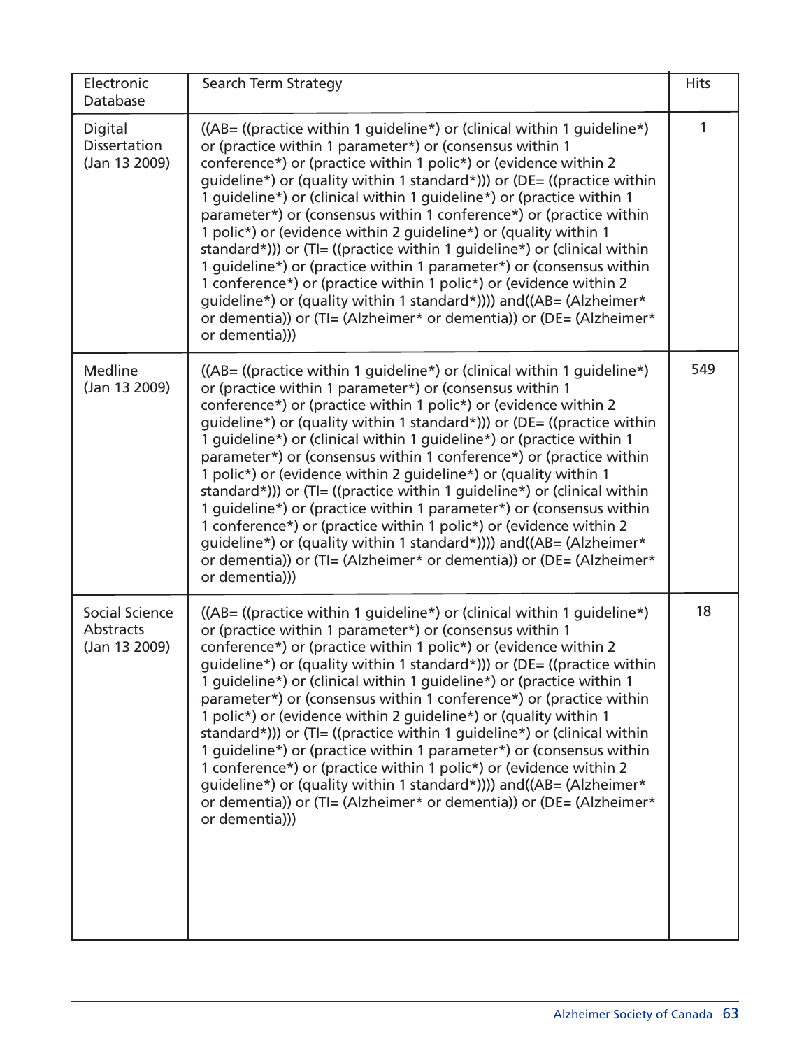| Electronic Database | Search Term Strategy | Hits |
|---|---|---|
| Digital Dissertation (Jan 13 2009) | ((AB= ((practice within 1 guideline*) or (clinical within 1 guideline*) or (practice within 1 parameter*) or (consensus within 1 conference*) or (practice within 1 polic*) or (evidence within 2 guideline*) or (quality within 1 standard*))) or (DE= ((practice within 1 guideline*) or (clinical within 1 guideline*) or (practice within 1 parameter*) or (consensus within 1 conference*) or (practice within 1 polic*) or (evidence within 2 guideline*) or (quality within 1 standard*))) or (TI= ((practice within 1 guideline*) or (clinical within 1 guideline*) or (practice within 1 parameter*) or (consensus within 1 conference*) or (practice within 1 polic*) or (evidence within 2 guideline*) or (quality within 1 standard*)))) and((AB= (Alzheimer* or dementia)) or (TI= (Alzheimer* or dementia)) or (DE= (Alzheimer* or dementia))) | 1 |
| Medline (Jan 13 2009) | ((AB= ((practice within 1 guideline*) or (clinical within 1 guideline*) or (practice within 1 parameter*) or (consensus within 1 conference*) or (practice within 1 polic*) or (evidence within 2 guideline*) or (quality within 1 standard*))) or (DE= ((practice within 1 guideline*) or (clinical within 1 guideline*) or (practice within 1 parameter*) or (consensus within 1 conference*) or (practice within 1 polic*) or (evidence within 2 guideline*) or (quality within 1 standard*))) or (TI= ((practice within 1 guideline*) or (clinical within 1 guideline*) or (practice within 1 parameter*) or (consensus within 1 conference*) or (practice within 1 polic*) or (evidence within 2 guideline*) or (quality within 1 standard*)))) and((AB= (Alzheimer* or dementia)) or (TI= (Alzheimer* or dementia)) or (DE= (Alzheimer* or dementia))) | 549 |
| Social Science Abstracts (Jan 13 2009) | ((AB= ((practice within 1 guideline*) or (clinical within 1 guideline*) or (practice within 1 parameter*) or (consensus within 1 conference*) or (practice within 1 polic*) or (evidence within 2 guideline*) or (quality within 1 standard*))) or (DE= ((practice within 1 guideline*) or (clinical within 1 guideline*) or (practice within 1 parameter*) or (consensus within 1 conference*) or (practice within 1 polic*) or (evidence within 2 guideline*) or (quality within 1 standard*))) or (TI= ((practice within 1 guideline*) or (clinical within 1 guideline*) or (practice within 1 parameter*) or (consensus within 1 conference*) or (practice within 1 polic*) or (evidence within 2 guideline*) or (quality within 1 standard*)))) and((AB= (Alzheimer* or dementia)) or (TI= (Alzheimer* or dementia)) or (DE= (Alzheimer* or dementia))) | 18 |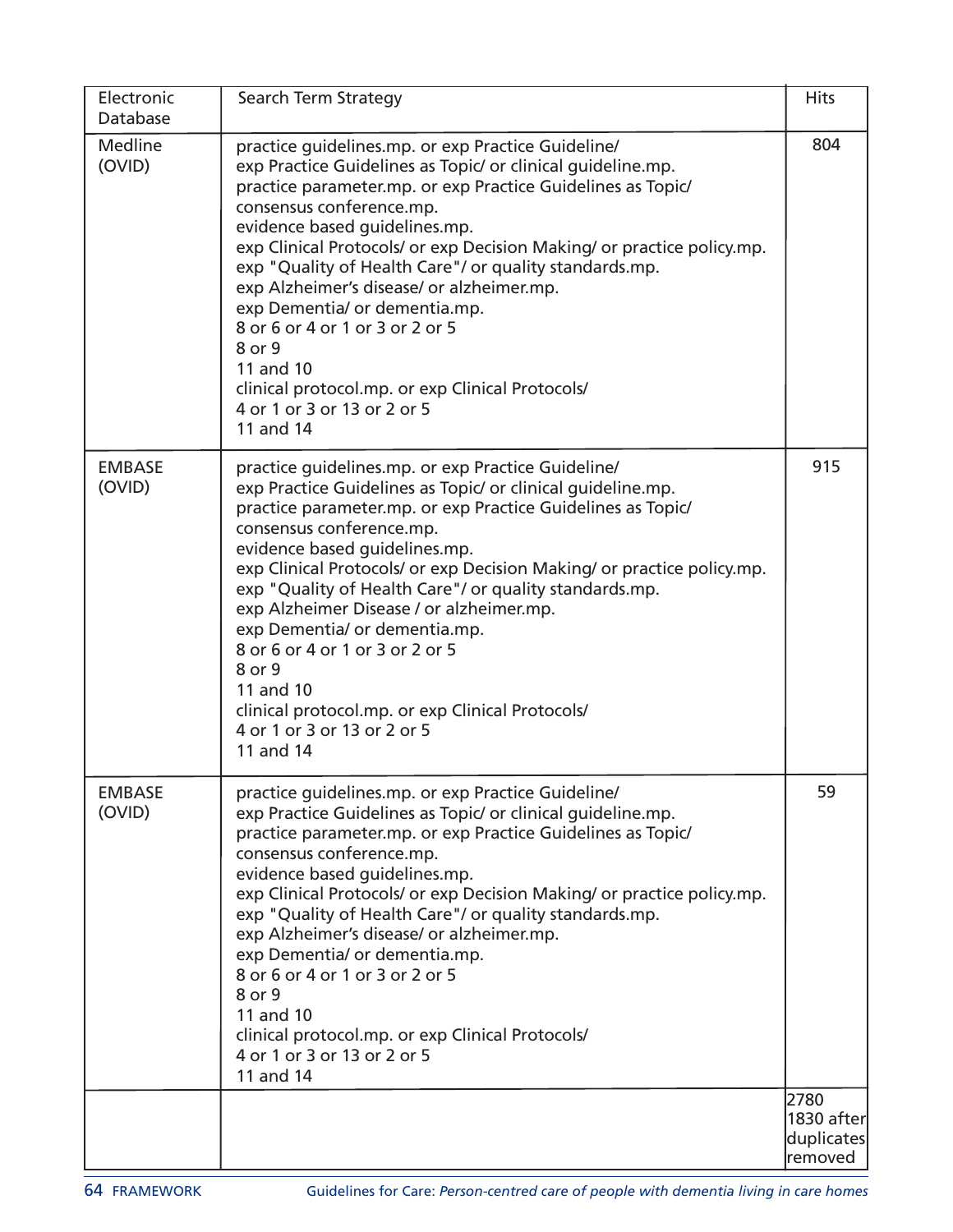| Electronic Database | Search Term Strategy | Hits |
|---|---|---|
| Medline (OVID) | practice guidelines.mp. or exp Practice Guideline/<br>exp Practice Guidelines as Topic/ or clinical guideline.mp.<br>practice parameter.mp. or exp Practice Guidelines as Topic/<br>consensus conference.mp.<br>evidence based guidelines.mp.<br>exp Clinical Protocols/ or exp Decision Making/ or practice policy.mp.<br>exp "Quality of Health Care"/ or quality standards.mp.<br>exp Alzheimer's disease/ or alzheimer.mp.<br>exp Dementia/ or dementia.mp.<br>8 or 6 or 4 or 1 or 3 or 2 or 5<br>8 or 9<br>11 and 10<br>clinical protocol.mp. or exp Clinical Protocols/<br>4 or 1 or 3 or 13 or 2 or 5<br>11 and 14 | 804 |
| EMBASE (OVID) | practice guidelines.mp. or exp Practice Guideline/<br>exp Practice Guidelines as Topic/ or clinical guideline.mp.<br>practice parameter.mp. or exp Practice Guidelines as Topic/<br>consensus conference.mp.<br>evidence based guidelines.mp.<br>exp Clinical Protocols/ or exp Decision Making/ or practice policy.mp.<br>exp "Quality of Health Care"/ or quality standards.mp.<br>exp Alzheimer Disease / or alzheimer.mp.<br>exp Dementia/ or dementia.mp.<br>8 or 6 or 4 or 1 or 3 or 2 or 5<br>8 or 9<br>11 and 10<br>clinical protocol.mp. or exp Clinical Protocols/<br>4 or 1 or 3 or 13 or 2 or 5<br>11 and 14 | 915 |
| EMBASE (OVID) | practice guidelines.mp. or exp Practice Guideline/<br>exp Practice Guidelines as Topic/ or clinical guideline.mp.<br>practice parameter.mp. or exp Practice Guidelines as Topic/<br>consensus conference.mp.<br>evidence based guidelines.mp.<br>exp Clinical Protocols/ or exp Decision Making/ or practice policy.mp.<br>exp "Quality of Health Care"/ or quality standards.mp.<br>exp Alzheimer's disease/ or alzheimer.mp.<br>exp Dementia/ or dementia.mp.<br>8 or 6 or 4 or 1 or 3 or 2 or 5<br>8 or 9<br>11 and 10<br>clinical protocol.mp. or exp Clinical Protocols/<br>4 or 1 or 3 or 13 or 2 or 5<br>11 and 14 | 59 |
| | | 2780<br>1830 after duplicates removed |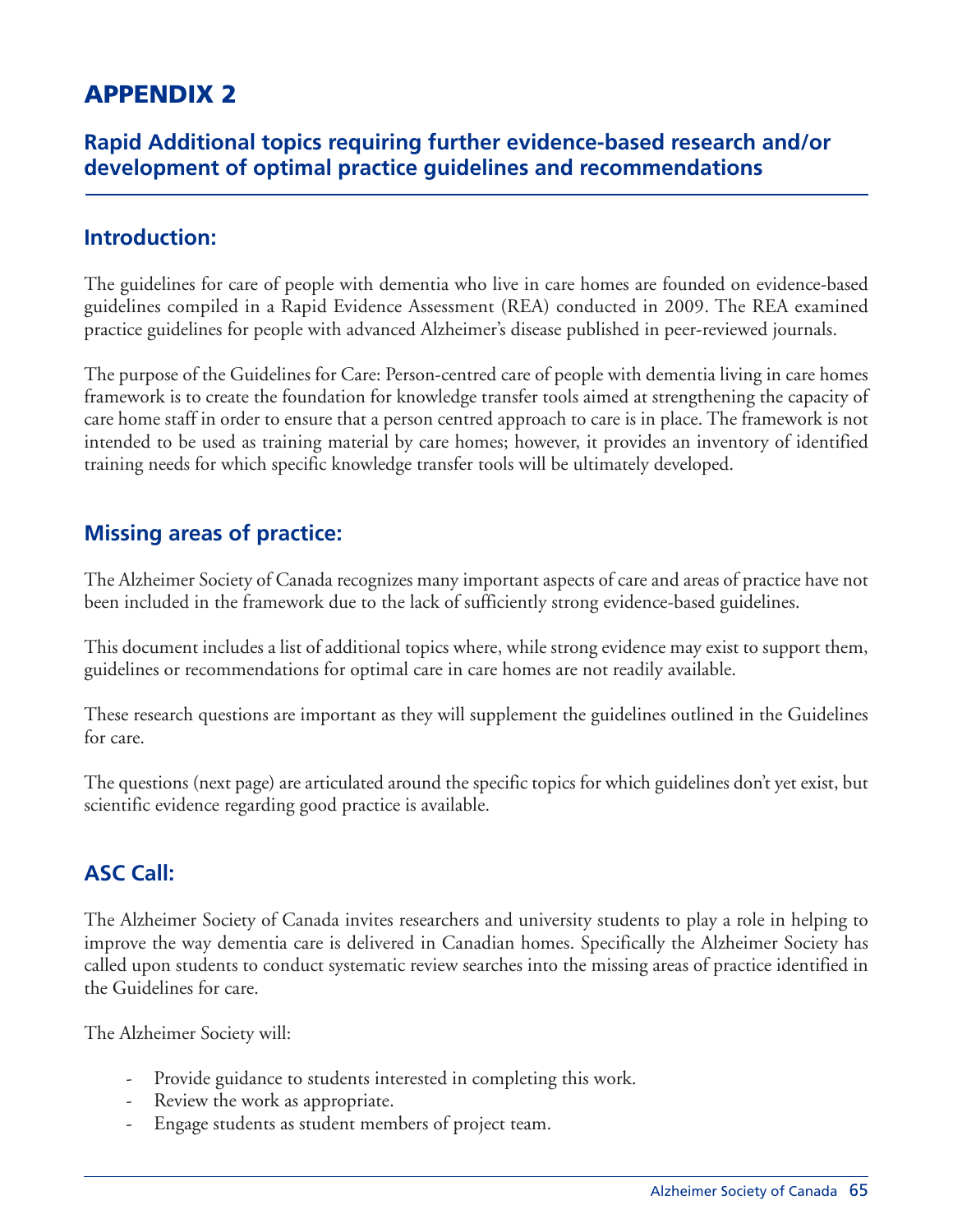# APPENDIX 2

## Rapid Additional topics requiring further evidence-based research and/or development of optimal practice guidelines and recommendations

### Introduction:

The guidelines for care of people with dementia who live in care homes are founded on evidence-based guidelines compiled in a Rapid Evidence Assessment (REA) conducted in 2009. The REA examined practice guidelines for people with advanced Alzheimer's disease published in peer-reviewed journals.

The purpose of the Guidelines for Care: Person-centred care of people with dementia living in care homes framework is to create the foundation for knowledge transfer tools aimed at strengthening the capacity of care home staff in order to ensure that a person centred approach to care is in place. The framework is not intended to be used as training material by care homes; however, it provides an inventory of identified training needs for which specific knowledge transfer tools will be ultimately developed.

### Missing areas of practice:

The Alzheimer Society of Canada recognizes many important aspects of care and areas of practice have not been included in the framework due to the lack of sufficiently strong evidence-based guidelines.

This document includes a list of additional topics where, while strong evidence may exist to support them, guidelines or recommendations for optimal care in care homes are not readily available.

These research questions are important as they will supplement the guidelines outlined in the Guidelines for care.

The questions (next page) are articulated around the specific topics for which guidelines don't yet exist, but scientific evidence regarding good practice is available.

### ASC Call:

The Alzheimer Society of Canada invites researchers and university students to play a role in helping to improve the way dementia care is delivered in Canadian homes. Specifically the Alzheimer Society has called upon students to conduct systematic review searches into the missing areas of practice identified in the Guidelines for care.

The Alzheimer Society will:

- Provide guidance to students interested in completing this work.
- Review the work as appropriate.
- Engage students as student members of project team.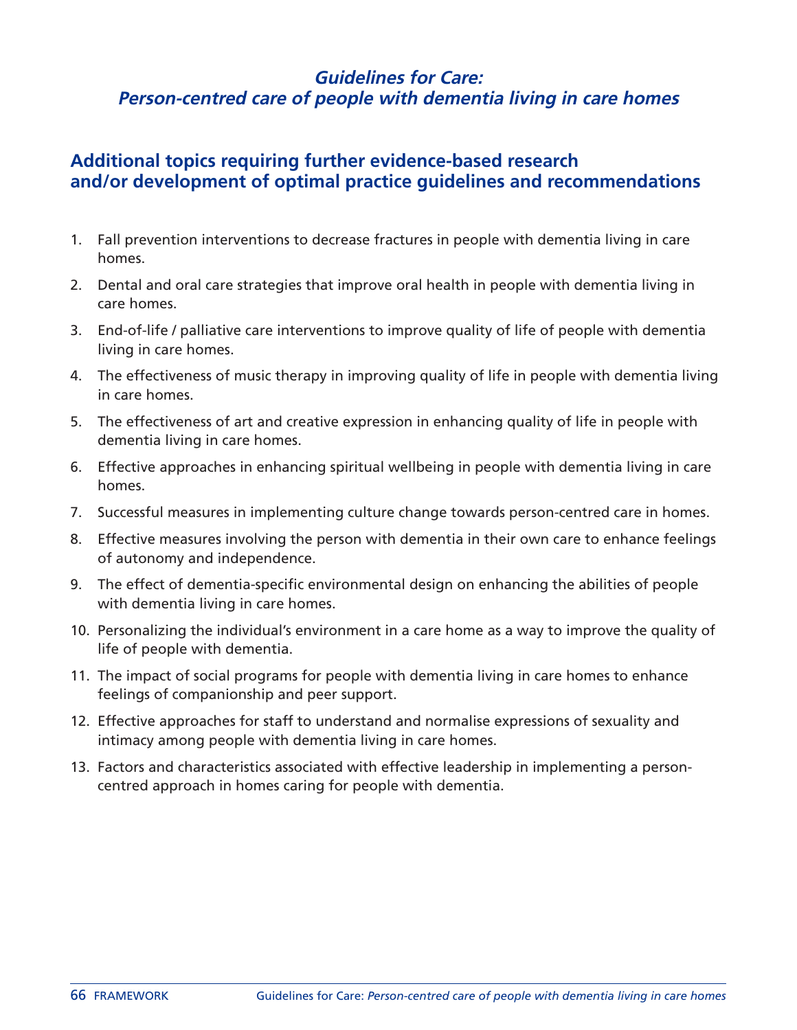## *Guidelines for Care: Person-centred care of people with dementia living in care homes*

## Additional topics requiring further evidence-based research and/or development of optimal practice guidelines and recommendations

1. Fall prevention interventions to decrease fractures in people with dementia living in care homes.
2. Dental and oral care strategies that improve oral health in people with dementia living in care homes.
3. End-of-life / palliative care interventions to improve quality of life of people with dementia living in care homes.
4. The effectiveness of music therapy in improving quality of life in people with dementia living in care homes.
5. The effectiveness of art and creative expression in enhancing quality of life in people with dementia living in care homes.
6. Effective approaches in enhancing spiritual wellbeing in people with dementia living in care homes.
7. Successful measures in implementing culture change towards person-centred care in homes.
8. Effective measures involving the person with dementia in their own care to enhance feelings of autonomy and independence.
9. The effect of dementia-specific environmental design on enhancing the abilities of people with dementia living in care homes.
10. Personalizing the individual's environment in a care home as a way to improve the quality of life of people with dementia.
11. The impact of social programs for people with dementia living in care homes to enhance feelings of companionship and peer support.
12. Effective approaches for staff to understand and normalise expressions of sexuality and intimacy among people with dementia living in care homes.
13. Factors and characteristics associated with effective leadership in implementing a person-centred approach in homes caring for people with dementia.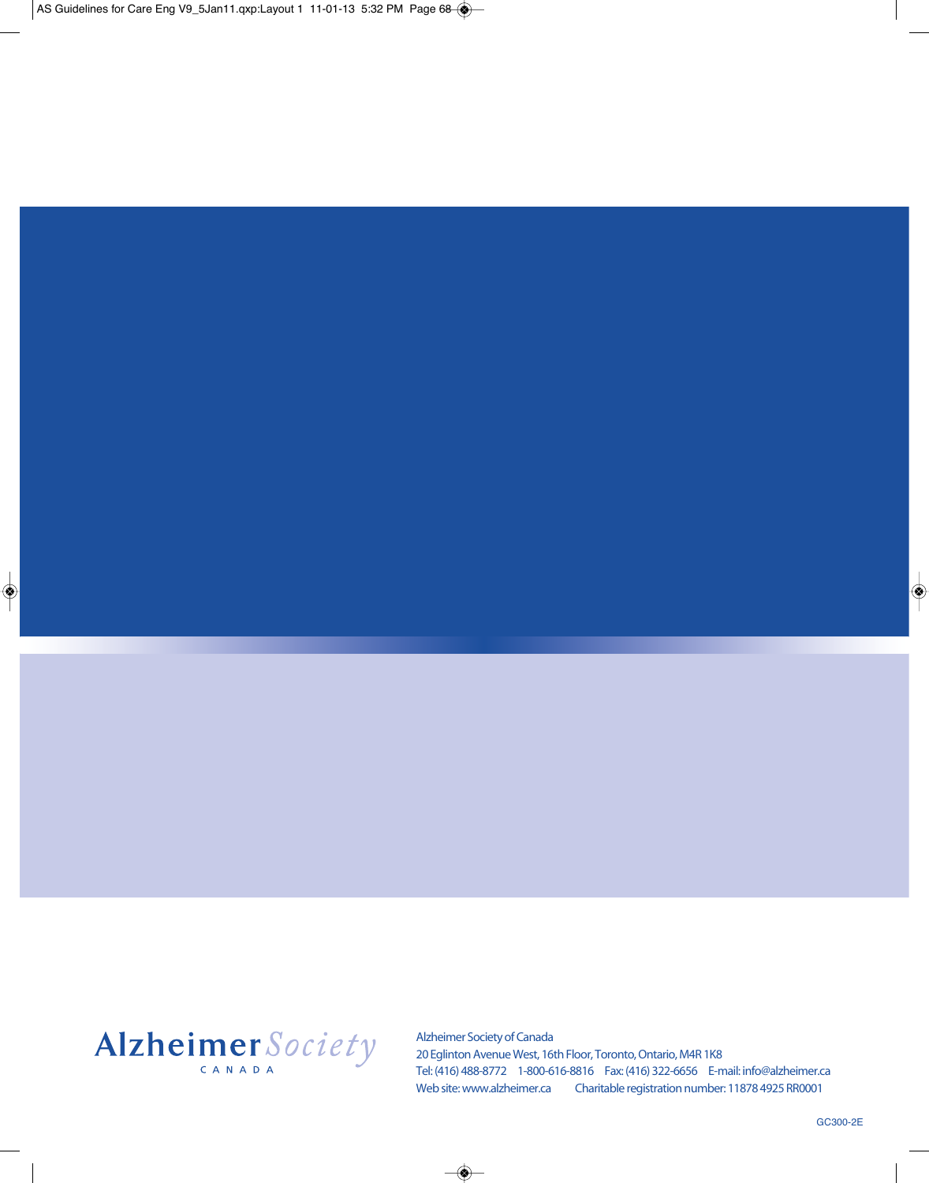Alzheimer Society
CANADA

Alzheimer Society of Canada
20 Eglinton Avenue West, 16th Floor, Toronto, Ontario, M4R 1K8
Tel: (416) 488-8772 1-800-616-8816 Fax: (416) 322-6656 E-mail: info@alzheimer.ca
Web site: www.alzheimer.ca Charitable registration number: 11878 4925 RR0001

GC300-2E